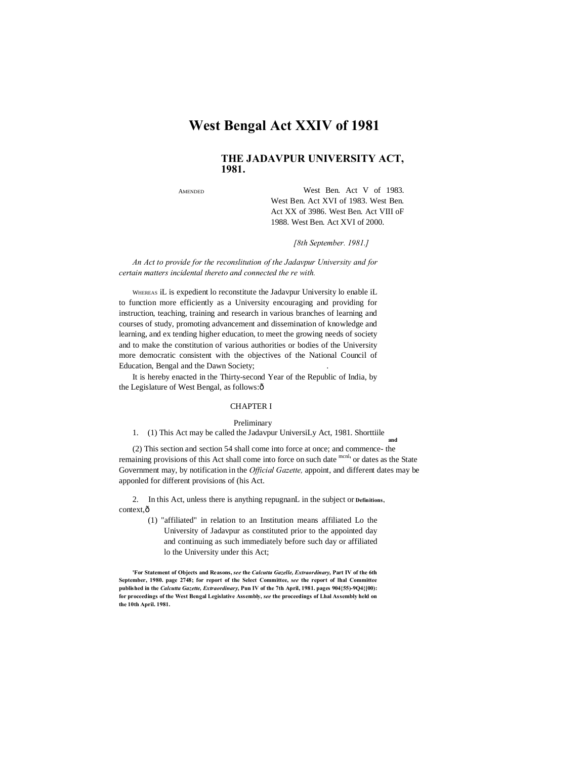# West Bengal Act XXIV of 1981

## THE JADAVPUR UNIVERSITY ACT, 1981.

AMENDED

West Ben. Act V of 1983. West Ben. Act XVI of 1983. West Ben. Act XX of 3986. West Ben. Act VIII oF 1988. West Ben. Act XVI of 2000.

*[8th September. 1981.]*

*An Act to provide for the reconslitution of the Jadavpur University and for certain matters incidental thereto and connected the re with.*

WHEREAS iL is expedient lo reconstitute the Jadavpur University lo enable iL to function more efficiently as a University encouraging and providing for instruction, teaching, training and research in various branches of learning and courses of study, promoting advancement and dissemination of knowledge and learning, and ex tending higher education, to meet the growing needs of society and to make the constitution of various authorities or bodies of the University more democratic consistent with the objectives of the National Council of Education, Bengal and the Dawn Society;

It is hereby enacted in the Thirty-second Year of the Republic of India, by the Legislature of West Bengal, as follows:ð

CHAPTER I

Preliminary

1. (1) This Act may be called the Jadavpur UniversiLy Act, 1981. Shorttiile and

(2) This section and section 54 shall come into force at once; and commence- the remaining provisions of this Act shall come into force on such date mcnl, or dates as the State Government may, by notification in the *Official Gazette,* appoint, and different dates may be apponled for different provisions of (his Act.

2. In this Act, unless there is anything repugnanL in the subject or **Definitions**, context,ð

(1) "affiliated" in relation to an Institution means affiliated Lo the University of Jadavpur as constituted prior to the appointed day and continuing as such immediately before such day or affiliated lo the University under this Act;

**'For Statement of Objects and Reasons, *see* the *Calcutta Gazelle, Extraordinary,* Part IV of the 6th September, 1980. page 2748; for report of the Select Committee, *see* the report of lhal Committee published in the *Calcutta Gazette, Extraordinary,* Pun IV of the 7th April, 1981. pages 904{55)-9Q4{|00): for proceedings of the West Bengal Legislative Assembly, *see* the proceedings of Lhal Assembly held on the 10th April. 1981.**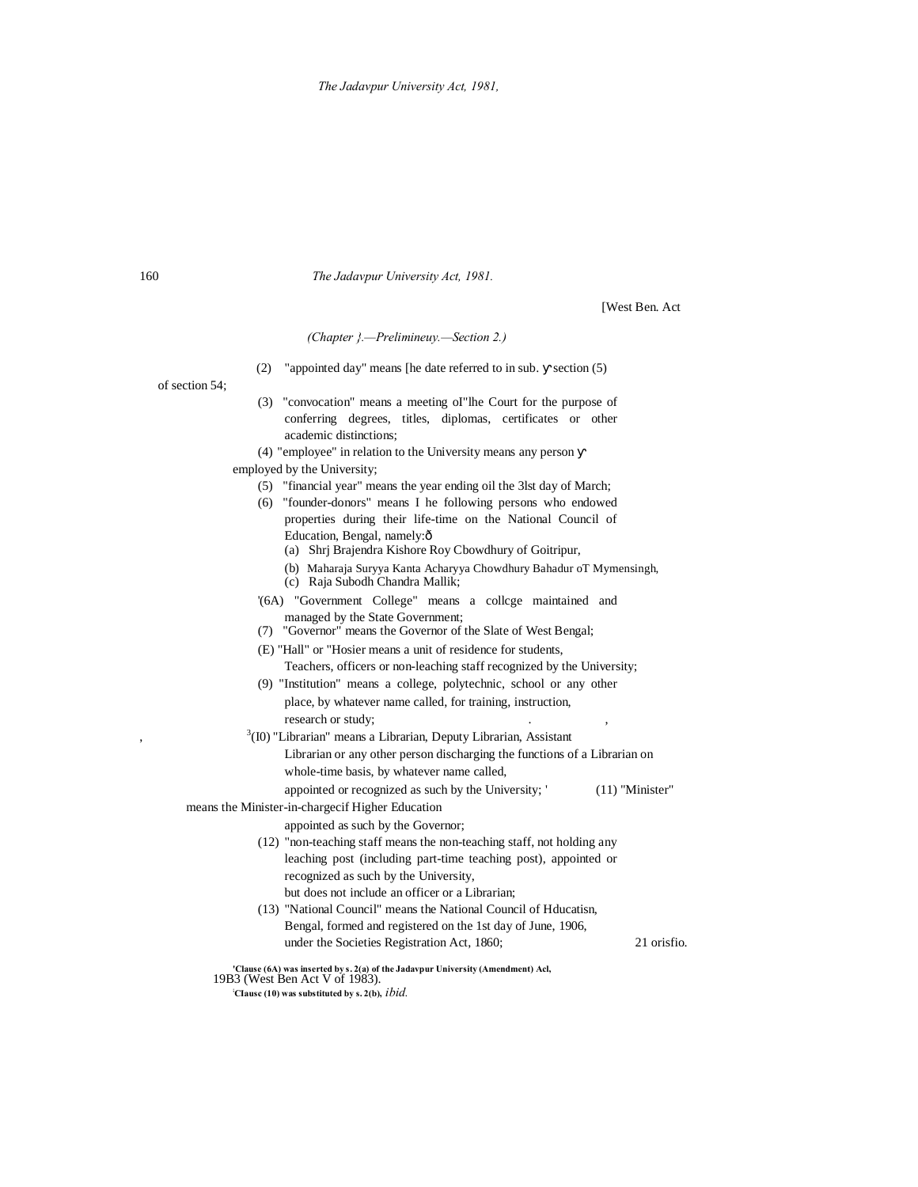[West Ben. Act

*(Chapter }.—Prelimineuy.—Section 2.)*

(2) "appointed day" means [he date referred to in sub-section (5) of section 54;

(3) "convocation" means a meeting oI"lhe Court for the purpose of conferring degrees, titles, diplomas, certificates or other academic distinctions;

(4) "employee" in relation to the University means any person employed by the University;

(5) "financial year" means the year ending oil the 3lst day of March;

(6) "founder-donors" means I he following persons who endowed properties during their life-time on the National Council of Education, Bengal, namely:—

(a) Shrj Brajendra Kishore Roy Cbowdhury of Goitripur,

(b) Maharaja Suryya Kanta Acharyya Chowdhury Bahadur oT Mymensingh,

(c) Raja Subodh Chandra Mallik;

[1](6A) "Government College" means a collcge maintained and managed by the State Government;

(7) "Governor" means the Governor of the Slate of West Bengal;

(E) "Hall" or "Hosier means a unit of residence for students, Teachers, officers or non-leaching staff recognized by the University;

(9) "Institution" means a college, polytechnic, school or any other place, by whatever name called, for training, instruction, research or study;

[3](I0) "Librarian" means a Librarian, Deputy Librarian, Assistant Librarian or any other person discharging the functions of a Librarian on whole-time basis, by whatever name called, appointed or recognized as such by the University;

(11) "Minister" means the Minister-in-chargecif Higher Education appointed as such by the Governor;

(12) "non-teaching staff means the non-teaching staff, not holding any leaching post (including part-time teaching post), appointed or recognized as such by the University, but does not include an officer or a Librarian;

(13) "National Council" means the National Council of Hducatisn, Bengal, formed and registered on the 1st day of June, 1906, under the Societies Registration Act, 1860; 21 orisfio.

---

[1]Clause (6A) was inserted by s. 2(a) of the Jadavpur University (Amendment) Acl, 19B3 (West Ben Act V of 1983).

[2]Clausc (10) was substituted by s. 2(b), *ibid.*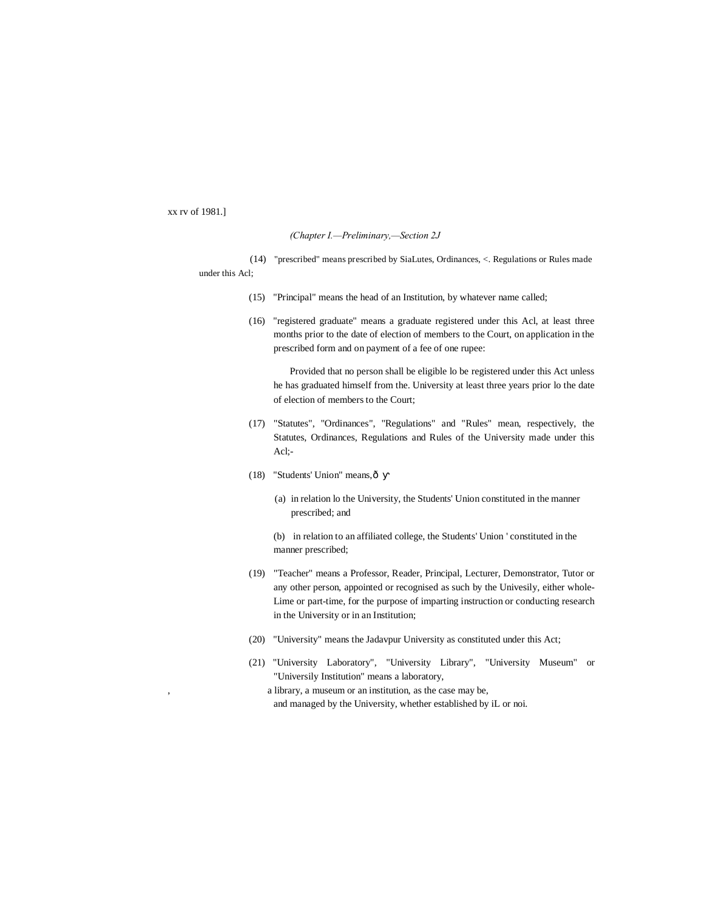(Chapter I.—Preliminary,—Section 2J

(14) "prescribed" means prescribed by SiaLutes, Ordinances, <. Regulations or Rules made under this Acl;

(15) "Principal" means the head of an Institution, by whatever name called;

(16) "registered graduate" means a graduate registered under this Acl, at least three months prior to the date of election of members to the Court, on application in the prescribed form and on payment of a fee of one rupee:

Provided that no person shall be eligible lo be registered under this Act unless he has graduated himself from the. University at least three years prior lo the date of election of members to the Court;

(17) "Statutes", "Ordinances", "Regulations" and "Rules" mean, respectively, the Statutes, Ordinances, Regulations and Rules of the University made under this Acl;-

(18) "Students' Union" means,—

(a) in relation lo the University, the Students' Union constituted in the manner prescribed; and

(b) in relation to an affiliated college, the Students' Union ' constituted in the manner prescribed;

(19) "Teacher" means a Professor, Reader, Principal, Lecturer, Demonstrator, Tutor or any other person, appointed or recognised as such by the Univesily, either whole-Lime or part-time, for the purpose of imparting instruction or conducting research in the University or in an Institution;

(20) "University" means the Jadavpur University as constituted under this Act;

(21) "University Laboratory", "University Library", "University Museum" or "Universily Institution" means a laboratory, a library, a museum or an institution, as the case may be, and managed by the University, whether established by iL or noi.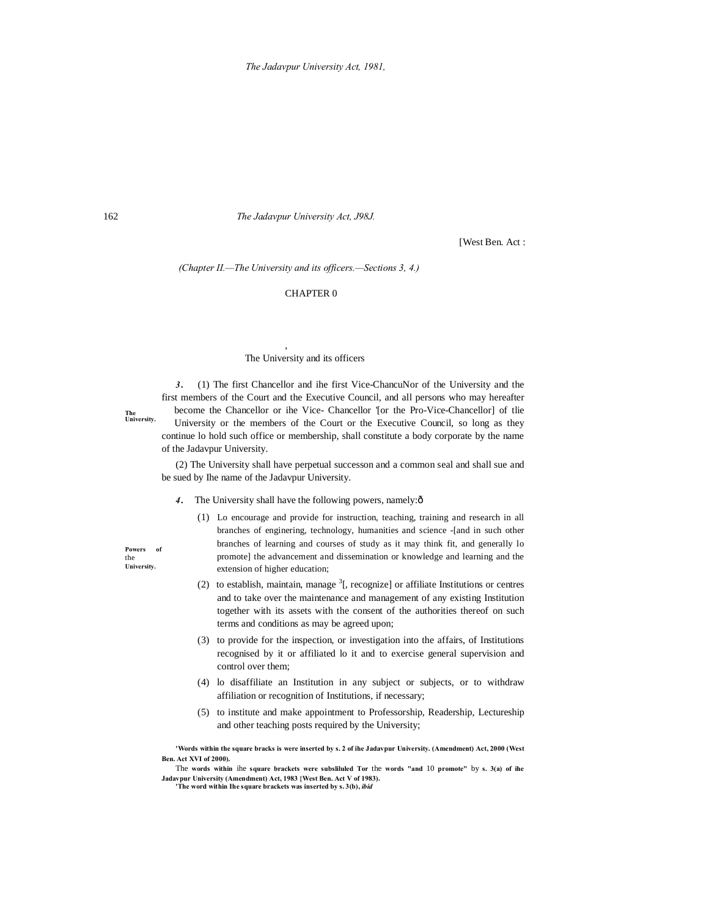[West Ben. Act :

*(Chapter II.—The University and its officers.—Sections 3, 4.)*

## CHAPTER 0

### The University and its officers

**The University.**

***3.*** (1) The first Chancellor and ihe first Vice-ChancuNor of the University and the first members of the Court and the Executive Council, and all persons who may hereafter become the Chancellor or ihe Vice- Chancellor '[or the Pro-Vice-Chancellor] of tlie University or the members of the Court or the Executive Council, so long as they continue lo hold such office or membership, shall constitute a body corporate by the name of the Jadavpur University.

(2) The University shall have perpetual successon and a common seal and shall sue and be sued by Ihe name of the Jadavpur University.

**Powers of the University.**

***4.*** The University shall have the following powers, namely:ð

(1) Lo encourage and provide for instruction, teaching, training and research in all branches of enginering, technology, humanities and science -[and in such other branches of learning and courses of study as it may think fit, and generally lo promote] the advancement and dissemination or knowledge and learning and the extension of higher education;

(2) to establish, maintain, manage [3][, recognize] or affiliate Institutions or centres and to take over the maintenance and management of any existing Institution together with its assets with the consent of the authorities thereof on such terms and conditions as may be agreed upon;

(3) to provide for the inspection, or investigation into the affairs, of Institutions recognised by it or affiliated lo it and to exercise general supervision and control over them;

(4) lo disaffiliate an Institution in any subject or subjects, or to withdraw affiliation or recognition of Institutions, if necessary;

(5) to institute and make appointment to Professorship, Readership, Lectureship and other teaching posts required by the University;

**'Words within the square bracks is were inserted by s. 2 of ihe Jadavpur University. (Amendment) Act, 2000 (West Ben. Act XVI of 2000).**

The **words within** ihe **square brackets were subsliluled Tor** the **words "and** 10 **promote"** by **s. 3(a) of ihe Jadavpur University (Amendment) Act, 1983 {West Ben. Act V of 1983).**

**'The word within Ihe square brackets was inserted by s. 3(b),** ***ibid***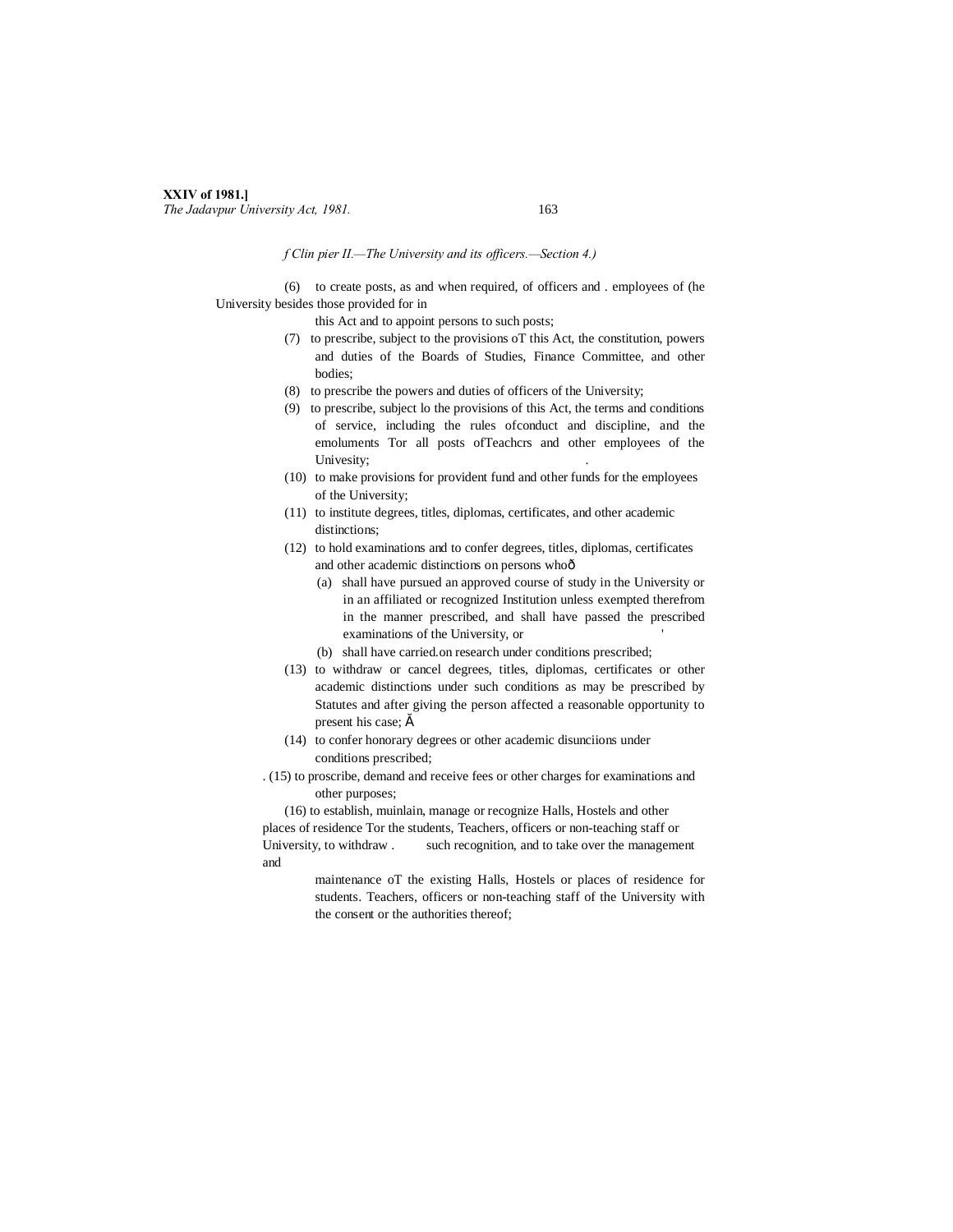*(Chapter II.—The University and its officers.—Section 4.)*

(6) to create posts, as and when required, of officers and . employees of (he University besides those provided for in this Act and to appoint persons to such posts;

(7) to prescribe, subject to the provisions oT this Act, the constitution, powers and duties of the Boards of Studies, Finance Committee, and other bodies;

(8) to prescribe the powers and duties of officers of the University;

(9) to prescribe, subject lo the provisions of this Act, the terms and conditions of service, including the rules ofconduct and discipline, and the emoluments Tor all posts ofTeachcrs and other employees of the Univesity;

(10) to make provisions for provident fund and other funds for the employees of the University;

(11) to institute degrees, titles, diplomas, certificates, and other academic distinctions;

(12) to hold examinations and to confer degrees, titles, diplomas, certificates and other academic distinctions on persons who—

(a) shall have pursued an approved course of study in the University or in an affiliated or recognized Institution unless exempted therefrom in the manner prescribed, and shall have passed the prescribed examinations of the University, or

(b) shall have carried.on research under conditions prescribed;

(13) to withdraw or cancel degrees, titles, diplomas, certificates or other academic distinctions under such conditions as may be prescribed by Statutes and after giving the person affected a reasonable opportunity to present his case;

(14) to confer honorary degrees or other academic disunciions under conditions prescribed;

(15) to proscribe, demand and receive fees or other charges for examinations and other purposes;

(16) to establish, muinlain, manage or recognize Halls, Hostels and other places of residence Tor the students, Teachers, officers or non-teaching staff or University, to withdraw . such recognition, and to take over the management and maintenance oT the existing Halls, Hostels or places of residence for students. Teachers, officers or non-teaching staff of the University with the consent or the authorities thereof;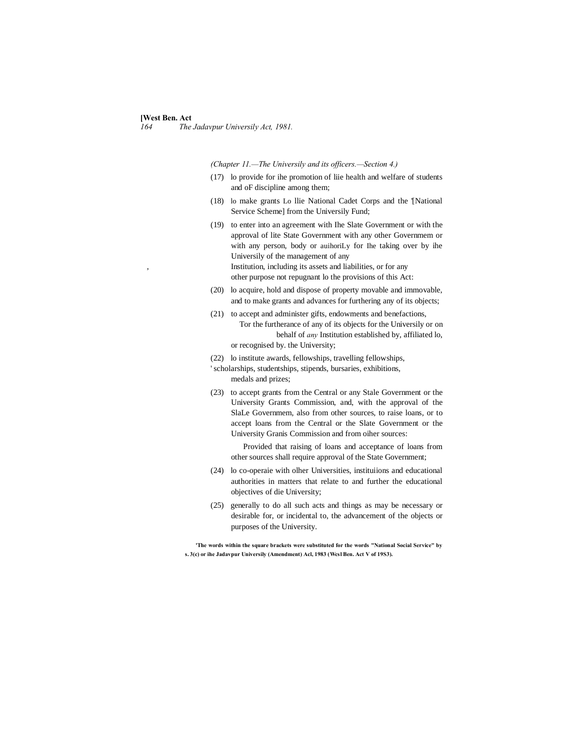(Chapter 11.—The Universily and its officers.—Section 4.)

(17) lo provide for ihe promotion of liie health and welfare of students and oF discipline among them;

(18) lo make grants Lo llie National Cadet Corps and the '[National Service Scheme] from the Universily Fund;

(19) to enter into an agreement with Ihe Slate Government or with the approval of lite State Government with any other Governmem or with any person, body or auihoriLy for Ihe taking over by ihe Universily of the management of any Institution, including its assets and liabilities, or for any other purpose not repugnant lo the provisions of this Act:

(20) lo acquire, hold and dispose of property movable and immovable, and to make grants and advances for furthering any of its objects;

(21) to accept and administer gifts, endowments and benefactions, Tor the furtherance of any of its objects for the Universily or on behalf of *any* Institution established by, affiliated lo, or recognised by. the University;

(22) lo institute awards, fellowships, travelling fellowships, scholarships, studentships, stipends, bursaries, exhibitions, medals and prizes;

(23) to accept grants from the Central or any Stale Government or the University Grants Commission, and, with the approval of the SlaLe Governmem, also from other sources, to raise loans, or to accept loans from the Central or the Slate Government or the University Granis Commission and from oiher sources:

Provided that raising of loans and acceptance of loans from other sources shall require approval of the State Government;

(24) lo co-operaie with olher Universities, instituiions and educational authorities in matters that relate to and further the educational objectives of die University;

(25) generally to do all such acts and things as may be necessary or desirable for, or incidental to, the advancement of the objects or purposes of the University.

**'The words within the square brackets were substituted for the words "National Social Service" by s. 3(c) or ihe Jadavpur Universily (Amendment) Acl, 1983 (Wesl Ben. Act V of 19S3).**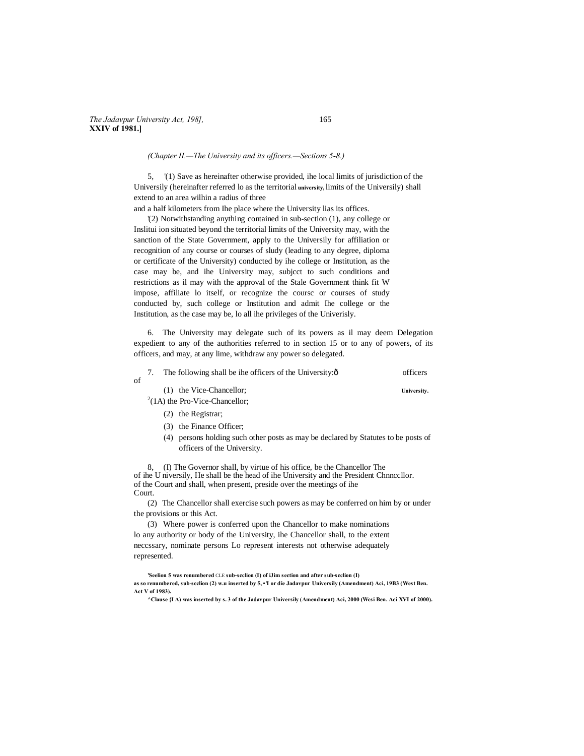*(Chapter II.—The University and its officers.—Sections 5-8.)*

5, '(1) Save as hereinafter otherwise provided, ihe local limits of jurisdiction of the Universily (hereinafter referred lo as the territorial university, limits of the Universily) shall extend to an area wilhin a radius of three and a half kilometers from Ihe place where the University lias its offices.

'(2) Notwithstanding anything contained in sub-section (1), any college or Inslitui ion situated beyond the territorial limits of the University may, with the sanction of the State Government, apply to the Universily for affiliation or recognition of any course or courses of sludy (leading to any degree, diploma or certificate of the University) conducted by ihe college or Institution, as the case may be, and ihe University may, subjcct to such conditions and restrictions as il may with the approval of the Stale Government think fit W impose, affiliate lo itself, or recognize the coursc or courses of study conducted by, such college or Institution and admit Ihe college or the Institution, as the case may be, lo all ihe privileges of the Univerisly.

6. The University may delegate such of its powers as il may deem Delegation expedient to any of the authorities referred to in section 15 or to any of powers, of its officers, and may, at any lime, withdraw any power so delegated.

7. The following shall be ihe officers of the University:— officers of University.

(1) the Vice-Chancellor;

[2](1A) the Pro-Vice-Chancellor;

(2) the Registrar;

(3) the Finance Officer;

(4) persons holding such other posts as may be declared by Statutes to be posts of officers of the University.

8, (I) The Governor shall, by virtue of his office, be the Chancellor The of ihe U niversity, He shall be the head of ihe University and the President Chnnccllor. of the Court and shall, when present, preside over the meetings of ihe Court.

(2) The Chancellor shall exercise such powers as may be conferred on him by or under the provisions or this Act.

(3) Where power is conferred upon the Chancellor to make nominations lo any authority or body of the University, ihe Chancellor shall, to the extent neccssary, nominate persons Lo represent interests not otherwise adequately represented.

**'Seelion 5 was renumbered** CLE **sub-scclion (I) of iJim section and after sub-scclion (I) as so renumbered, sub-scclion (2) w.u inserted by 5, •'I or die Jadavpur Universily (Amendment) Aci, 19B3 (West Ben. Act V of 1983).**

**^Clause {I A) was inserted by s. 3 of the Jadavpur Universily (Amendment) Aci, 2000 (Wcsi Ben. Aci XVI of 2000).**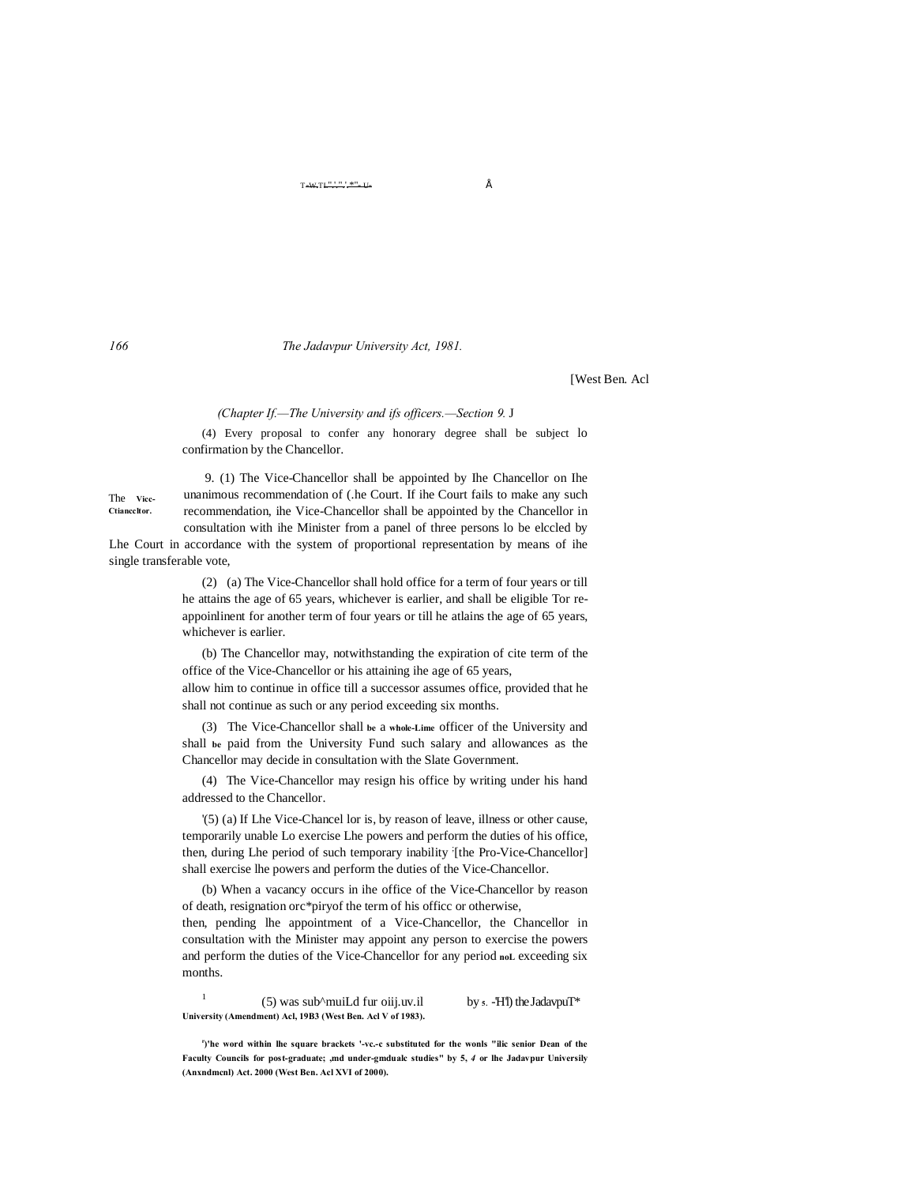[West Ben. Acl

*(Chapter If.—The University and ifs officers.—Section 9.* J

(4) Every proposal to confer any honorary degree shall be subject lo confirmation by the Chancellor.

The Vicc-Ctianceltor.

9. (1) The Vice-Chancellor shall be appointed by Ihe Chancellor on Ihe unanimous recommendation of (.he Court. If ihe Court fails to make any such recommendation, ihe Vice-Chancellor shall be appointed by the Chancellor in consultation with ihe Minister from a panel of three persons lo be elccled by Lhe Court in accordance with the system of proportional representation by means of ihe single transferable vote,

(2) (a) The Vice-Chancellor shall hold office for a term of four years or till he attains the age of 65 years, whichever is earlier, and shall be eligible Tor re-appoinlinent for another term of four years or till he atlains the age of 65 years, whichever is earlier.

(b) The Chancellor may, notwithstanding the expiration of cite term of the office of the Vice-Chancellor or his attaining ihe age of 65 years, allow him to continue in office till a successor assumes office, provided that he shall not continue as such or any period exceeding six months.

(3) The Vice-Chancellor shall be a whole-Lime officer of the University and shall be paid from the University Fund such salary and allowances as the Chancellor may decide in consultation with the Slate Government.

(4) The Vice-Chancellor may resign his office by writing under his hand addressed to the Chancellor.

[1](5) (a) If Lhe Vice-Chancel lor is, by reason of leave, illness or other cause, temporarily unable Lo exercise Lhe powers and perform the duties of his office, then, during Lhe period of such temporary inability [2][the Pro-Vice-Chancellor] shall exercise lhe powers and perform the duties of the Vice-Chancellor.

(b) When a vacancy occurs in ihe office of the Vice-Chancellor by reason of death, resignation orc*piryof the term of his officc or otherwise, then, pending lhe appointment of a Vice-Chancellor, the Chancellor in consultation with the Minister may appoint any person to exercise the powers and perform the duties of the Vice-Chancellor for any period noL exceeding six months.

[1] (5) was sub^muiLd fur oiij.uv.il by s. -'H'l) the JadavpuT* University (Amendment) Acl, 19B3 (West Ben. Acl V of 1983).

[2] ')'he word within lhe square brackets '-vc.-c substituted for the wonls "ilic senior Dean of the Faculty Councils for post-graduate; ,md under-gmdualc studies" by 5, *4* or lhe Jadavpur Universily (Anxndmcnl) Act. 2000 (West Ben. Acl XVI of 2000).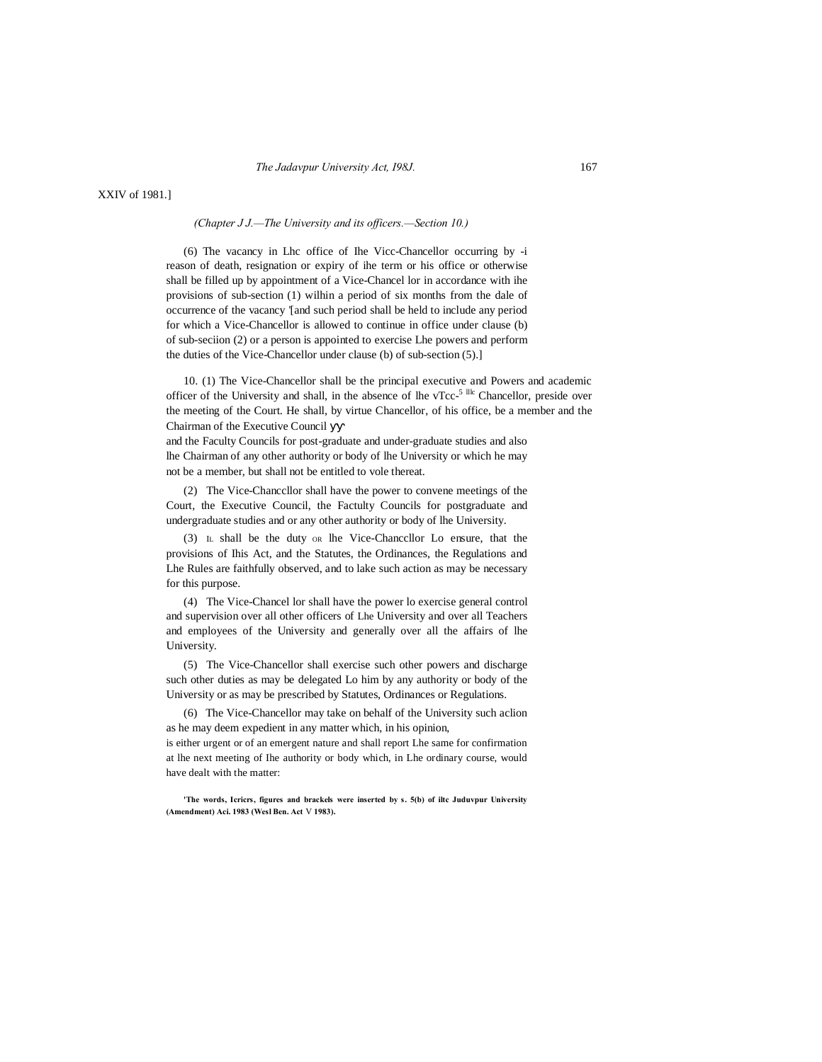XXIV of 1981.]

*(Chapter J J.—The University and its officers.—Section 10.)*

(6) The vacancy in Lhc office of Ihe Vicc-Chancellor occurring by -i reason of death, resignation or expiry of ihe term or his office or otherwise shall be filled up by appointment of a Vice-Chancel lor in accordance with ihe provisions of sub-section (1) wilhin a period of six months from the dale of occurrence of the vacancy '[and such period shall be held to include any period for which a Vice-Chancellor is allowed to continue in office under clause (b) of sub-seciion (2) or a person is appointed to exercise Lhe powers and perform the duties of the Vice-Chancellor under clause (b) of sub-section (5).]

Powers and Chancellor.

10. (1) The Vice-Chancellor shall be the principal executive and academic officer of the University and shall, in the absence of lhe vTcc-[5] lllc Chancellor, preside over the meeting of the Court. He shall, by virtue of his office, be a member and the Chairman of the Executive Council yy and the Faculty Councils for post-graduate and under-graduate studies and also lhe Chairman of any other authority or body of lhe University or which he may not be a member, but shall not be entitled to vole thereat.

(2) The Vice-Chanccllor shall have the power to convene meetings of the Court, the Executive Council, the Factulty Councils for postgraduate and undergraduate studies and or any other authority or body of lhe University.

(3) IL shall be the duty OR lhe Vice-Chanccllor Lo ensure, that the provisions of Ihis Act, and the Statutes, the Ordinances, the Regulations and Lhe Rules are faithfully observed, and to lake such action as may be necessary for this purpose.

(4) The Vice-Chancel lor shall have the power lo exercise general control and supervision over all other officers of Lhe University and over all Teachers and employees of the University and generally over all the affairs of lhe University.

(5) The Vice-Chancellor shall exercise such other powers and discharge such other duties as may be delegated Lo him by any authority or body of the University or as may be prescribed by Statutes, Ordinances or Regulations.

(6) The Vice-Chancellor may take on behalf of the University such aclion as he may deem expedient in any matter which, in his opinion, is either urgent or of an emergent nature and shall report Lhe same for confirmation at lhe next meeting of Ihe authority or body which, in Lhe ordinary course, would have dealt with the matter:

**'The words, Icricrs, figures and brackels were inserted by s. 5(b) of iltc Juduvpur University (Amendment) Aci. 1983 (Wesl Ben. Act V 1983).**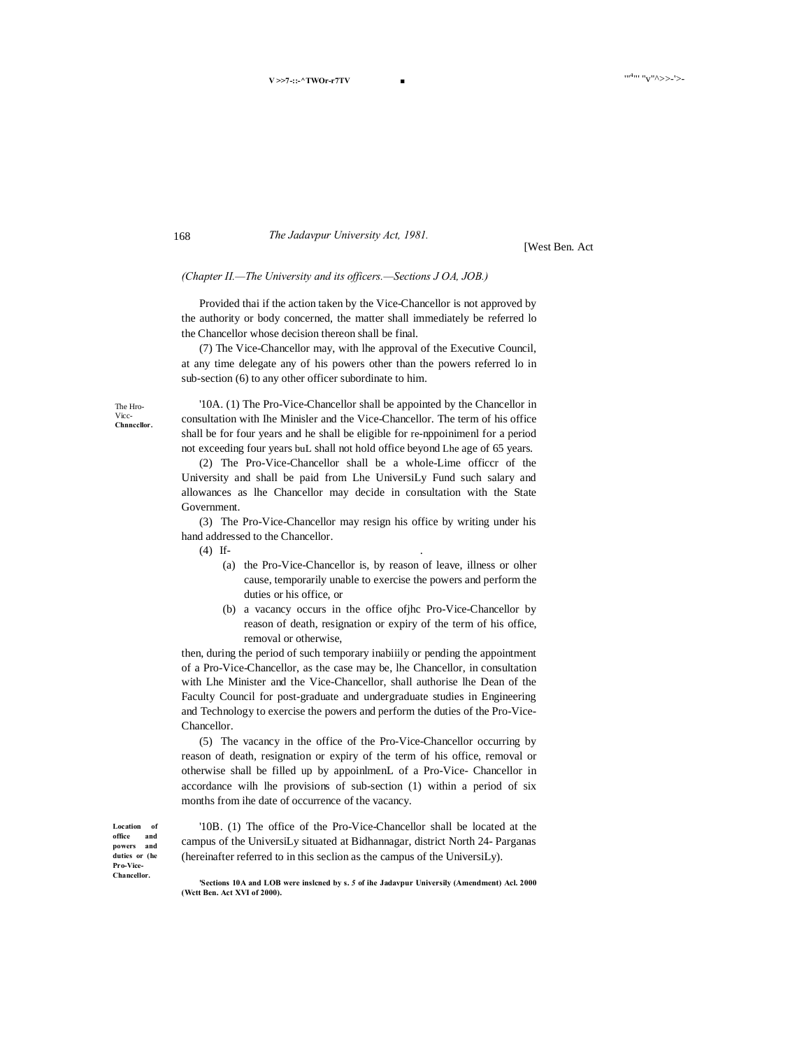*(Chapter II.—The University and its officers.—Sections J OA, JOB.)*

Provided thai if the action taken by the Vice-Chancellor is not approved by the authority or body concerned, the matter shall immediately be referred lo the Chancellor whose decision thereon shall be final.

(7) The Vice-Chancellor may, with lhe approval of the Executive Council, at any time delegate any of his powers other than the powers referred lo in sub-section (6) to any other officer subordinate to him.

The Hro-Vicc-**Chnncellor.**

'10A. (1) The Pro-Vice-Chancellor shall be appointed by the Chancellor in consultation with Ihe Minisler and the Vice-Chancellor. The term of his office shall be for four years and he shall be eligible for re-nppoinimenl for a period not exceeding four years buL shall not hold office beyond Lhe age of 65 years.

(2) The Pro-Vice-Chancellor shall be a whole-Lime officcr of the University and shall be paid from Lhe UniversiLy Fund such salary and allowances as lhe Chancellor may decide in consultation with the State Government.

(3) The Pro-Vice-Chancellor may resign his office by writing under his hand addressed to the Chancellor.

(4) If-

- (a) the Pro-Vice-Chancellor is, by reason of leave, illness or olher cause, temporarily unable to exercise the powers and perform the duties or his office, or
- (b) a vacancy occurs in the office ofjhc Pro-Vice-Chancellor by reason of death, resignation or expiry of the term of his office, removal or otherwise,

then, during the period of such temporary inabiiily or pending the appointment of a Pro-Vice-Chancellor, as the case may be, lhe Chancellor, in consultation with Lhe Minister and the Vice-Chancellor, shall authorise lhe Dean of the Faculty Council for post-graduate and undergraduate studies in Engineering and Technology to exercise the powers and perform the duties of the Pro-Vice-Chancellor.

(5) The vacancy in the office of the Pro-Vice-Chancellor occurring by reason of death, resignation or expiry of the term of his office, removal or otherwise shall be filled up by appoinlmenL of a Pro-Vice- Chancellor in accordance wilh lhe provisions of sub-section (1) within a period of six months from ihe date of occurrence of the vacancy.

**Location of office and powers and duties or (he Pro-Vice-Chancellor.**

'10B. (1) The office of the Pro-Vice-Chancellor shall be located at the campus of the UniversiLy situated at Bidhannagar, district North 24- Parganas (hereinafter referred to in this seclion as the campus of the UniversiLy).

**'Sections 10A and LOB were inslcned by s. *5* of ihe Jadavpur Universily (Amendment) Acl. 2000 (Wett Ben. Act XVI of 2000).**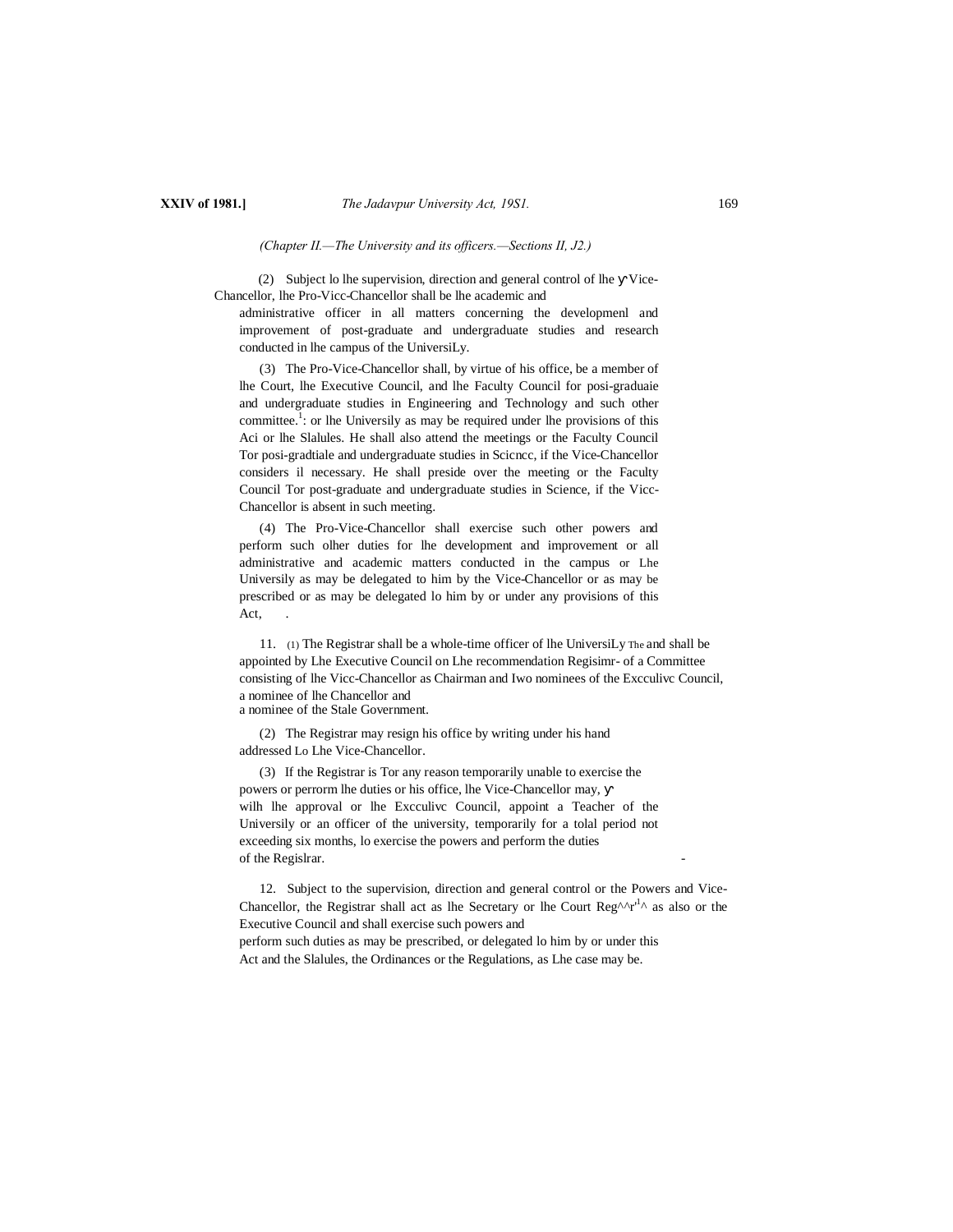*(Chapter II.—The University and its officers.—Sections II, J2.)*

(2) Subject lo lhe supervision, direction and general control of lhe Vice-Chancellor, lhe Pro-Vicc-Chancellor shall be lhe academic and administrative officer in all matters concerning the developmenl and improvement of post-graduate and undergraduate studies and research conducted in lhe campus of the UniversiLy.

(3) The Pro-Vice-Chancellor shall, by virtue of his office, be a member of lhe Court, lhe Executive Council, and lhe Faculty Council for posi-graduaie and undergraduate studies in Engineering and Technology and such other committee.[1]: or lhe Universily as may be required under lhe provisions of this Aci or lhe Slalules. He shall also attend the meetings or the Faculty Council Tor posi-gradtiale and undergraduate studies in Scicncc, if the Vice-Chancellor considers il necessary. He shall preside over the meeting or the Faculty Council Tor post-graduate and undergraduate studies in Science, if the Vicc-Chancellor is absent in such meeting.

(4) The Pro-Vice-Chancellor shall exercise such other powers and perform such olher duties for lhe development and improvement or all administrative and academic matters conducted in the campus or Lhe Universily as may be delegated to him by the Vice-Chancellor or as may be prescribed or as may be delegated lo him by or under any provisions of this Act, .

The Regisimr-

11. (1) The Registrar shall be a whole-time officer of lhe UniversiLy and shall be appointed by Lhe Executive Council on Lhe recommendation of a Committee consisting of lhe Vicc-Chancellor as Chairman and Iwo nominees of the Excculivc Council, a nominee of lhe Chancellor and a nominee of the Stale Government.

(2) The Registrar may resign his office by writing under his hand addressed Lo Lhe Vice-Chancellor.

(3) If the Registrar is Tor any reason temporarily unable to exercise the powers or perrorm lhe duties or his office, lhe Vice-Chancellor may, wilh lhe approval or lhe Excculivc Council, appoint a Teacher of the Universily or an officer of the university, temporarily for a tolal period not exceeding six months, lo exercise the powers and perform the duties of the Regislrar.

Powers and Reg^^r'[1]^

12. Subject to the supervision, direction and general control or the Vice-Chancellor, the Registrar shall act as lhe Secretary or lhe Court as also or the Executive Council and shall exercise such powers and perform such duties as may be prescribed, or delegated lo him by or under this Act and the Slalules, the Ordinances or the Regulations, as Lhe case may be.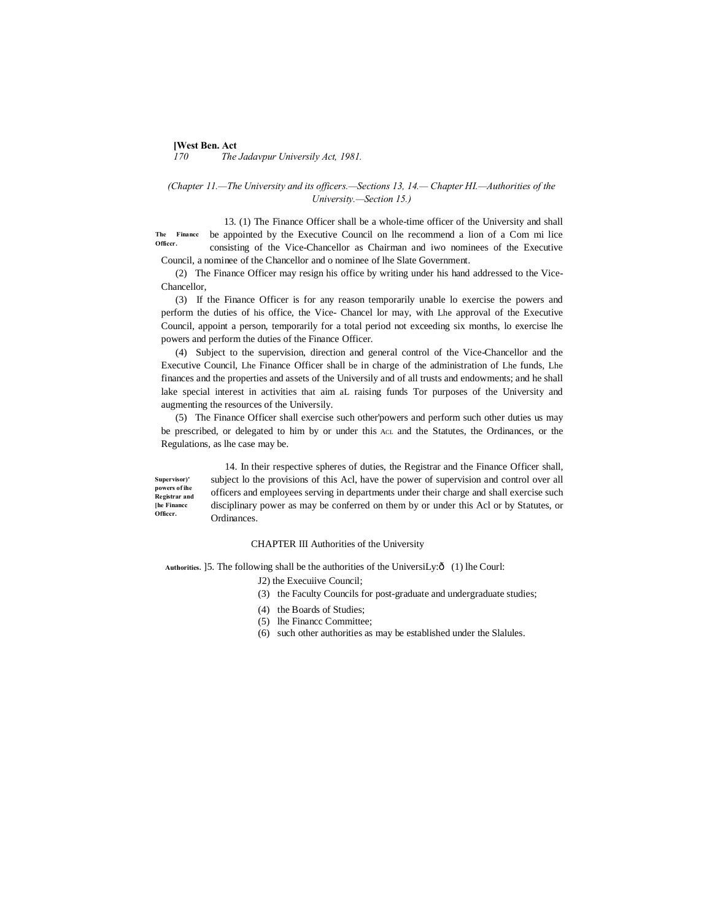*(Chapter 11.—The University and its officers.—Sections 13, 14.— Chapter HI.—Authorities of the University.—Section 15.)*

**The Finance Officer.**

13. (1) The Finance Officer shall be a whole-time officer of the University and shall be appointed by the Executive Council on lhe recommend a lion of a Com mi lice consisting of the Vice-Chancellor as Chairman and iwo nominees of the Executive Council, a nominee of the Chancellor and o nominee of lhe Slate Government.

(2) The Finance Officer may resign his office by writing under his hand addressed to the Vice-Chancellor,

(3) If the Finance Officer is for any reason temporarily unable lo exercise the powers and perform the duties of his office, the Vice- Chancel lor may, with Lhe approval of the Executive Council, appoint a person, temporarily for a total period not exceeding six months, lo exercise lhe powers and perform the duties of the Finance Officer.

(4) Subject to the supervision, direction and general control of the Vice-Chancellor and the Executive Council, Lhe Finance Officer shall be in charge of the administration of Lhe funds, Lhe finances and the properties and assets of the Universily and of all trusts and endowments; and he shall lake special interest in activities that aim aL raising funds Tor purposes of the University and augmenting the resources of the Universily.

(5) The Finance Officer shall exercise such other'powers and perform such other duties us may be prescribed, or delegated to him by or under this AcL and the Statutes, the Ordinances, or the Regulations, as lhe case may be.

**Supervisor)' powers of ihe Registrar and [he Finance Officer.**

14. In their respective spheres of duties, the Registrar and the Finance Officer shall, subject lo the provisions of this Acl, have the power of supervision and control over all officers and employees serving in departments under their charge and shall exercise such disciplinary power as may be conferred on them by or under this Acl or by Statutes, or Ordinances.

## CHAPTER III Authorities of the University

**Authorities.** ]5. The following shall be the authorities of the UniversiLy:ð (1) lhe Courl:

J2) the Execuiive Council;

(3) the Faculty Councils for post-graduate and undergraduate studies;

(4) the Boards of Studies;

(5) lhe Financc Committee;

(6) such other authorities as may be established under the Slalules.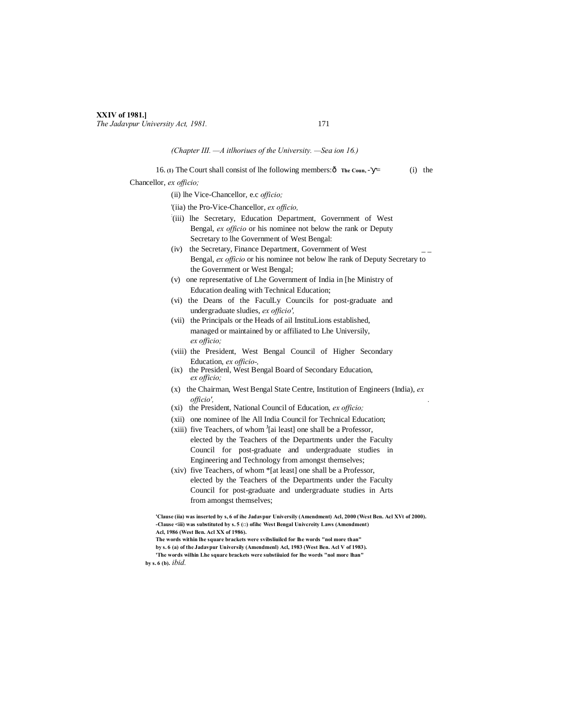(Chapter III. —A itlhoriues of the University. —Sea ion 16.)

16. (1) The Court shall consist of lhe following members:ð The Coun, -'У= (i) the Chancellor, *ex officio;*

(ii) lhe Vice-Chancellor, e.c *officio;*

'(iia) the Pro-Vice-Chancellor, *ex officio,*

:(iii) lhe Secretary, Education Department, Government of West Bengal, *ex officio* or his nominee not below the rank or Deputy Secretary to lhe Government of West Bengal:

(iv) the Secretary, Finance Department, Government of West Bengal, *ex officio* or his nominee not below lhe rank of Deputy Secretary to the Government or West Bengal;

(v) one representative of Lhe Government of India in [he Ministry of Education dealing with Technical Education;

(vi) the Deans of the FaculLy Councils for post-graduate and undergraduate sludies, *ex officio',*

(vii) the Principals or the Heads of ail InstituLions established, managed or maintained by or affiliated to Lhe Universily, *ex officio;*

(viii) the President, West Bengal Council of Higher Secondary Education, *ex officio-,*

(ix) the Presidenl, West Bengal Board of Secondary Education, *ex officio;*

(x) the Chairman, West Bengal State Centre, Institution of Engineers (India), *ex officio',*

(xi) the President, National Council of Education, *ex officio;*

(xii) one nominee of lhe All India Council for Technical Education;

(xiii) five Teachers, of whom J[ai least] one shall be a Professor, elected by the Teachers of the Departments under the Faculty Council for post-graduate and undergraduate studies in Engineering and Technology from amongst themselves;

(xiv) five Teachers, of whom *[at least] one shall be a Professor, elected by the Teachers of the Departments under the Faculty Council for post-graduate and undergraduate studies in Arts from amongst themselves;

'Clause (iia) was inserted by s, 6 of ihe Jadavpur Universily (Amendment) Acl, 2000 (West Ben. Acl XVt of 2000).
-Clause <iii) was substituted by s. 5 (□) ofihc West Bengal Univcreity Laws (Amendment) Acl, 1986 (West Ben. Acl XX of 1986).
The words within lhe square brackets were svibsliuilcd for lhe words "nol more than" by s. 6 (a) of the Jadavpur Universily (Amendmenl) Acl, 1983 (West Ben. Acl V of 1983).
'The words wilhin Lhe square brackets were substiiuied for lhe words "nol more lhan" by s. 6 (b). *ibid.*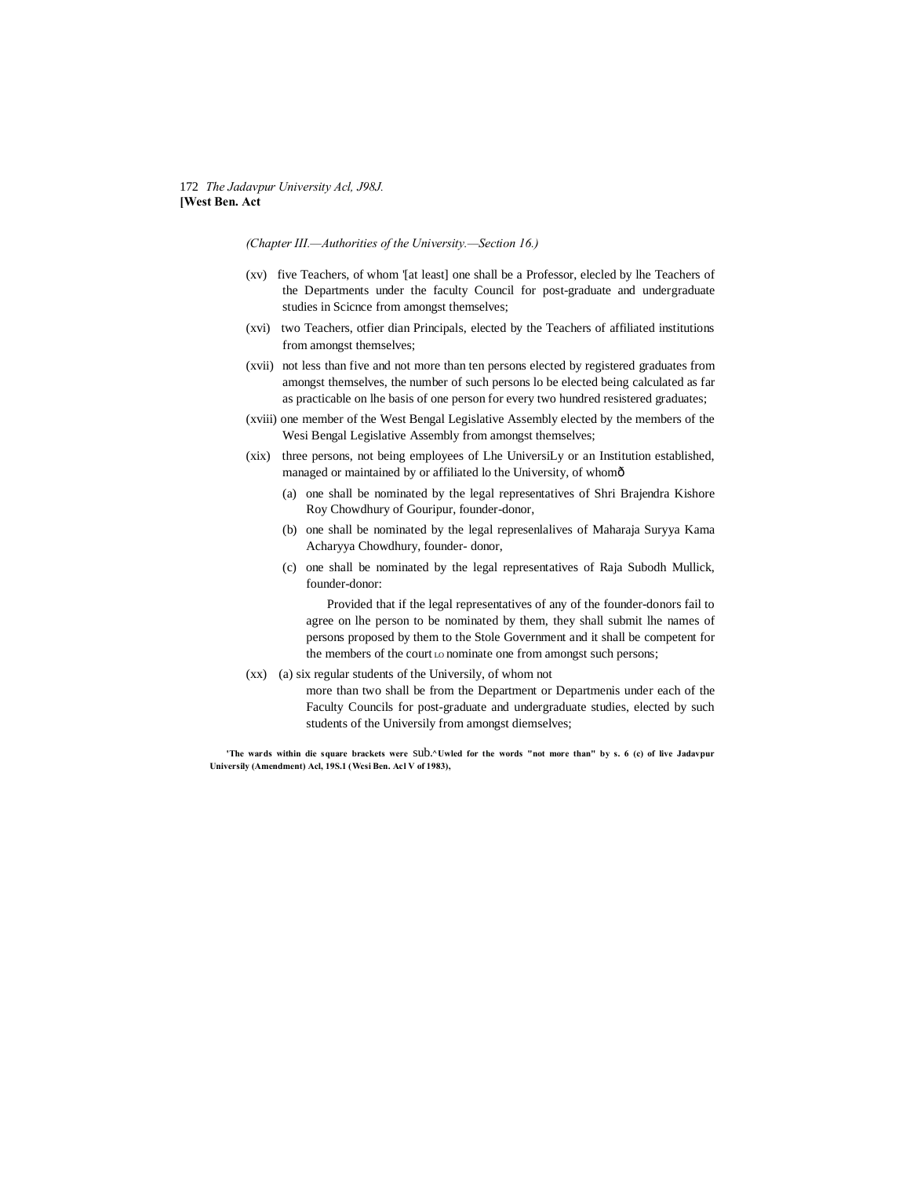(Chapter III.—Authorities of the University.—Section 16.)

(xv) five Teachers, of whom [1][at least] one shall be a Professor, elecled by lhe Teachers of the Departments under the faculty Council for post-graduate and undergraduate studies in Scicnce from amongst themselves;

(xvi) two Teachers, otfier dian Principals, elected by the Teachers of affiliated institutions from amongst themselves;

(xvii) not less than five and not more than ten persons elected by registered graduates from amongst themselves, the number of such persons lo be elected being calculated as far as practicable on lhe basis of one person for every two hundred resistered graduates;

(xviii) one member of the West Bengal Legislative Assembly elected by the members of the Wesi Bengal Legislative Assembly from amongst themselves;

(xix) three persons, not being employees of Lhe UniversiLy or an Institution established, managed or maintained by or affiliated lo the University, of whomð

(a) one shall be nominated by the legal representatives of Shri Brajendra Kishore Roy Chowdhury of Gouripur, founder-donor,

(b) one shall be nominated by the legal represenlalives of Maharaja Suryya Kama Acharyya Chowdhury, founder- donor,

(c) one shall be nominated by the legal representatives of Raja Subodh Mullick, founder-donor:

Provided that if the legal representatives of any of the founder-donors fail to agree on lhe person to be nominated by them, they shall submit lhe names of persons proposed by them to the Stole Government and it shall be competent for the members of the court LO nominate one from amongst such persons;

(xx) (a) six regular students of the Universily, of whom not more than two shall be from the Department or Departmenis under each of the Faculty Councils for post-graduate and undergraduate studies, elected by such students of the Universily from amongst diemselves;

[1]The wards within die square brackets were sub.^Uwled for the words "not more than" by s. 6 (c) of live Jadavpur Universily (Amendment) Acl, 19S.1 (Wcsi Ben. Acl V of 1983),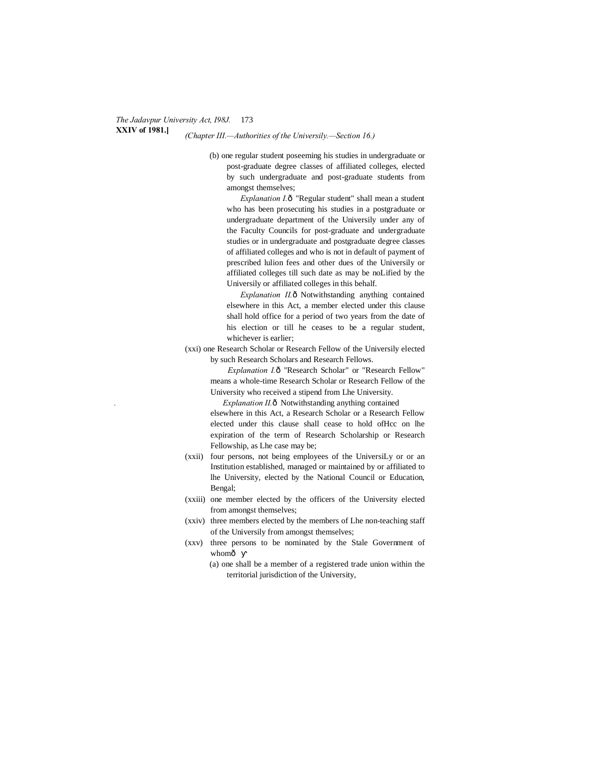(b) one regular student poseeming his studies in undergraduate or post-graduate degree classes of affiliated colleges, elected by such undergraduate and post-graduate students from amongst themselves;

*Explanation I.*ð "Regular student" shall mean a student who has been prosecuting his studies in a postgraduate or undergraduate department of the Universily under any of the Faculty Councils for post-graduate and undergraduate studies or in undergraduate and postgraduate degree classes of affiliated colleges and who is not in default of payment of prescribed lulion fees and other dues of the Universily or affiliated colleges till such date as may be noLified by the Universily or affiliated colleges in this behalf.

*Explanation II.*ð Notwithstanding anything contained elsewhere in this Act, a member elected under this clause shall hold office for a period of two years from the date of his election or till he ceases to be a regular student, whichever is earlier;

(xxi) one Research Scholar or Research Fellow of the Universily elected by such Research Scholars and Research Fellows.

*Explanation I.*ð "Research Scholar" or "Research Fellow" means a whole-time Research Scholar or Research Fellow of the University who received a stipend from Lhe University.

*Explanation II.*ð Notwithstanding anything contained elsewhere in this Act, a Research Scholar or a Research Fellow elected under this clause shall cease to hold ofHcc on lhe expiration of the term of Research Scholarship or Research Fellowship, as Lhe case may be;

(xxii) four persons, not being employees of the UniversiLy or or an Institution established, managed or maintained by or affiliated to lhe University, elected by the National Council or Education, Bengal;

(xxiii) one member elected by the officers of the University elected from amongst themselves;

(xxiv) three members elected by the members of Lhe non-teaching staff of the Universily from amongst themselves;

(xxv) three persons to be nominated by the Stale Government of whomð

(a) one shall be a member of a registered trade union within the territorial jurisdiction of the University,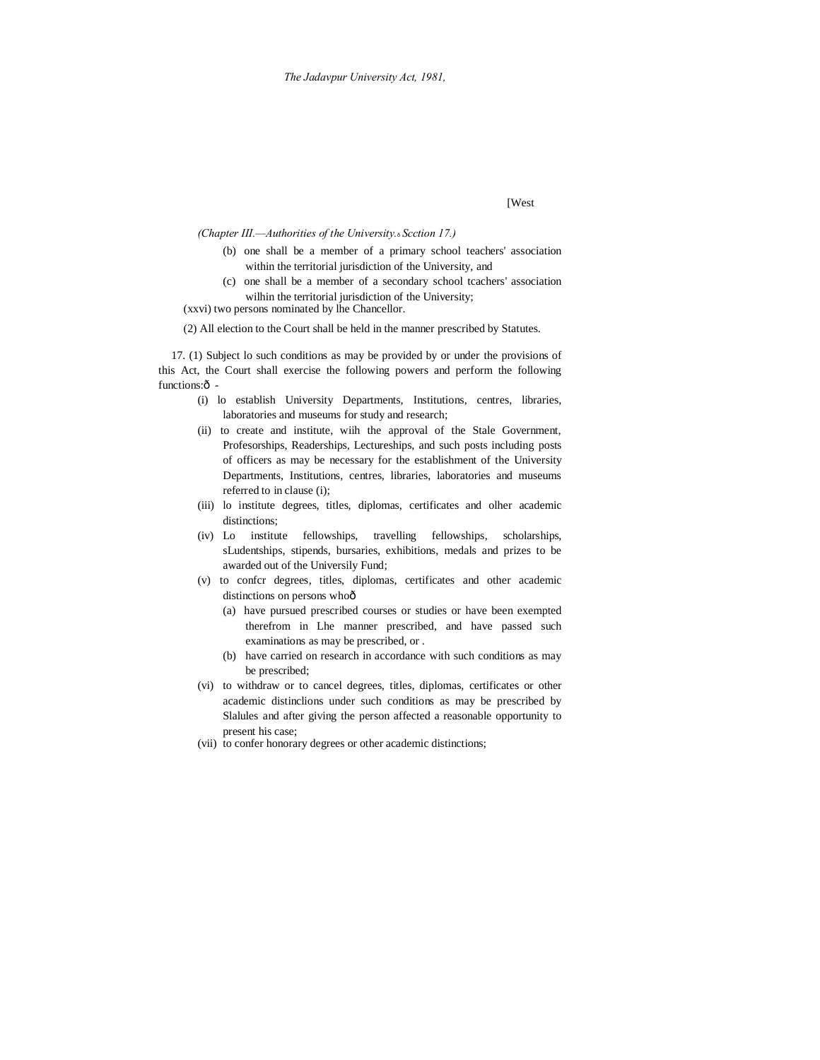*(Chapter III.—Authorities of the University.—Section 17.)*

(b) one shall be a member of a primary school teachers' association within the territorial jurisdiction of the University, and

(c) one shall be a member of a secondary school tcachers' association wilhin the territorial jurisdiction of the University;

(xxvi) two persons nominated by lhe Chancellor.

(2) All election to the Court shall be held in the manner prescribed by Statutes.

17. (1) Subject lo such conditions as may be provided by or under the provisions of this Act, the Court shall exercise the following powers and perform the following functions:—

(i) lo establish University Departments, Institutions, centres, libraries, laboratories and museums for study and research;

(ii) to create and institute, wiih the approval of the Stale Government, Profesorships, Readerships, Lectureships, and such posts including posts of officers as may be necessary for the establishment of the University Departments, Institutions, centres, libraries, laboratories and museums referred to in clause (i);

(iii) lo institute degrees, titles, diplomas, certificates and olher academic distinctions;

(iv) Lo institute fellowships, travelling fellowships, scholarships, sLudentships, stipends, bursaries, exhibitions, medals and prizes to be awarded out of the Universily Fund;

(v) to confcr degrees, titles, diplomas, certificates and other academic distinctions on persons who—

(a) have pursued prescribed courses or studies or have been exempted therefrom in Lhe manner prescribed, and have passed such examinations as may be prescribed, or .

(b) have carried on research in accordance with such conditions as may be prescribed;

(vi) to withdraw or to cancel degrees, titles, diplomas, certificates or other academic distinclions under such conditions as may be prescribed by Slalules and after giving the person affected a reasonable opportunity to present his case;

(vii) to confer honorary degrees or other academic distinctions;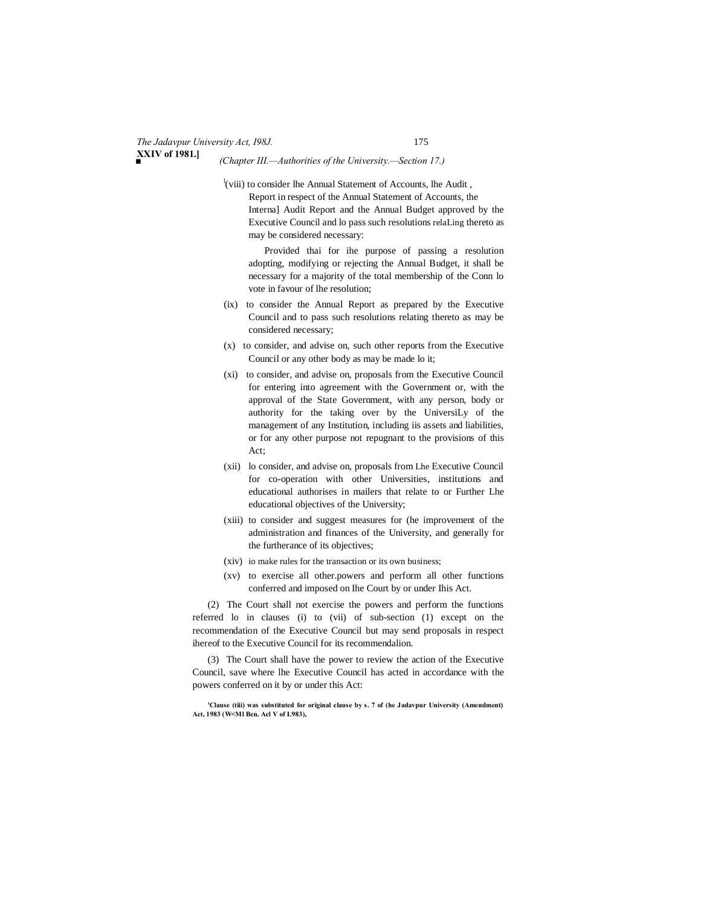[1](viii) to consider lhe Annual Statement of Accounts, lhe Audit , Report in respect of the Annual Statement of Accounts, the Interna] Audit Report and the Annual Budget approved by the Executive Council and lo pass such resolutions relaLing thereto as may be considered necessary:

Provided thai for ihe purpose of passing a resolution adopting, modifying or rejecting the Annual Budget, it shall be necessary for a majority of the total membership of the Conn lo vote in favour of lhe resolution;

(ix) to consider the Annual Report as prepared by the Executive Council and to pass such resolutions relating thereto as may be considered necessary;

(x) to consider, and advise on, such other reports from the Executive Council or any other body as may be made lo it;

(xi) to consider, and advise on, proposals from the Executive Council for entering into agreement with the Government or, with the approval of the State Government, with any person, body or authority for the taking over by the UniversiLy of the management of any Institution, including iis assets and liabilities, or for any other purpose not repugnant to the provisions of this Act;

(xii) lo consider, and advise on, proposals from Lhe Executive Council for co-operation with other Universities, institutions and educational authorises in mailers that relate to or Further Lhe educational objectives of the University;

(xiii) to consider and suggest measures for (he improvement of the administration and finances of the University, and generally for the furtherance of its objectives;

(xiv) io make rules for the transaction or its own business;

(xv) to exercise all other.powers and perform all other functions conferred and imposed on Ihe Court by or under Ihis Act.

(2) The Court shall not exercise the powers and perform the functions referred lo in clauses (i) to (vii) of sub-section (1) except on the recommendation of the Executive Council but may send proposals in respect ihereof to the Executive Council for its recommendalion.

(3) The Court shall have the power to review the action of the Executive Council, save where lhe Executive Council has acted in accordance with the powers conferred on it by or under this Act:

**'Clause (tiii) was substituted for original clause by s. 7 of (he Jadavpur University (Amendment) Act, 1983 (W<Ml Ben. Acl V of L983),**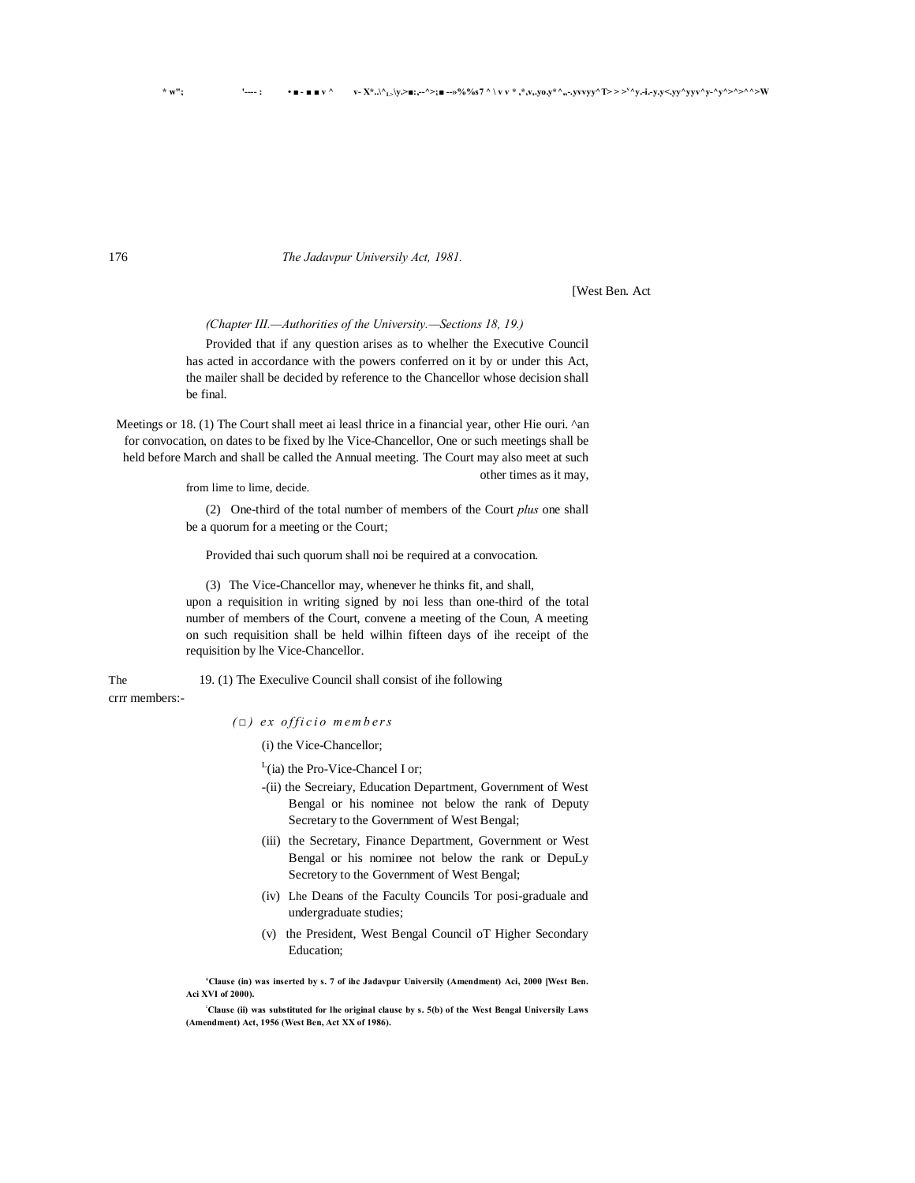*(Chapter III.—Authorities of the University.—Sections 18, 19.)*

Provided that if any question arises as to whelher the Executive Council has acted in accordance with the powers conferred on it by or under this Act, the mailer shall be decided by reference to the Chancellor whose decision shall be final.

Meetings or 18. (1) The Court shall meet ai leasl thrice in a financial year, other Hie ouri. ^an for convocation, on dates to be fixed by lhe Vice-Chancellor, One or such meetings shall be held before March and shall be called the Annual meeting. The Court may also meet at such other times as it may, from lime to lime, decide.

(2) One-third of the total number of members of the Court *plus* one shall be a quorum for a meeting or the Court;

Provided thai such quorum shall noi be required at a convocation.

(3) The Vice-Chancellor may, whenever he thinks fit, and shall, upon a requisition in writing signed by noi less than one-third of the total number of members of the Court, convene a meeting of the Coun, A meeting on such requisition shall be held wilhin fifteen days of ihe receipt of the requisition by lhe Vice-Chancellor.

The crrr members:- 19. (1) The Execulive Council shall consist of ihe following

*(□) ex officio members*

(i) the Vice-Chancellor;

[1](ia) the Pro-Vice-Chancel I or;

-(ii) the Secreiary, Education Department, Government of West Bengal or his nominee not below the rank of Deputy Secretary to the Government of West Bengal;

(iii) the Secretary, Finance Department, Government or West Bengal or his nominee not below the rank or DepuLy Secretory to the Government of West Bengal;

(iv) Lhe Deans of the Faculty Councils Tor posi-graduale and undergraduate studies;

(v) the President, West Bengal Council oT Higher Secondary Education;

**'Clause (in) was inserted by s. 7 of ihc Jadavpur Universily (Amendment) Aci, 2000 [West Ben. Aci XVI of 2000).**

**[2]Clause (ii) was substituted for lhe original clause by s. 5(b) of the West Bengal Universily Laws (Amendment) Act, 1956 (West Ben, Act XX of 1986).**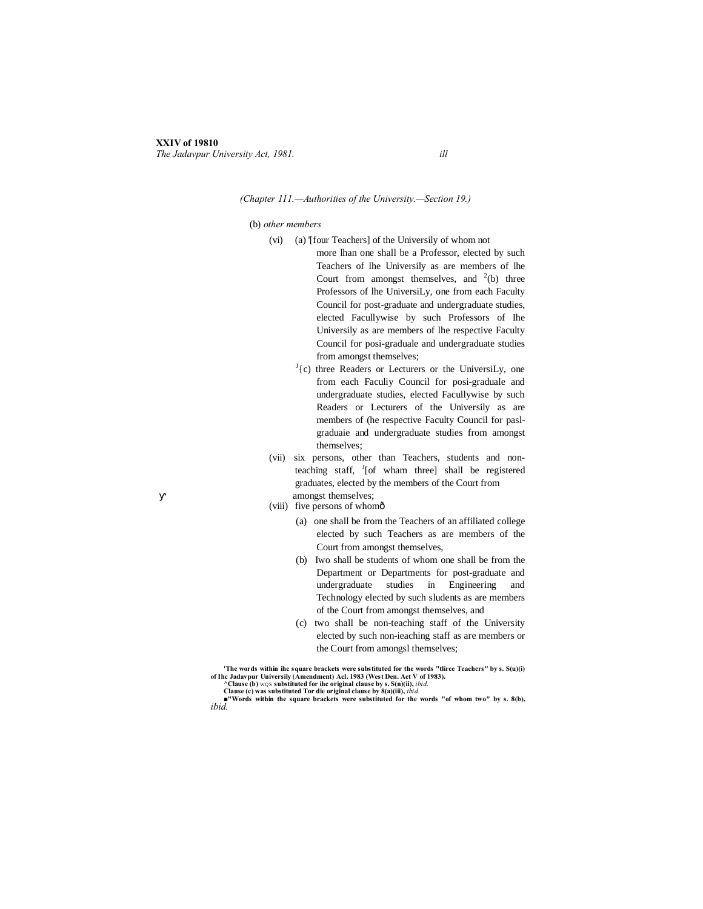(Chapter 111.—Authorities of the University.—Section 19.)

(b) *other members*

(vi) (a) [1][four Teachers] of the Universily of whom not more lhan one shall be a Professor, elected by such Teachers of lhe Universily as are members of lhe Court from amongst themselves, and [2](b) three Professors of lhe UniversiLy, one from each Faculty Council for post-graduate and undergraduate studies, elected Facullywise by such Professors of Ihe Universily as are members of lhe respective Faculty Council for posi-graduale and undergraduate studies from amongst themselves;

[3]{c) three Readers or Lecturers or the UniversiLy, one from each Faculiy Council for posi-graduale and undergraduate studies, elected Facullywise by such Readers or Lecturers of the Universily as are members of (he respective Faculty Council for pasl-graduaie and undergraduate studies from amongst themselves;

(vii) six persons, other than Teachers, students and non-teaching staff, [4][of wham three] shall be registered graduates, elected by the members of the Court from amongst themselves;

(viii) five persons of whomð

(a) one shall be from the Teachers of an affiliated college elected by such Teachers as are members of the Court from amongst themselves,

(b) Iwo shall be students of whom one shall be from the Department or Departments for post-graduate and undergraduate studies in Engineering and Technology elected by such sludents as are members of the Court from amongst themselves, and

(c) two shall be non-teaching staff of the University elected by such non-ieaching staff as are members or the Court from amongsl themselves;

---

[1]The words within ihc square brackets were substituted for the words "tlirce Teachers" by s. S(u)(i) of Ihc Jadavpur Universily (Amendment) Acl. 1983 (West Den. Act V of 1983).

[2]Clause (b) WQS substituted for ihc original clause by s. S(n)(ii), *ibid.*

[3]Clause (c) was substituted Tor die original clause by 8(a)(iii), *ibid.*

[4]"Words within the square brackets were substituted for the words "of whom two" by s. 8(b), *ibid.*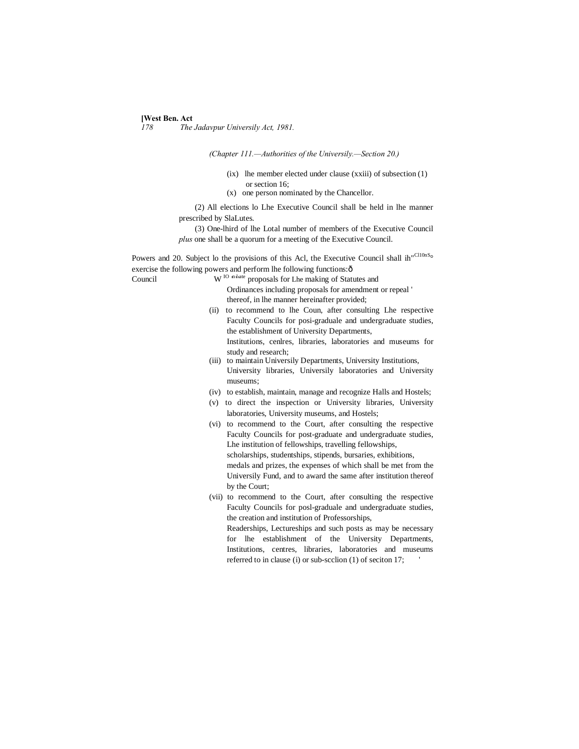*(Chapter 111.—Authorities of the Universily.—Section 20.)*

(ix) lhe member elected under clause (xxiii) of subsection (1) or section 16;

(x) one person nominated by the Chancellor.

(2) All elections lo Lhe Executive Council shall be held in lhe manner prescribed by SlaLutes.

(3) One-lhird of lhe Lotal number of members of the Executive Council *plus* one shall be a quorum for a meeting of the Executive Council.

Powers and functions of Executive Council

20. Subject lo the provisions of this Acl, the Executive Council shall exercise the following powers and perform lhe following functions:—

(i) to initiate proposals for Lhe making of Statutes and Ordinances including proposals for amendment or repeal thereof, in lhe manner hereinafter provided;

(ii) to recommend to lhe Coun, after consulting Lhe respective Faculty Councils for posi-graduale and undergraduate studies, the establishment of University Departments, Institutions, cenlres, libraries, laboratories and museums for study and research;

(iii) to maintain Universily Departments, University Institutions, University libraries, Universily laboratories and University museums;

(iv) to establish, maintain, manage and recognize Halls and Hostels;

(v) to direct the inspection or University libraries, University laboratories, University museums, and Hostels;

(vi) to recommend to the Court, after consulting the respective Faculty Councils for post-graduate and undergraduate studies, Lhe institution of fellowships, travelling fellowships, scholarships, studentships, stipends, bursaries, exhibitions, medals and prizes, the expenses of which shall be met from the Universily Fund, and to award the same after institution thereof by the Court;

(vii) to recommend to the Court, after consulting the respective Faculty Councils for posl-graduale and undergraduate studies, the creation and institution of Professorships, Readerships, Lectureships and such posts as may be necessary for lhe establishment of the University Departments, Institutions, centres, libraries, laboratories and museums referred to in clause (i) or sub-scclion (1) of seciton 17;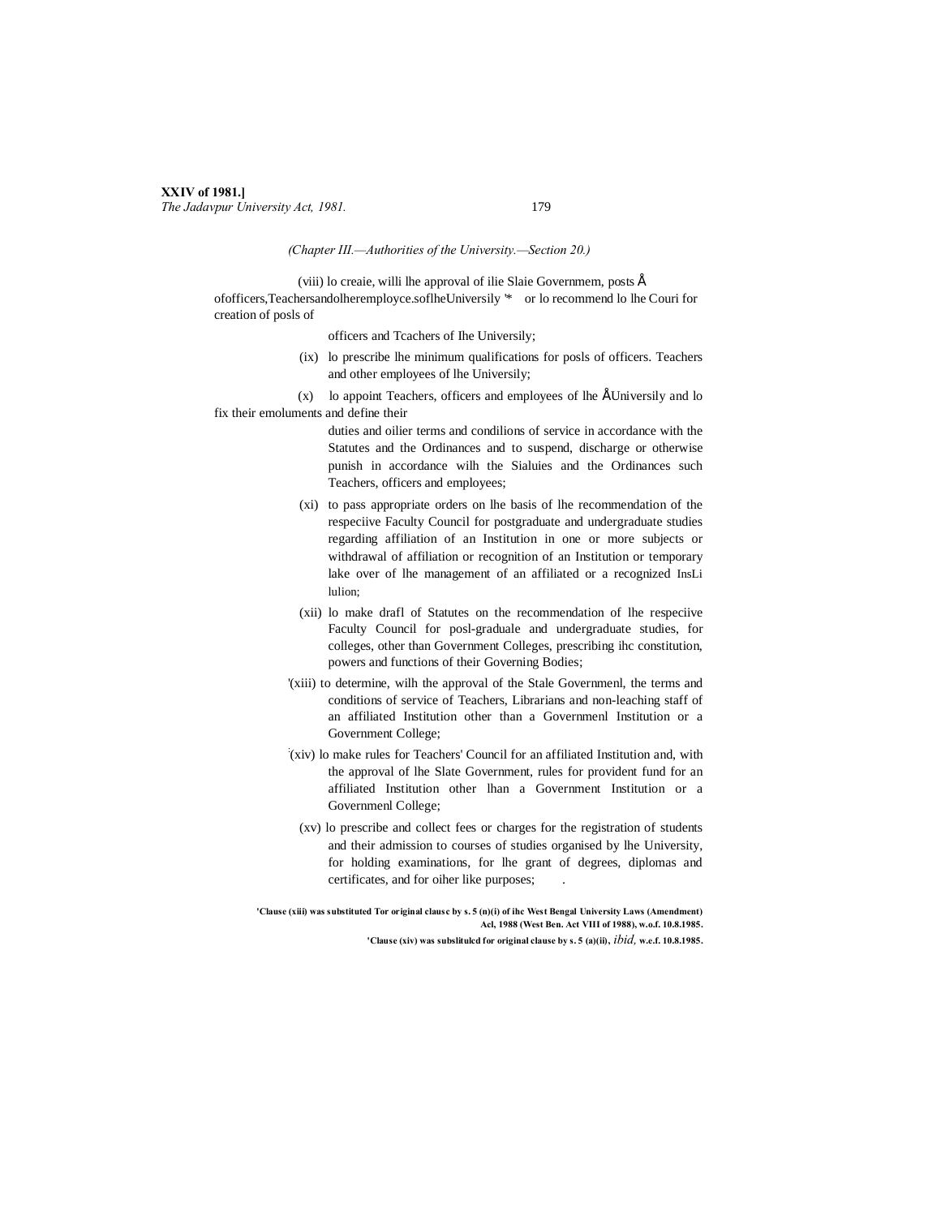*(Chapter III.—Authorities of the University.—Section 20.)*

(viii) lo creaie, willi lhe approval of ilie Slaie Governmem, posts ofofficers,Teachersandolheremployce.soflheUniversily '* or lo recommend lo lhe Couri for creation of posls of officers and Tcachers of Ihe Universily;

(ix) lo prescribe lhe minimum qualifications for posls of officers. Teachers and other employees of lhe Universily;

(x) lo appoint Teachers, officers and employees of lhe Universily and lo fix their emoluments and define their duties and oilier terms and condilions of service in accordance with the Statutes and the Ordinances and to suspend, discharge or otherwise punish in accordance wilh the Sialuies and the Ordinances such Teachers, officers and employees;

(xi) to pass appropriate orders on lhe basis of lhe recommendation of the respeciive Faculty Council for postgraduate and undergraduate studies regarding affiliation of an Institution in one or more subjects or withdrawal of affiliation or recognition of an Institution or temporary lake over of lhe management of an affiliated or a recognized InsLi lulion;

(xii) lo make drafl of Statutes on the recommendation of lhe respeciive Faculty Council for posl-graduale and undergraduate studies, for colleges, other than Government Colleges, prescribing ihc constitution, powers and functions of their Governing Bodies;

'(xiii) to determine, wilh the approval of the Stale Governmenl, the terms and conditions of service of Teachers, Librarians and non-leaching staff of an affiliated Institution other than a Governmenl Institution or a Government College;

'(xiv) lo make rules for Teachers' Council for an affiliated Institution and, with the approval of lhe Slate Government, rules for provident fund for an affiliated Institution other lhan a Government Institution or a Governmenl College;

(xv) lo prescribe and collect fees or charges for the registration of students and their admission to courses of studies organised by lhe University, for holding examinations, for lhe grant of degrees, diplomas and certificates, and for oiher like purposes;

**'Clause (xiii) was substituted Tor original clausc by s. 5 (n)(i) of ihc West Bengal University Laws (Amendment) Acl, 1988 (West Ben. Act VIII of 1988), w.o.f. 10.8.1985.**

**'Clause (xiv) was subslitulcd for original clause by s. 5 (a)(ii), *ibid,* w.e.f. 10.8.1985.**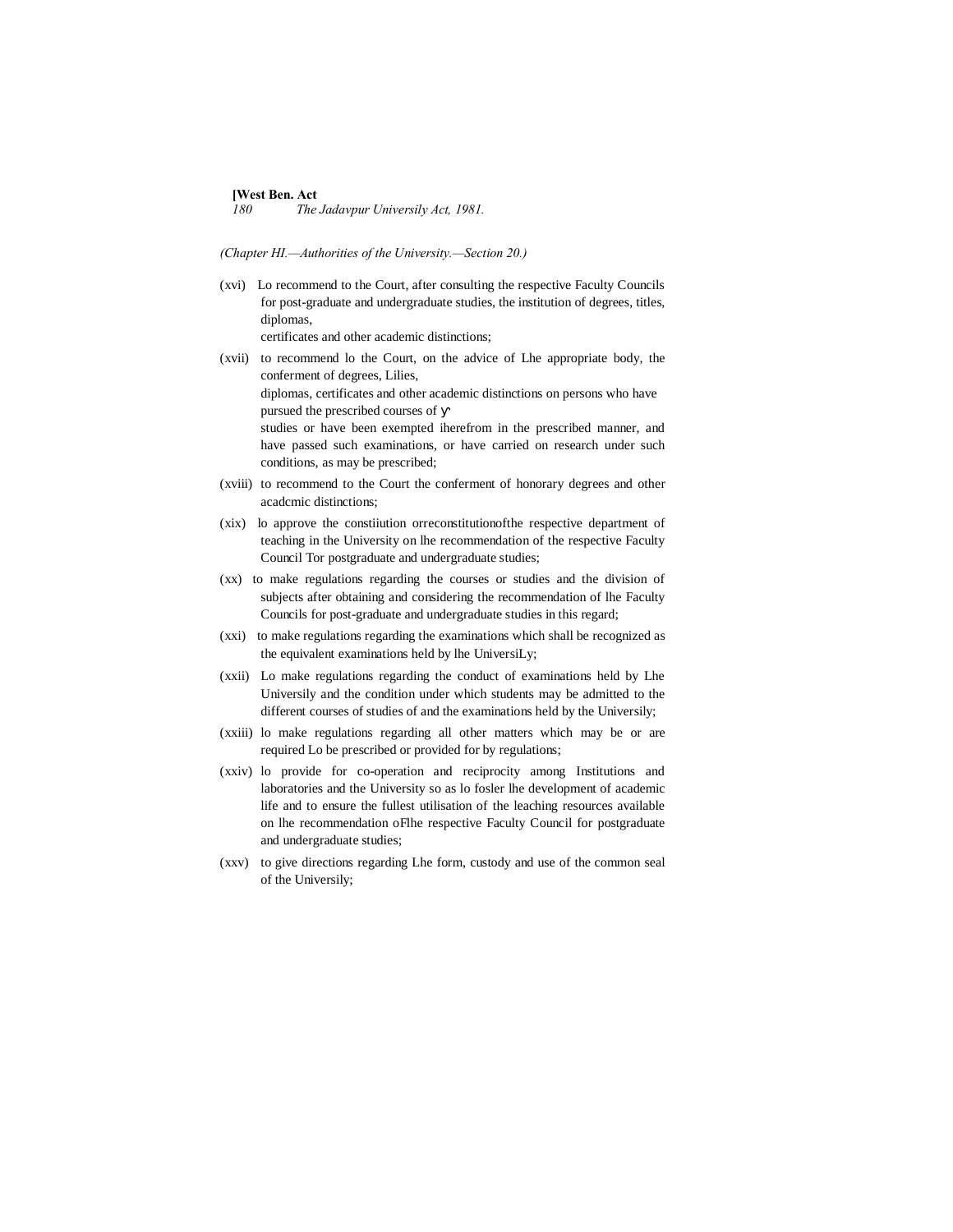(Chapter HI.—Authorities of the University.—Section 20.)

(xvi) Lo recommend to the Court, after consulting the respective Faculty Councils for post-graduate and undergraduate studies, the institution of degrees, titles, diplomas, certificates and other academic distinctions;

(xvii) to recommend lo the Court, on the advice of Lhe appropriate body, the conferment of degrees, Lilies, diplomas, certificates and other academic distinctions on persons who have pursued the prescribed courses of studies or have been exempted iherefrom in the prescribed manner, and have passed such examinations, or have carried on research under such conditions, as may be prescribed;

(xviii) to recommend to the Court the conferment of honorary degrees and other acadcmic distinctions;

(xix) lo approve the constiiution orreconstitutionofthe respective department of teaching in the University on lhe recommendation of the respective Faculty Council Tor postgraduate and undergraduate studies;

(xx) to make regulations regarding the courses or studies and the division of subjects after obtaining and considering the recommendation of lhe Faculty Councils for post-graduate and undergraduate studies in this regard;

(xxi) to make regulations regarding the examinations which shall be recognized as the equivalent examinations held by lhe UniversiLy;

(xxii) Lo make regulations regarding the conduct of examinations held by Lhe Universily and the condition under which students may be admitted to the different courses of studies of and the examinations held by the University;

(xxiii) lo make regulations regarding all other matters which may be or are required Lo be prescribed or provided for by regulations;

(xxiv) lo provide for co-operation and reciprocity among Institutions and laboratories and the University so as lo fosler lhe development of academic life and to ensure the fullest utilisation of the leaching resources available on lhe recommendation oFlhe respective Faculty Council for postgraduate and undergraduate studies;

(xxv) to give directions regarding Lhe form, custody and use of the common seal of the Universily;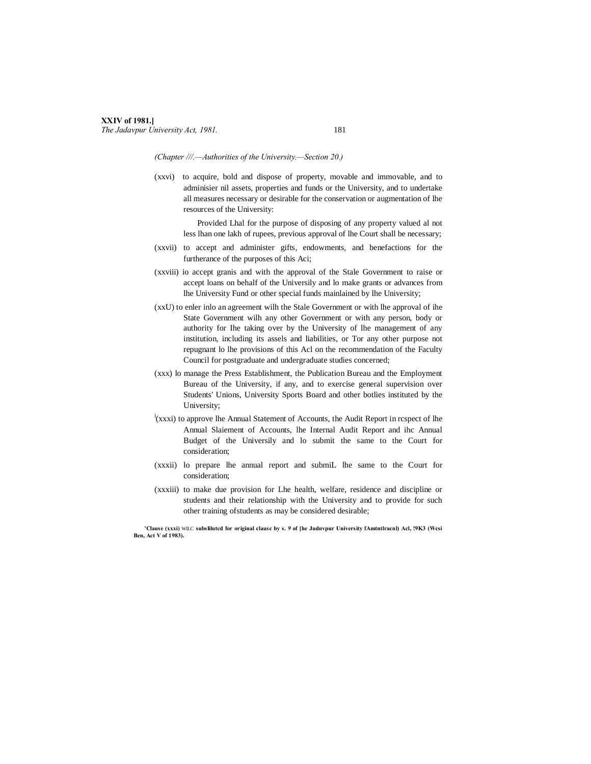(Chapter ///.—Authorities of the University.—Section 20.)

(xxvi) to acquire, bold and dispose of property, movable and immovable, and to adminisier nil assets, properties and funds or the University, and to undertake all measures necessary or desirable for the conservation or augmentation of lhe resources of the University:

Provided Lhal for the purpose of disposing of any property valued al not less lhan one lakh of rupees, previous approval of lhe Court shall be necessary;

(xxvii) to accept and administer gifts, endowments, and benefactions for the furtherance of the purposes of this Aci;

(xxviii) io accept granis and with the approval of the Stale Government to raise or accept loans on behalf of the Universily and lo make grants or advances from lhe University Fund or other special funds mainlained by lhe University;

(xxU) to enler inlo an agreement wilh the Stale Government or with lhe approval of ihe State Government wilh any other Government or with any person, body or authority for Ihe taking over by the University of lhe management of any institution, including its assels and liabilities, or Tor any other purpose not repugnant lo lhe provisions of this Acl on the recommendation of the Faculty Council for postgraduate and undergraduate studies concerned;

(xxx) lo manage the Press Establishment, the Publication Bureau and the Employment Bureau of the University, if any, and to exercise general supervision over Students' Unions, University Sports Board and other botlies instituted by the University;

[1](xxxi) to approve lhe Annual Statement of Accounts, the Audit Report in rcspect of lhe Annual Slaiement of Accounts, lhe Internal Audit Report and ihc Annual Budget of the Universily and lo submit the same to the Court for consideration;

(xxxii) lo prepare lhe annual report and submiL lhe same to the Court for consideration;

(xxxiii) to make due provision for Lhe health, welfare, residence and discipline or students and their relationship with the University and to provide for such other training ofstudents as may be considered desirable;

**[1]Clause (xxxi) WILC subsliluted for original clausc by s. 9 of [he Judnvpur University fAmtntlracnl) Acl, !9K3 (Wcsi Ben, Act V of 1983).**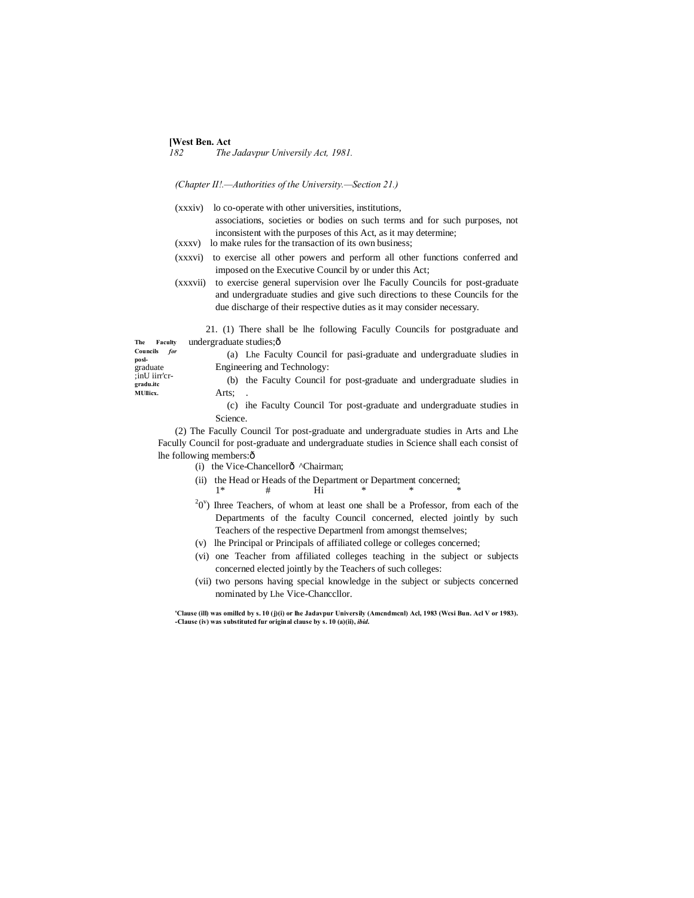*(Chapter II!.—Authorities of the University.—Section 21.)*

(xxxiv) lo co-operate with other universities, institutions, associations, societies or bodies on such terms and for such purposes, not inconsistent with the purposes of this Act, as it may determine;

(xxxv) lo make rules for the transaction of its own business;

(xxxvi) to exercise all other powers and perform all other functions conferred and imposed on the Executive Council by or under this Act;

(xxxvii) to exercise general supervision over lhe Facully Councils for post-graduate and undergraduate studies and give such directions to these Councils for the due discharge of their respective duties as it may consider necessary.

**The Faculty Councils *for* posl-graduate ;inU iirr'cr-gradu.itc MUllicx.**

21. (1) There shall be lhe following Facully Councils for postgraduate and undergraduate studies;ô

(a) Lhe Faculty Council for pasi-graduate and undergraduate sludies in Engineering and Technology:

(b) the Faculty Council for post-graduate and undergraduate sludies in Arts; .

(c) ihe Faculty Council Tor post-graduate and undergraduate studies in Science.

(2) The Facully Council Tor post-graduate and undergraduate studies in Arts and Lhe Facully Council for post-graduate and undergraduate studies in Science shall each consist of lhe following members:ô

(i) the Vice-Chancellorô ^Chairman;

(ii) the Head or Heads of the Department or Department concerned;

1* # Hi * * *

[2](iv) Ihree Teachers, of whom at least one shall be a Professor, from each of the Departments of the faculty Council concerned, elected jointly by such Teachers of the respective Departmenl from amongst themselves;

(v) lhe Principal or Principals of affiliated college or colleges concerned;

(vi) one Teacher from affiliated colleges teaching in the subject or subjects concerned elected jointly by the Teachers of such colleges:

(vii) two persons having special knowledge in the subject or subjects concerned nominated by Lhe Vice-Chanccllor.

**'Clause (ill) was omillcd by s. 10 (j)(i) or lhe Jadavpur Universily (Amcndmcnl) Acl, 1983 (Wcsi Bun. Acl V or 1983).**
**-Clause (iv) was substituted fur original clause by s. 10 (a)(ii), *ibid.***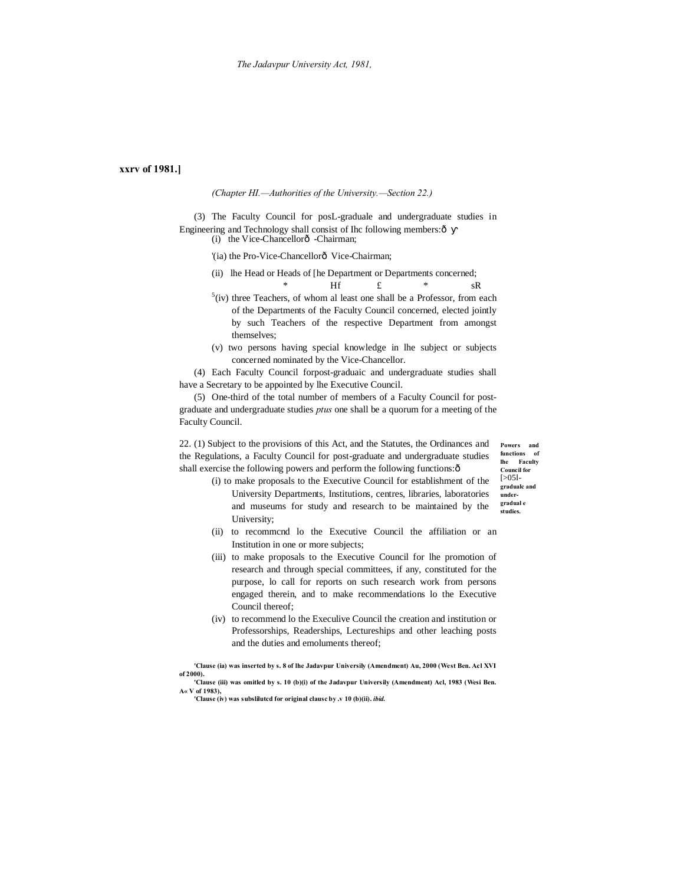(Chapter HI.—Authorities of the University.—Section 22.)

(3) The Faculty Council for posL-graduale and undergraduate studies in Engineering and Technology shall consist of Ihc following members:—

(i) the Vice-Chancellor—Chairman;

[1](ia) the Pro-Vice-Chancellor— Vice-Chairman;

(ii) lhe Head or Heads of [he Department or Departments concerned;

\* Hf £ \* sR

[5](iv) three Teachers, of whom al least one shall be a Professor, from each of the Departments of the Faculty Council concerned, elected jointly by such Teachers of the respective Department from amongst themselves;

(v) two persons having special knowledge in lhe subject or subjects concerned nominated by the Vice-Chancellor.

(4) Each Faculty Council forpost-graduaic and undergraduate studies shall have a Secretary to be appointed by lhe Executive Council.

(5) One-third of the total number of members of a Faculty Council for post-graduate and undergraduate studies *ptus* one shall be a quorum for a meeting of the Faculty Council.

**Powers and functions of lhe Faculty Council for [>05l-gradualc and under-gradual e studies.**

22. (1) Subject to the provisions of this Act, and the Statutes, the Ordinances and the Regulations, a Faculty Council for post-graduate and undergraduate studies shall exercise the following powers and perform the following functions:—

(i) to make proposals to the Executive Council for establishment of the University Departments, Institutions, centres, libraries, laboratories and museums for study and research to be maintained by the University;

(ii) to recommcnd lo the Executive Council the affiliation or an Institution in one or more subjects;

(iii) to make proposals to the Executive Council for lhe promotion of research and through special committees, if any, constituted for the purpose, lo call for reports on such research work from persons engaged therein, and to make recommendations lo the Executive Council thereof;

(iv) to recommend lo the Execulive Council the creation and institution or Professorships, Readerships, Lectureships and other leaching posts and the duties and emoluments thereof;

**[1]Clause (ia) was inserted by s. 8 of lhe Jadavpur Universily (Amendment) Au, 2000 (West Ben. Acl XVI of 2000).**

**[2]Clause (iii) was omitled by s. 10 (b)(i) of the Jadavpur Universily (Amendment) Acl, 1983 (Wesi Ben. A« V of 1983),**

**[3]Clause (iv) was subslilutcd for original clausc by .v 10 (b)(ii). *ibid.***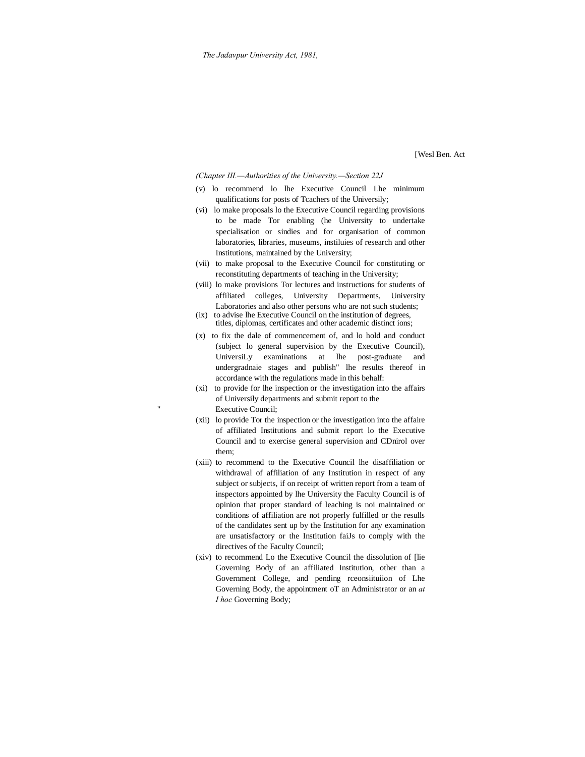*(Chapter III.—Authorities of the University.—Section 22J*

(v) lo recommend lo lhe Executive Council Lhe minimum qualifications for posts of Tcachers of the Universily;

(vi) lo make proposals lo the Executive Council regarding provisions to be made Tor enabling (he University to undertake specialisation or sindies and for organisation of common laboratories, libraries, museums, instiluies of research and other Institutions, maintained by the University;

(vii) to make proposal to the Executive Council for constituting or reconstituting departments of teaching in the University;

(viii) lo make provisions Tor lectures and instructions for students of affiliated colleges, University Departments, University Laboratories and also other persons who are not such students;

(ix) to advise lhe Executive Council on the institution of degrees, titles, diplomas, certificates and other academic distinct ions;

(x) to fix the dale of commencement of, and lo hold and conduct (subject lo general supervision by the Executive Council), UniversiLy examinations at lhe post-graduate and undergradnaie stages and publish" lhe results thereof in accordance with the regulations made in this behalf:

(xi) to provide for lhe inspection or the investigation into the affairs of Universily departments and submit report to the Executive Council;

(xii) lo provide Tor the inspection or the investigation into the affaire of affiliated Institutions and submit report lo the Executive Council and to exercise general supervision and CDnirol over them;

(xiii) to recommend to the Executive Council lhe disaffiliation or withdrawal of affiliation of any Institution in respect of any subject or subjects, if on receipt of written report from a team of inspectors appointed by lhe University the Faculty Council is of opinion that proper standard of leaching is noi maintained or conditions of affiliation are not properly fulfilled or the resulls of the candidates sent up by the Institution for any examination are unsatisfactory or the Institution faiJs to comply with the directives of the Faculty Council;

(xiv) to recommend Lo the Executive Council the dissolution of [lie Governing Body of an affiliated Institution, other than a Government College, and pending rceonsiituiion of Lhe Governing Body, the appointment oT an Administrator or an *at I hoc* Governing Body;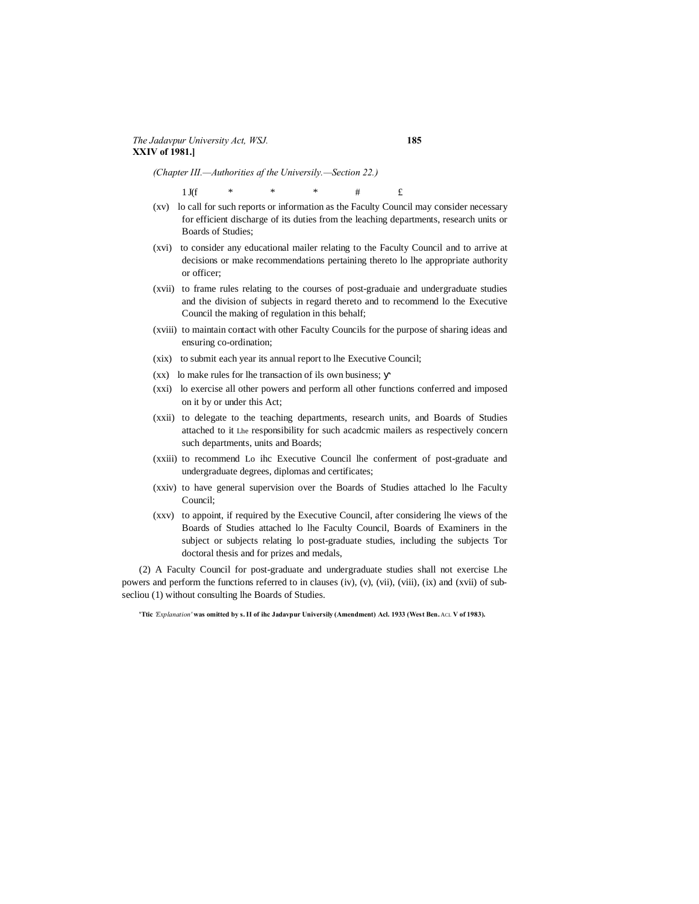(Chapter III.—Authorities af the Universily.—Section 22.)

1 J(f * * * # £

(xv) lo call for such reports or information as the Faculty Council may consider necessary for efficient discharge of its duties from the leaching departments, research units or Boards of Studies;

(xvi) to consider any educational mailer relating to the Faculty Council and to arrive at decisions or make recommendations pertaining thereto lo lhe appropriate authority or officer;

(xvii) to frame rules relating to the courses of post-graduaie and undergraduate studies and the division of subjects in regard thereto and to recommend lo the Executive Council the making of regulation in this behalf;

(xviii) to maintain contact with other Faculty Councils for the purpose of sharing ideas and ensuring co-ordination;

(xix) to submit each year its annual report to lhe Executive Council;

(xx) lo make rules for lhe transaction of ils own business; ɣ

(xxi) lo exercise all other powers and perform all other functions conferred and imposed on it by or under this Act;

(xxii) to delegate to the teaching departments, research units, and Boards of Studies attached to it Lhe responsibility for such acadcmic mailers as respectively concern such departments, units and Boards;

(xxiii) to recommend Lo ihc Executive Council lhe conferment of post-graduate and undergraduate degrees, diplomas and certificates;

(xxiv) to have general supervision over the Boards of Studies attached lo lhe Faculty Council;

(xxv) to appoint, if required by the Executive Council, after considering lhe views of the Boards of Studies attached lo lhe Faculty Council, Boards of Examiners in the subject or subjects relating lo post-graduate studies, including the subjects Tor doctoral thesis and for prizes and medals,

(2) A Faculty Council for post-graduate and undergraduate studies shall not exercise Lhe powers and perform the functions referred to in clauses (iv), (v), (vii), (viii), (ix) and (xvii) of sub-secliou (1) without consulting lhe Boards of Studies.

**'Ttic *'Explanation'* was omitted by s. II of ihc Jadavpur Universily (Amendment) Acl. 1933 (West Ben. ACL V of 1983).**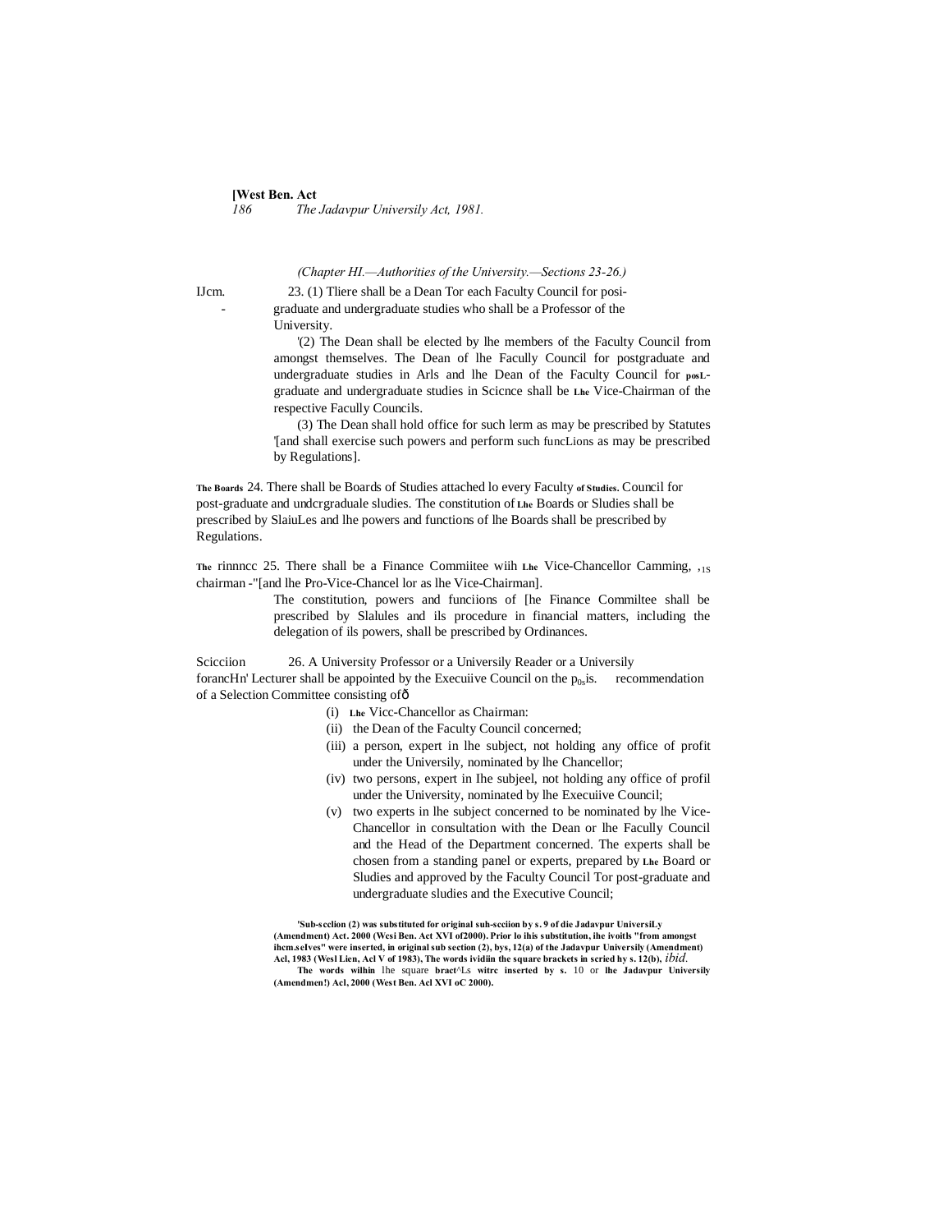*(Chapter HI.—Authorities of the University.—Sections 23-26.)*

IJcm. 23. (1) Tliere shall be a Dean Tor each Faculty Council for posi-graduate and undergraduate studies who shall be a Professor of the University.

'(2) The Dean shall be elected by lhe members of the Faculty Council from amongst themselves. The Dean of lhe Facully Council for postgraduate and undergraduate studies in Arls and lhe Dean of the Faculty Council for posL-graduate and undergraduate studies in Scicnce shall be Lhe Vice-Chairman of the respective Facully Councils.

(3) The Dean shall hold office for such lerm as may be prescribed by Statutes '[and shall exercise such powers and perform such funcLions as may be prescribed by Regulations].

**The Boards of Studies.** 24. There shall be Boards of Studies attached lo every Faculty Council for post-graduate and undcrgraduale sludies. The constitution of Lhe Boards or Sludies shall be prescribed by SlaiuLes and lhe powers and functions of lhe Boards shall be prescribed by Regulations.

**The rinnncc** 25. There shall be a Finance Commiitee wiih Lhe Vice-Chancellor Camming, ,1S chairman -"[and lhe Pro-Vice-Chancel lor as lhe Vice-Chairman].

The constitution, powers and funciions of [he Finance Commiltee shall be prescribed by Slalules and ils procedure in financial matters, including the delegation of ils powers, shall be prescribed by Ordinances.

Scicciion forancHn' 26. A University Professor or a Universily Reader or a Universily Lecturer shall be appointed by the Execuiive Council on the $p_{0s}$is. recommendation of a Selection Committee consisting ofð

(i) Lhe Vicc-Chancellor as Chairman:

(ii) the Dean of the Faculty Council concerned;

(iii) a person, expert in lhe subject, not holding any office of profit under the Universily, nominated by lhe Chancellor;

(iv) two persons, expert in Ihe subjeel, not holding any office of profil under the University, nominated by lhe Execuiive Council;

(v) two experts in lhe subject concerned to be nominated by lhe Vice-Chancellor in consultation with the Dean or lhe Facully Council and the Head of the Department concerned. The experts shall be chosen from a standing panel or experts, prepared by Lhe Board or Sludies and approved by the Faculty Council Tor post-graduate and undergraduate sludies and the Executive Council;

'Sub-scclion (2) was substituted for original suh-scciion by s. 9 of die Jadavpur UniversiLy (Amendment) Act. 2000 (Wesi Ben. Act XVI of2000). Prior lo ihis substitution, ihe ivoitls "from amongst ihcm.seIves" were inserted, in original sub section (2), bys, 12(a) of the Jadavpur Universily (Amendment) Acl, 1983 (Wesl Lien, Acl V of 1983), The words ividiin the square brackets in scried hy s. 12(b), *ibid.*

The words wilhin lhe square bract^Ls witrc inserted by s. 10 or lhe Jadavpur Universily (Amendmen!) Acl, 2000 (West Ben. Acl XVI oC 2000).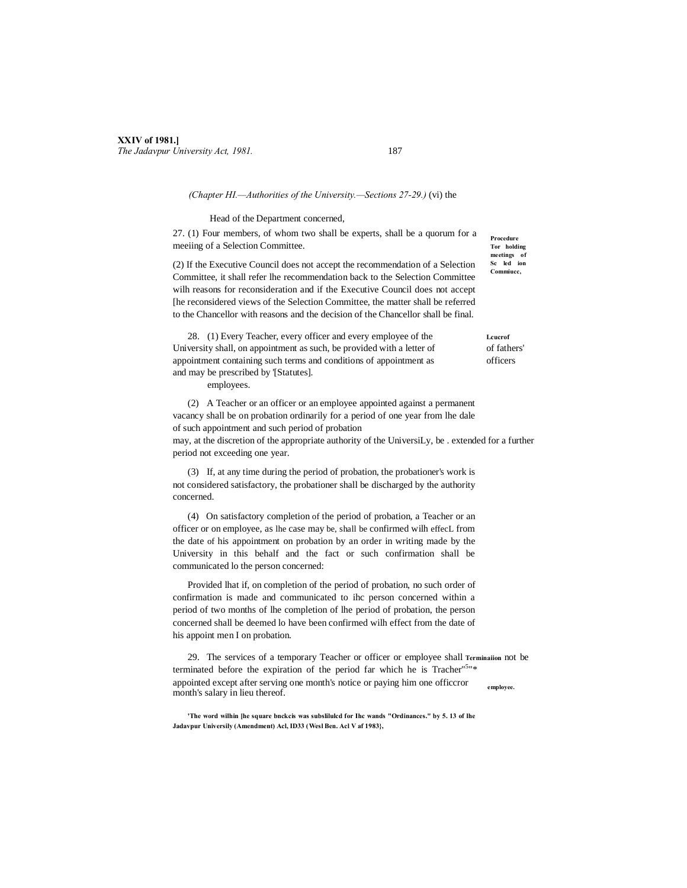*(Chapter HI.—Authorities of the University.—Sections 27-29.)* (vi) the

Head of the Department concerned,

**Procedure Tor holding meetings of Sc led ion Commiucc,**

27. (1) Four members, of whom two shall be experts, shall be a quorum for a meeiing of a Selection Committee.

(2) If the Executive Council does not accept the recommendation of a Selection Committee, it shall refer lhe recommendation back to the Selection Committee wilh reasons for reconsideration and if the Executive Council does not accept [he reconsidered views of the Selection Committee, the matter shall be referred to the Chancellor with reasons and the decision of the Chancellor shall be final.

**Lcucrof** of fathers' officers employees.

28. (1) Every Teacher, every officer and every employee of the University shall, on appointment as such, be provided with a letter of appointment containing such terms and conditions of appointment as and may be prescribed by '[Statutes].

(2) A Teacher or an officer or an employee appointed against a permanent vacancy shall be on probation ordinarily for a period of one year from lhe dale of such appointment and such period of probation may, at the discretion of the appropriate authority of the UniversiLy, be . extended for a further period not exceeding one year.

(3) If, at any time during the period of probation, the probationer's work is not considered satisfactory, the probationer shall be discharged by the authority concerned.

(4) On satisfactory completion of the period of probation, a Teacher or an officer or on employee, as lhe case may be, shall be confirmed wilh effecL from the date of his appointment on probation by an order in writing made by the University in this behalf and the fact or such confirmation shall be communicated lo the person concerned:

Provided lhat if, on completion of the period of probation, no such order of confirmation is made and communicated to ihc person concerned within a period of two months of lhe completion of lhe period of probation, the person concerned shall be deemed lo have been confirmed wilh effect from the date of his appoint men I on probation.

**Terminaiion** of Tracher"5"* officcror **employee.**

29. The services of a temporary Teacher or officer or employee shall not be terminated before the expiration of the period far which he is appointed except after serving one month's notice or paying him one month's salary in lieu thereof.

**'The word wilhin [he square bnckcis was subslilulcd for Ihc wands "Ordinances." by 5. 13 of lhe Jadavpur Universily (Amendment) Acl, ID33 (Wesl Ben. Acl V af 1983},**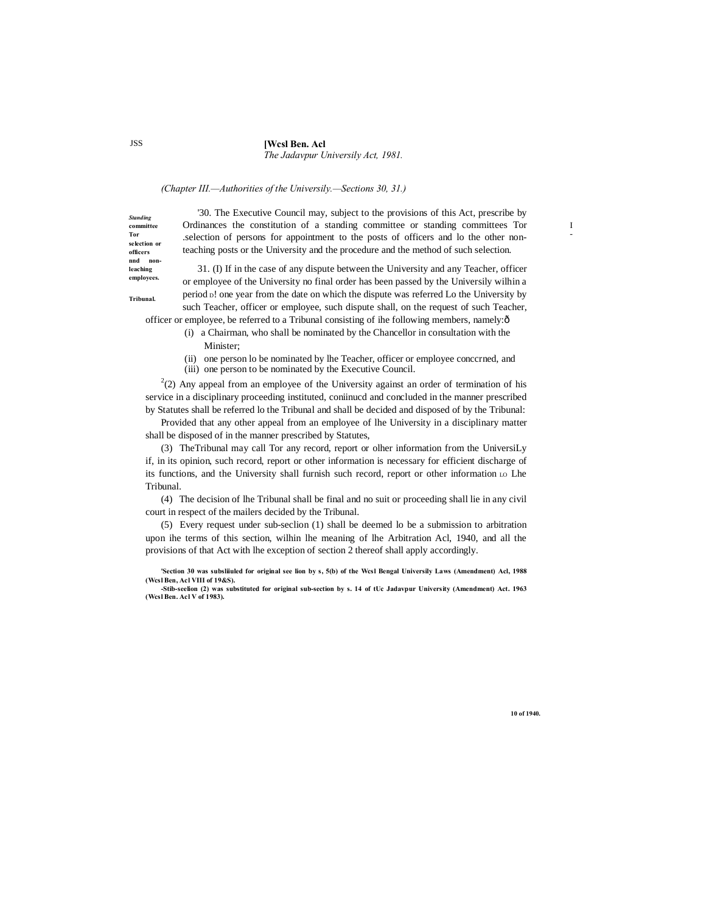(Chapter III.—Authorities of the University.—Sections 30, 31.)

*Standing* **committee Tor selection or officers nnd non-leaching employees.**

'30. The Executive Council may, subject to the provisions of this Act, prescribe by Ordinances the constitution of a standing committee or standing committees Tor .selection of persons for appointment to the posts of officers and lo the other non-teaching posts or the University and the procedure and the method of such selection.

**Tribunal.**

31. (I) If in the case of any dispute between the University and any Teacher, officer or employee of the University no final order has been passed by the Universily wilhin a period D! one year from the date on which the dispute was referred Lo the University by such Teacher, officer or employee, such dispute shall, on the request of such Teacher, officer or employee, be referred to a Tribunal consisting of ihe following members, namely:ô

(i) a Chairman, who shall be nominated by the Chancellor in consultation with the Minister;

(ii) one person lo be nominated by lhe Teacher, officer or employee conccrned, and

(iii) one person to be nominated by the Executive Council.

[2](2) Any appeal from an employee of the University against an order of termination of his service in a disciplinary proceeding instituted, coniinucd and concluded in the manner prescribed by Statutes shall be referred lo the Tribunal and shall be decided and disposed of by the Tribunal:

Provided that any other appeal from an employee of lhe University in a disciplinary matter shall be disposed of in the manner prescribed by Statutes,

(3) TheTribunal may call Tor any record, report or olher information from the UniversiLy if, in its opinion, such record, report or other information is necessary for efficient discharge of its functions, and the University shall furnish such record, report or other information LO Lhe Tribunal.

(4) The decision of lhe Tribunal shall be final and no suit or proceeding shall lie in any civil court in respect of the mailers decided by the Tribunal.

(5) Every request under sub-seclion (1) shall be deemed lo be a submission to arbitration upon ihe terms of this section, wilhin lhe meaning of lhe Arbitration Acl, 1940, and all the provisions of that Act with lhe exception of section 2 thereof shall apply accordingly.

10 of 1940.

**'Section 30 was subsliiuled for original see lion by s, 5(b) of the Wcsl Bengal Universily Laws (Amendment) Acl, 1988 (Wcsl Ben, Acl VIII of 19&S).**

**-Stib-seelion (2) was substituted for original sub-section by s. 14 of tUc Jadavpur University (Amendment) Act. 1963 (Wcsl Ben. Acl V of 1983).**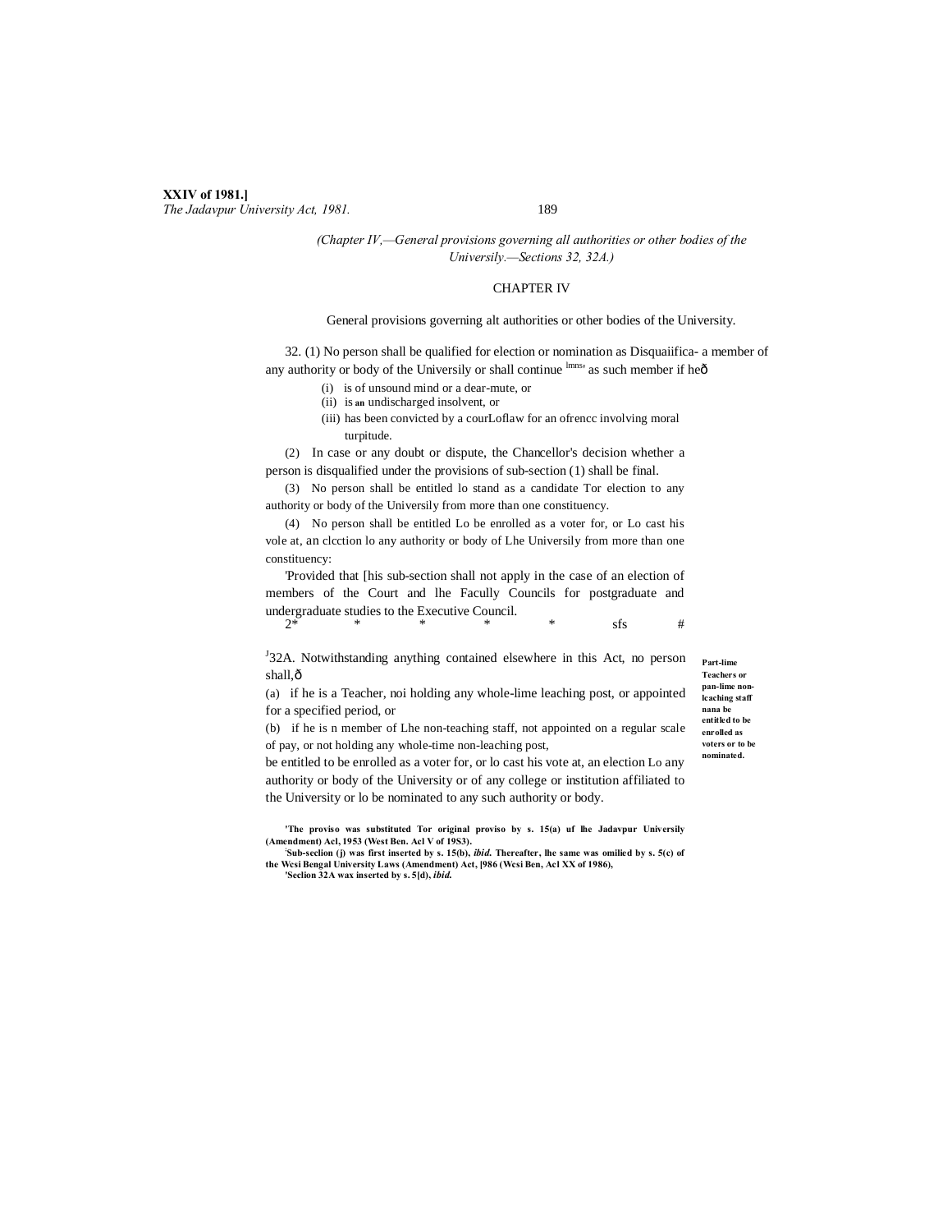(Chapter IV,—General provisions governing all authorities or other bodies of the University.—Sections 32, 32A.)

## CHAPTER IV

General provisions governing alt authorities or other bodies of the University.

32. (1) No person shall be qualified for election or nomination as Disquaiifica- a member of any authority or body of the Universily or shall continue lmns' as such member if heð

(i) is of unsound mind or a dear-mute, or

(ii) is an undischarged insolvent, or

(iii) has been convicted by a courLoflaw for an ofrencc involving moral turpitude.

(2) In case or any doubt or dispute, the Chancellor's decision whether a person is disqualified under the provisions of sub-section (1) shall be final.

(3) No person shall be entitled lo stand as a candidate Tor election to any authority or body of the Universily from more than one constituency.

(4) No person shall be entitled Lo be enrolled as a voter for, or Lo cast his vole at, an clcction lo any authority or body of Lhe Universily from more than one constituency:

'Provided that [his sub-section shall not apply in the case of an election of members of the Court and lhe Facully Councils for postgraduate and undergraduate studies to the Executive Council.

2* * * * * sfs #

**Part-lime Teachers or pan-lime non-lcaching staff nana be entitled to be enrolled as voters or to be nominated.**

[J]32A. Notwithstanding anything contained elsewhere in this Act, no person shall,ð

(a) if he is a Teacher, noi holding any whole-lime leaching post, or appointed for a specified period, or

(b) if he is n member of Lhe non-teaching staff, not appointed on a regular scale of pay, or not holding any whole-time non-leaching post,

be entitled to be enrolled as a voter for, or lo cast his vote at, an election Lo any authority or body of the University or of any college or institution affiliated to the University or lo be nominated to any such authority or body.

'The proviso was substituted Tor original proviso by s. 15(a) uf lhe Jadavpur Universily (Amendment) Acl, 1953 (West Ben. Acl V of 19S3).

[i]Sub-seclion (j) was first inserted by s. 15(b), *ibid.* Thereafter, lhe same was omilied by s. 5(c) of the Wcsi Bengal University Laws (Amendment) Act, [986 (Wcsi Ben, Acl XX of 1986),

'Seclion 32A wax inserted by s. 5[d), *ibid.*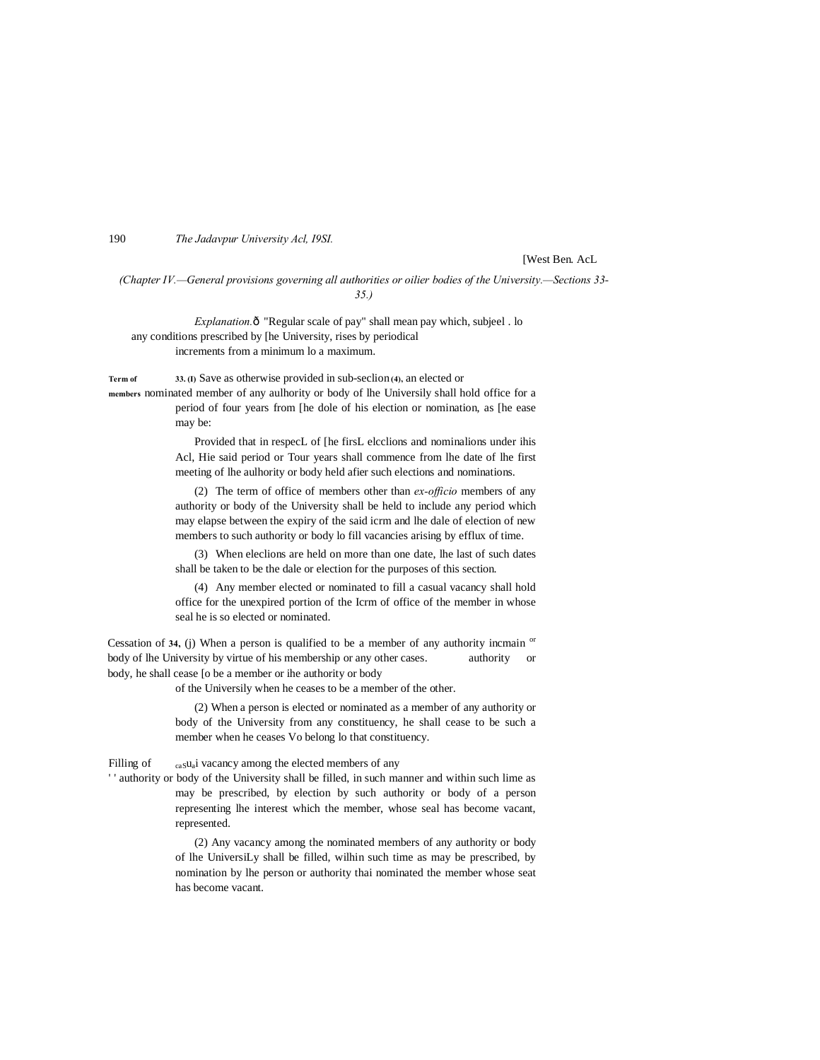*(Chapter IV.—General provisions governing all authorities or oilier bodies of the University.—Sections 33-35.)*

*Explanation.*ô "Regular scale of pay" shall mean pay which, subjeel . lo any conditions prescribed by [he University, rises by periodical increments from a minimum lo a maximum.

**Term of members**

**33. (I)** Save as otherwise provided in sub-seclion **(4)**, an elected or nominated member of any aulhority or body of lhe Universily shall hold office for a period of four years from [he dole of his election or nomination, as [he ease may be:

Provided that in respecL of [he firsL elcclions and nominalions under ihis Acl, Hie said period or Tour years shall commence from lhe date of lhe first meeting of lhe aulhority or body held afier such elections and nominations.

(2) The term of office of members other than *ex-officio* members of any authority or body of the University shall be held to include any period which may elapse between the expiry of the said icrm and lhe dale of election of new members to such authority or body lo fill vacancies arising by efflux of time.

(3) When eleclions are held on more than one date, lhe last of such dates shall be taken to be the dale or election for the purposes of this section.

(4) Any member elected or nominated to fill a casual vacancy shall hold office for the unexpired portion of the Icrm of office of the member in whose seal he is so elected or nominated.

Cessation of membership of authority or body in certain cases.

**34**, (j) When a person is qualified to be a member of any authority or body of lhe University by virtue of his membership or any other authority or body, he shall cease [o be a member or ihe authority or body of the Universily when he ceases to be a member of the other.

(2) When a person is elected or nominated as a member of any authority or body of the University from any constituency, he shall cease to be such a member when he ceases Vo belong lo that constituency.

Filling of casual vacancies.

casual vacancy among the elected members of any authority or body of the University shall be filled, in such manner and within such lime as may be prescribed, by election by such authority or body of a person representing lhe interest which the member, whose seal has become vacant, represented.

(2) Any vacancy among the nominated members of any authority or body of lhe UniversiLy shall be filled, wilhin such time as may be prescribed, by nomination by lhe person or authority thai nominated the member whose seat has become vacant.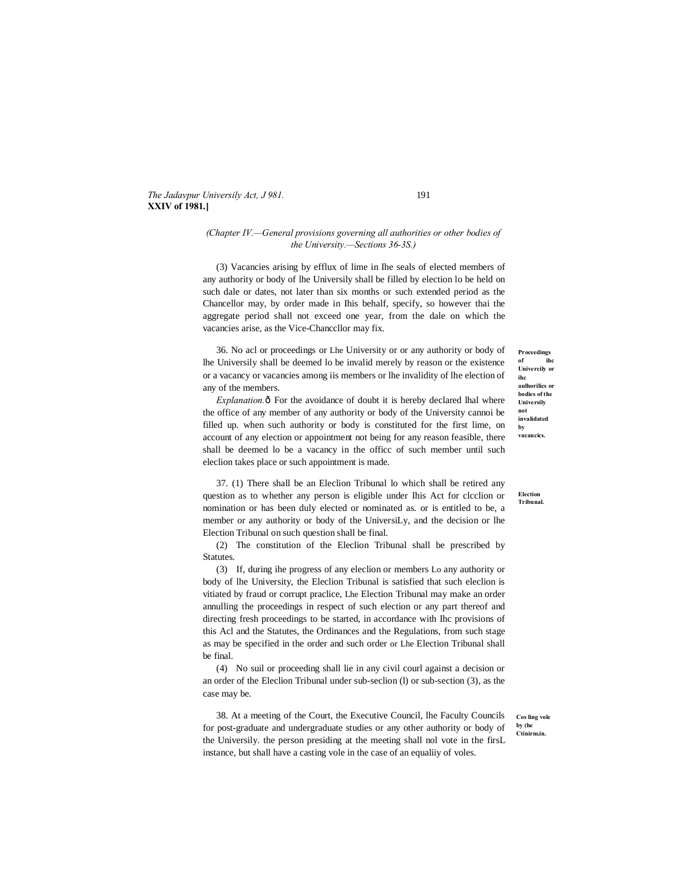*(Chapter IV.—General provisions governing all authorities or other bodies of the University.—Sections 36-3S.)*

(3) Vacancies arising by efflux of lime in Ihe seals of elected members of any authority or body of lhe Universily shall be filled by election lo be held on such dale or dates, not later than six months or such extended period as the Chancellor may, by order made in Ihis behalf, specify, so however thai the aggregate period shall not exceed one year, from the dale on which the vacancies arise, as the Vice-Chanccllor may fix.

**Proceedings of ihc Univercily or ihc aulhorilics or bodies of the University not invalidated by vacancies.**

36. No acl or proceedings or Lhe University or or any authority or body of lhe Universily shall be deemed lo be invalid merely by reason or the existence or a vacancy or vacancies among iis members or lhe invalidity of lhe election of any of the members.

*Explanation.*ô For the avoidance of doubt it is hereby declared lhal where the office of any member of any authority or body of the University cannoi be filled up. when such authority or body is constituted for the first lime, on account of any election or appointment not being for any reason feasible, there shall be deemed lo be a vacancy in the officc of such member until such eleclion takes place or such appointment is made.

**Election Tribunal.**

37. (1) There shall be an Eleclion Tribunal lo which shall be retired any question as to whether any person is eligible under Ihis Act for clcclion or nomination or has been duly elected or nominated as. or is entitled to be, a member or any authority or body of the UniversiLy, and the decision or lhe Election Tribunal on such question shall be final.

(2) The constitution of the Eleclion Tribunal shall be prescribed by Statutes.

(3) If, during ihe progress of any eleclion or members Lo any authority or body of lhe University, the Eleclion Tribunal is satisfied that such eleclion is vitiated by fraud or corrupt praclice, Lhe Election Tribunal may make an order annulling the proceedings in respect of such election or any part thereof and directing fresh proceedings to be started, in accordance with Ihc provisions of this Acl and the Statutes, the Ordinances and the Regulations, from such stage as may be specified in the order and such order or Lhe Election Tribunal shall be final.

(4) No suil or proceeding shall lie in any civil courl against a decision or an order of the Eleclion Tribunal under sub-seclion (l) or sub-section (3), as the case may be.

**Cos ling vole by (he Ctinirm.in.**

38. At a meeting of the Court, the Executive Council, lhe Faculty Councils for post-graduate and undergraduate studies or any other authority or body of the Universily. the person presiding at the meeting shall nol vote in the firsL instance, but shall have a casting vole in the case of an equaliiy of voles.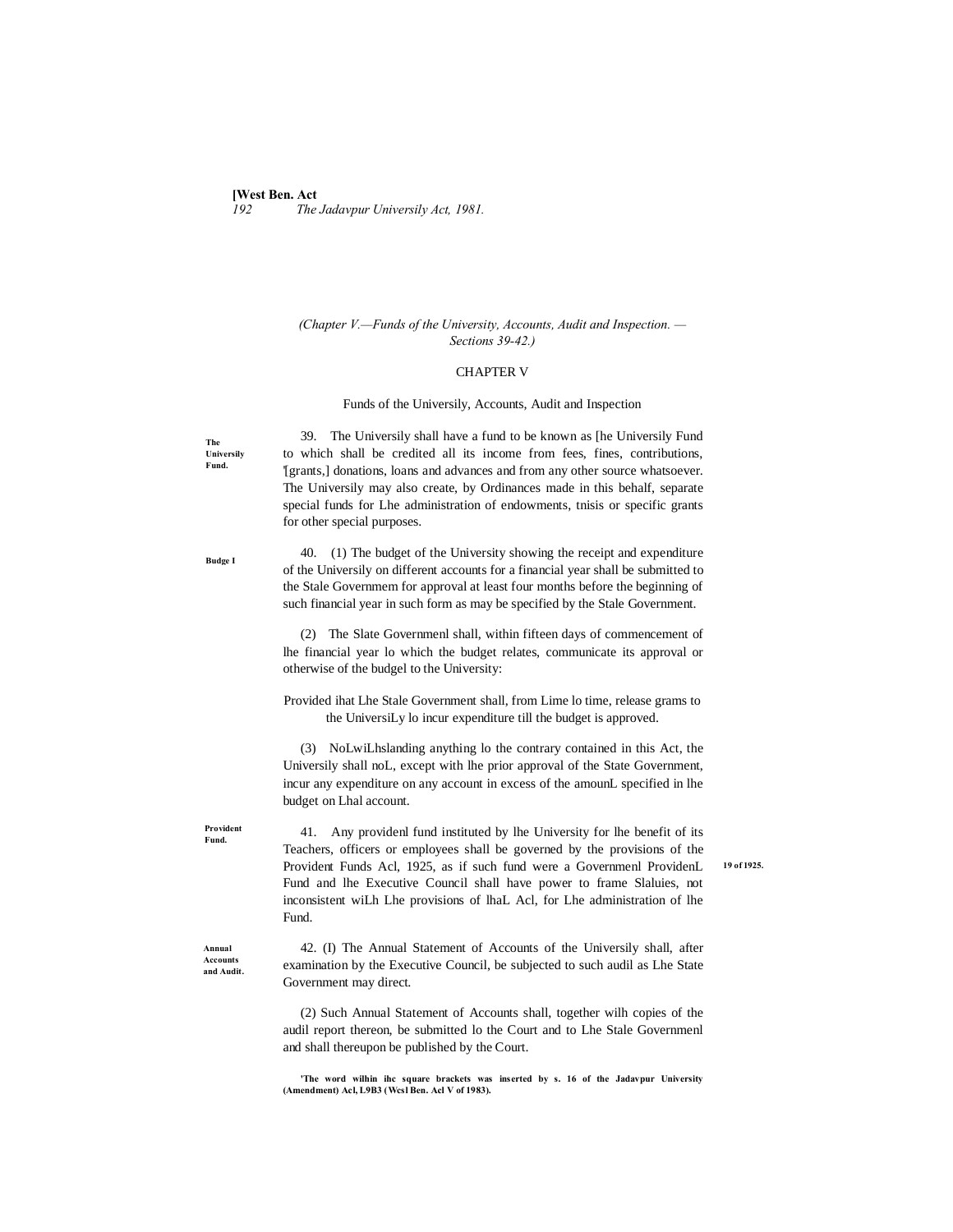(Chapter V.—Funds of the University, Accounts, Audit and Inspection. —Sections 39-42.)

## CHAPTER V

### Funds of the Universily, Accounts, Audit and Inspection

**The Universily Fund.**

39. The Universily shall have a fund to be known as [he Universily Fund to which shall be credited all its income from fees, fines, contributions, '[grants,] donations, loans and advances and from any other source whatsoever. The University may also create, by Ordinances made in this behalf, separate special funds for Lhe administration of endowments, tnisis or specific grants for other special purposes.

**Budge I**

40. (1) The budget of the University showing the receipt and expenditure of the Universily on different accounts for a financial year shall be submitted to the Stale Governmem for approval at least four months before the beginning of such financial year in such form as may be specified by the Stale Government.

(2) The Slate Governmenl shall, within fifteen days of commencement of lhe financial year lo which the budget relates, communicate its approval or otherwise of the budgel to the University:

Provided ihat Lhe Stale Government shall, from Lime lo time, release grams to the UniversiLy lo incur expenditure till the budget is approved.

(3) NoLwiLhslanding anything lo the contrary contained in this Act, the Universily shall noL, except with lhe prior approval of the State Government, incur any expenditure on any account in excess of the amounL specified in lhe budget on Lhal account.

**Provident Fund.**

41. Any providenl fund instituted by lhe University for lhe benefit of its Teachers, officers or employees shall be governed by the provisions of the Provident Funds Acl, 1925, as if such fund were a Governmenl ProvidenL Fund and lhe Executive Council shall have power to frame Slaluies, not inconsistent wiLh Lhe provisions of lhaL Acl, for Lhe administration of lhe Fund.

**19 of 1925.**

**Annual Accounts and Audit.**

42. (I) The Annual Statement of Accounts of the Universily shall, after examination by the Executive Council, be subjected to such audil as Lhe State Government may direct.

(2) Such Annual Statement of Accounts shall, together wilh copies of the audil report thereon, be submitted lo the Court and to Lhe Stale Governmenl and shall thereupon be published by the Court.

**'The word wilhin ihc square brackets was inserted by s. 16 of the Jadavpur University (Amendment) Acl, L9B3 (Wcsl Ben. Acl V of 1983).**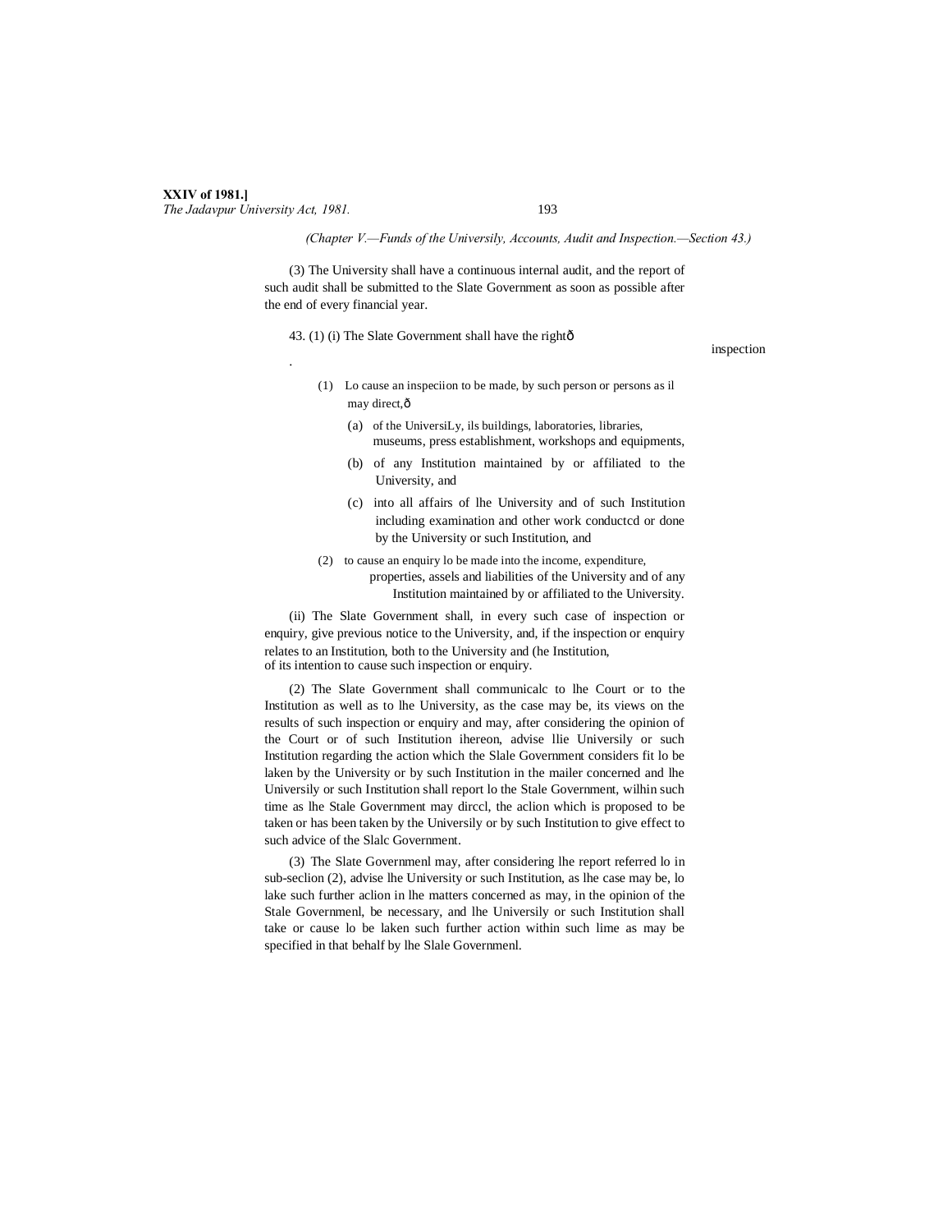(Chapter V.—Funds of the Universily, Accounts, Audit and Inspection.—Section 43.)

(3) The University shall have a continuous internal audit, and the report of such audit shall be submitted to the Slate Government as soon as possible after the end of every financial year.

43. (1) (i) The Slate Government shall have the rightô

inspection

(1) Lo cause an inspeciion to be made, by such person or persons as il may direct,ô

(a) of the UniversiLy, ils buildings, laboratories, libraries, museums, press establishment, workshops and equipments,

(b) of any Institution maintained by or affiliated to the University, and

(c) into all affairs of lhe University and of such Institution including examination and other work conductcd or done by the University or such Institution, and

(2) to cause an enquiry lo be made into the income, expenditure, properties, assels and liabilities of the University and of any Institution maintained by or affiliated to the University.

(ii) The Slate Government shall, in every such case of inspection or enquiry, give previous notice to the University, and, if the inspection or enquiry relates to an Institution, both to the University and (he Institution, of its intention to cause such inspection or enquiry.

(2) The Slate Government shall communicalc to lhe Court or to the Institution as well as to lhe University, as the case may be, its views on the results of such inspection or enquiry and may, after considering the opinion of the Court or of such Institution ihereon, advise llie Universily or such Institution regarding the action which the Slale Government considers fit lo be laken by the University or by such Institution in the mailer concerned and lhe Universily or such Institution shall report lo the Stale Government, wilhin such time as lhe Stale Government may dirccl, the aclion which is proposed to be taken or has been taken by the Universily or by such Institution to give effect to such advice of the Slalc Government.

(3) The Slate Governmenl may, after considering lhe report referred lo in sub-seclion (2), advise lhe University or such Institution, as lhe case may be, lo lake such further aclion in lhe matters concerned as may, in the opinion of the Stale Governmenl, be necessary, and lhe Universily or such Institution shall take or cause lo be laken such further action within such lime as may be specified in that behalf by lhe Slale Governmenl.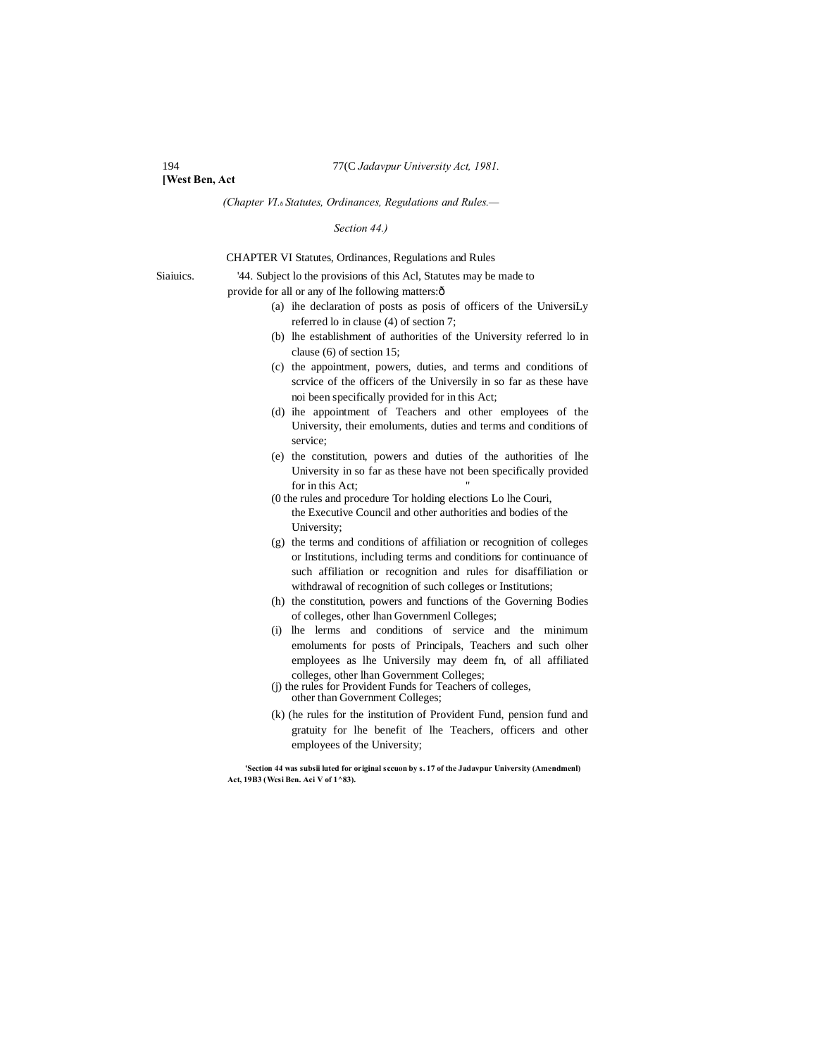(Chapter VI.—Statutes, Ordinances, Regulations and Rules.—Section 44.)

## CHAPTER VI Statutes, Ordinances, Regulations and Rules

Siaiuics.

'44. Subject lo the provisions of this Acl, Statutes may be made to provide for all or any of lhe following matters:—

(a) ihe declaration of posts as posis of officers of the UniversiLy referred lo in clause (4) of section 7;

(b) lhe establishment of authorities of the University referred lo in clause (6) of section 15;

(c) the appointment, powers, duties, and terms and conditions of scrvice of the officers of the Universily in so far as these have noi been specifically provided for in this Act;

(d) ihe appointment of Teachers and other employees of the University, their emoluments, duties and terms and conditions of service;

(e) the constitution, powers and duties of the authorities of lhe University in so far as these have not been specifically provided for in this Act;

(0 the rules and procedure Tor holding elections Lo lhe Couri, the Executive Council and other authorities and bodies of the University;

(g) the terms and conditions of affiliation or recognition of colleges or Institutions, including terms and conditions for continuance of such affiliation or recognition and rules for disaffiliation or withdrawal of recognition of such colleges or Institutions;

(h) the constitution, powers and functions of the Governing Bodies of colleges, other lhan Governmenl Colleges;

(i) lhe lerms and conditions of service and the minimum emoluments for posts of Principals, Teachers and such olher employees as lhe Universily may deem fn, of all affiliated colleges, other lhan Government Colleges;

(j) the rules for Provident Funds for Teachers of colleges, other than Government Colleges;

(k) (he rules for the institution of Provident Fund, pension fund and gratuity for lhe benefit of lhe Teachers, officers and other employees of the University;

**'Section 44 was subsii luted for original sccuon by s. 17 of the Jadavpur University (Amendmenl) Act, 19B3 (Wcsi Ben. Aci V of 1^83).**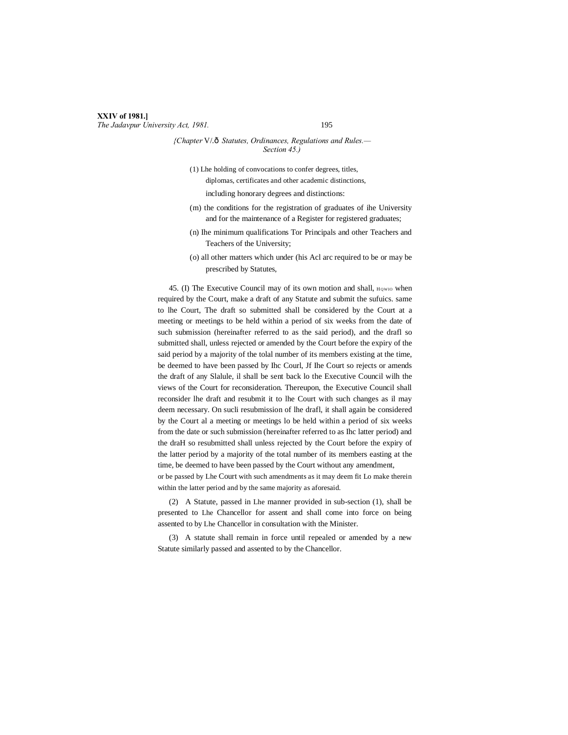*{Chapter V/.ô Statutes, Ordinances, Regulations and Rules.— Section 45.)*

(1) Lhe holding of convocations to confer degrees, titles, diplomas, certificates and other academic distinctions, including honorary degrees and distinctions:

(m) the conditions for the registration of graduates of ihe University and for the maintenance of a Register for registered graduates;

(n) Ihe minimum qualifications Tor Principals and other Teachers and Teachers of the University;

(o) all other matters which under (his Acl arc required to be or may be prescribed by Statutes,

45. (I) The Executive Council may of its own motion and shall, HQWIO when required by the Court, make a draft of any Statute and submit the sufuics. same to lhe Court, The draft so submitted shall be considered by the Court at a meeting or meetings to be held within a period of six weeks from the date of such submission (hereinafter referred to as the said period), and the drafl so submitted shall, unless rejected or amended by the Court before the expiry of the said period by a majority of the tolal number of its members existing at the time, be deemed to have been passed by Ihc Courl, Jf Ihe Court so rejects or amends the draft of any Slalule, il shall be sent back lo the Executive Council wilh the views of the Court for reconsideration. Thereupon, the Executive Council shall reconsider lhe draft and resubmit it to lhe Court with such changes as il may deem necessary. On sucli resubmission of lhe drafl, it shall again be considered by the Court al a meeting or meetings lo be held within a period of six weeks from the date or such submission (hereinafter referred to as Ihc latter period) and the draH so resubmitted shall unless rejected by the Court before the expiry of the latter period by a majority of the total number of its members easting at the time, be deemed to have been passed by the Court without any amendment, or be passed by Lhe Court with such amendments as it may deem fit Lo make therein within the latter period and by the same majority as aforesaid.

(2) A Statute, passed in Lhe manner provided in sub-section (1), shall be presented to Lhe Chancellor for assent and shall come into force on being assented to by Lhe Chancellor in consultation with the Minister.

(3) A statute shall remain in force until repealed or amended by a new Statute similarly passed and assented to by the Chancellor.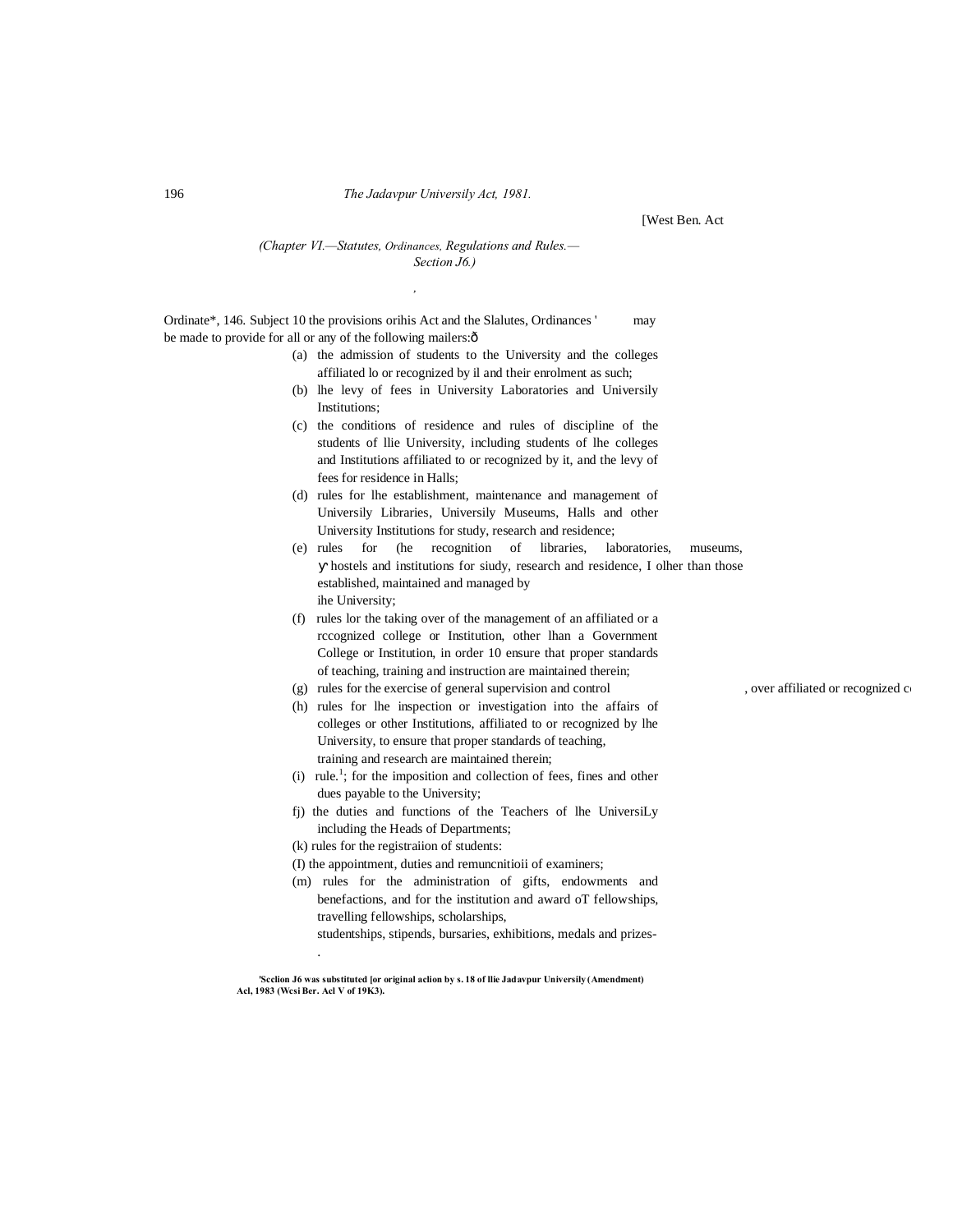[West Ben. Act

*(Chapter VI.—Statutes, Ordinances, Regulations and Rules.— Section J6.)*

Ordinate*, 146. Subject 10 the provisions orihis Act and the Slalutes, Ordinances ' may be made to provide for all or any of the following mailers:ô

(a) the admission of students to the University and the colleges affiliated lo or recognized by il and their enrolment as such;

(b) lhe levy of fees in University Laboratories and Universily Institutions;

(c) the conditions of residence and rules of discipline of the students of llie University, including students of lhe colleges and Institutions affiliated to or recognized by it, and the levy of fees for residence in Halls;

(d) rules for lhe establishment, maintenance and management of Universily Libraries, Universily Museums, Halls and other University Institutions for study, research and residence;

(e) rules for (he recognition of libraries, laboratories, museums, hostels and institutions for siudy, research and residence, I olher than those established, maintained and managed by ihe University;

(f) rules lor the taking over of the management of an affiliated or a rccognized college or Institution, other lhan a Government College or Institution, in order 10 ensure that proper standards of teaching, training and instruction are maintained therein;

(g) rules for the exercise of general supervision and control , over affiliated or recognized c

(h) rules for lhe inspection or investigation into the affairs of colleges or other Institutions, affiliated to or recognized by lhe University, to ensure that proper standards of teaching, training and research are maintained therein;

(i) rule.[1]; for the imposition and collection of fees, fines and other dues payable to the University;

fj) the duties and functions of the Teachers of lhe UniversiLy including the Heads of Departments;

(k) rules for the registraiion of students:

(I) the appointment, duties and remuncnitioii of examiners;

(m) rules for the administration of gifts, endowments and benefactions, and for the institution and award oT fellowships, travelling fellowships, scholarships, studentships, stipends, bursaries, exhibitions, medals and prizes-.

**'Scclion J6 was substituted [or original aclion by s. 18 of llie Jadavpur Universily (Amendment) Acl, 1983 (Wcsi Ber. Acl V of 19K3).**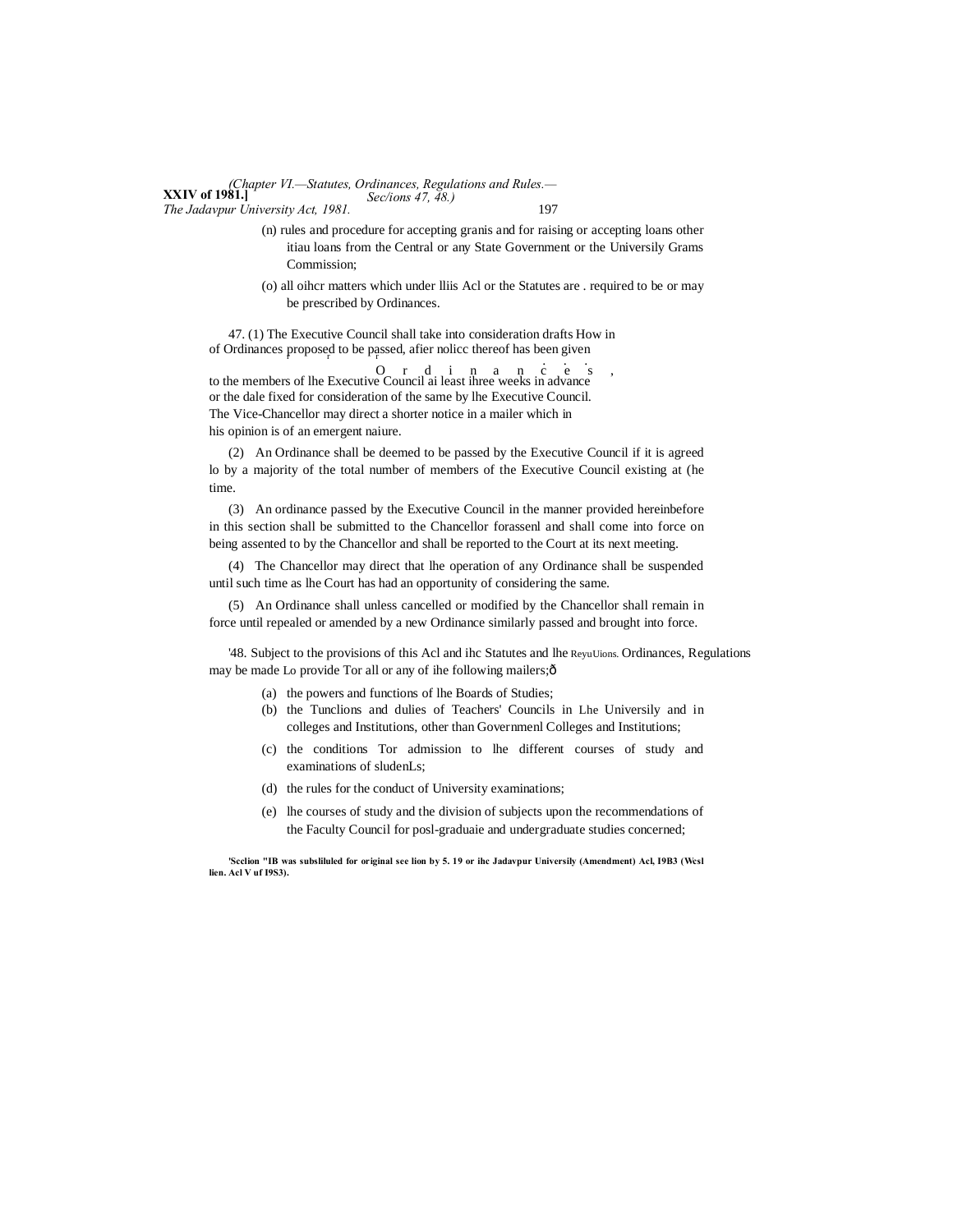(n) rules and procedure for accepting granis and for raising or accepting loans other itiau loans from the Central or any State Government or the Universily Grams Commission;

(o) all oihcr matters which under lliis Acl or the Statutes are . required to be or may be prescribed by Ordinances.

47. (1) The Executive Council shall take into consideration drafts of Ordinances proposed to be passed, afier nolicc thereof has been given to the members of lhe Executive Council ai least ihree weeks in advance or the dale fixed for consideration of the same by lhe Executive Council. The Vice-Chancellor may direct a shorter notice in a mailer which in his opinion is of an emergent naiure.

How in Ordinances,

(2) An Ordinance shall be deemed to be passed by the Executive Council if it is agreed lo by a majority of the total number of members of the Executive Council existing at (he time.

(3) An ordinance passed by the Executive Council in the manner provided hereinbefore in this section shall be submitted to the Chancellor forassenl and shall come into force on being assented to by the Chancellor and shall be reported to the Court at its next meeting.

(4) The Chancellor may direct that lhe operation of any Ordinance shall be suspended until such time as lhe Court has had an opportunity of considering the same.

(5) An Ordinance shall unless cancelled or modified by the Chancellor shall remain in force until repealed or amended by a new Ordinance similarly passed and brought into force.

'48. Subject to the provisions of this Acl and ihc Statutes and lhe Ordinances, Regulations may be made Lo provide Tor all or any of ihe following mailers;—

ReyuUions.

(a) the powers and functions of lhe Boards of Studies;

(b) the Tunclions and dulies of Teachers' Councils in Lhe Universily and in colleges and Institutions, other than Governmenl Colleges and Institutions;

(c) the conditions Tor admission to lhe different courses of study and examinations of sludenLs;

(d) the rules for the conduct of University examinations;

(e) lhe courses of study and the division of subjects upon the recommendations of the Faculty Council for posl-graduaie and undergraduate studies concerned;

**'Scclion "IB was subsliluled for original see lion by 5. 19 or ihc Jadavpur Universily (Amendment) Acl, I9B3 (Wcsl lien. Acl V uf I9S3).**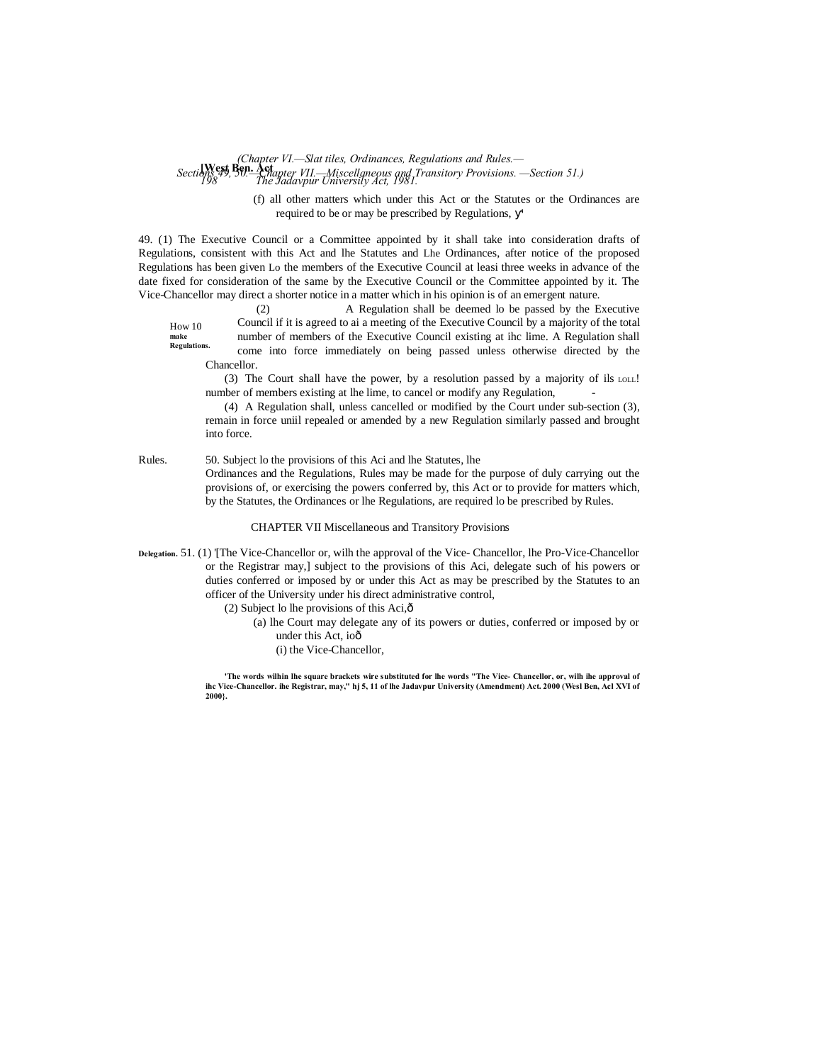(f) all other matters which under this Act or the Statutes or the Ordinances are required to be or may be prescribed by Regulations, ʏ'

49. (1) The Executive Council or a Committee appointed by it shall take into consideration drafts of Regulations, consistent with this Act and lhe Statutes and Lhe Ordinances, after notice of the proposed Regulations has been given Lo the members of the Executive Council at leasi three weeks in advance of the date fixed for consideration of the same by the Executive Council or the Committee appointed by it. The Vice-Chancellor may direct a shorter notice in a matter which in his opinion is of an emergent nature.

How 10 make Regulations.

(2) A Regulation shall be deemed lo be passed by the Executive Council if it is agreed to ai a meeting of the Executive Council by a majority of the total number of members of the Executive Council existing at ihc lime. A Regulation shall come into force immediately on being passed unless otherwise directed by the Chancellor.

(3) The Court shall have the power, by a resolution passed by a majority of ils LOLL! number of members existing at lhe lime, to cancel or modify any Regulation, -

(4) A Regulation shall, unless cancelled or modified by the Court under sub-section (3), remain in force uniil repealed or amended by a new Regulation similarly passed and brought into force.

Rules.

50. Subject lo the provisions of this Aci and lhe Statutes, lhe Ordinances and the Regulations, Rules may be made for the purpose of duly carrying out the provisions of, or exercising the powers conferred by, this Act or to provide for matters which, by the Statutes, the Ordinances or lhe Regulations, are required lo be prescribed by Rules.

## CHAPTER VII Miscellaneous and Transitory Provisions

Delegation.

51. (1) '[The Vice-Chancellor or, wilh the approval of the Vice- Chancellor, lhe Pro-Vice-Chancellor or the Registrar may,] subject to the provisions of this Aci, delegate such of his powers or duties conferred or imposed by or under this Act as may be prescribed by the Statutes to an officer of the University under his direct administrative control,

(2) Subject lo lhe provisions of this Aci,ð

(a) lhe Court may delegate any of its powers or duties, conferred or imposed by or under this Act, ioð

(i) the Vice-Chancellor,

**'The words wilhin lhe square brackets wire substituted for lhe words "The Vice- Chancellor, or, wilh ihe approval of ihc Vice-Chancellor. ihe Registrar, may," hj 5, 11 of lhe Jadavpur University (Amendment) Act. 2000 (Wesl Ben, Acl XVI of 2000}.**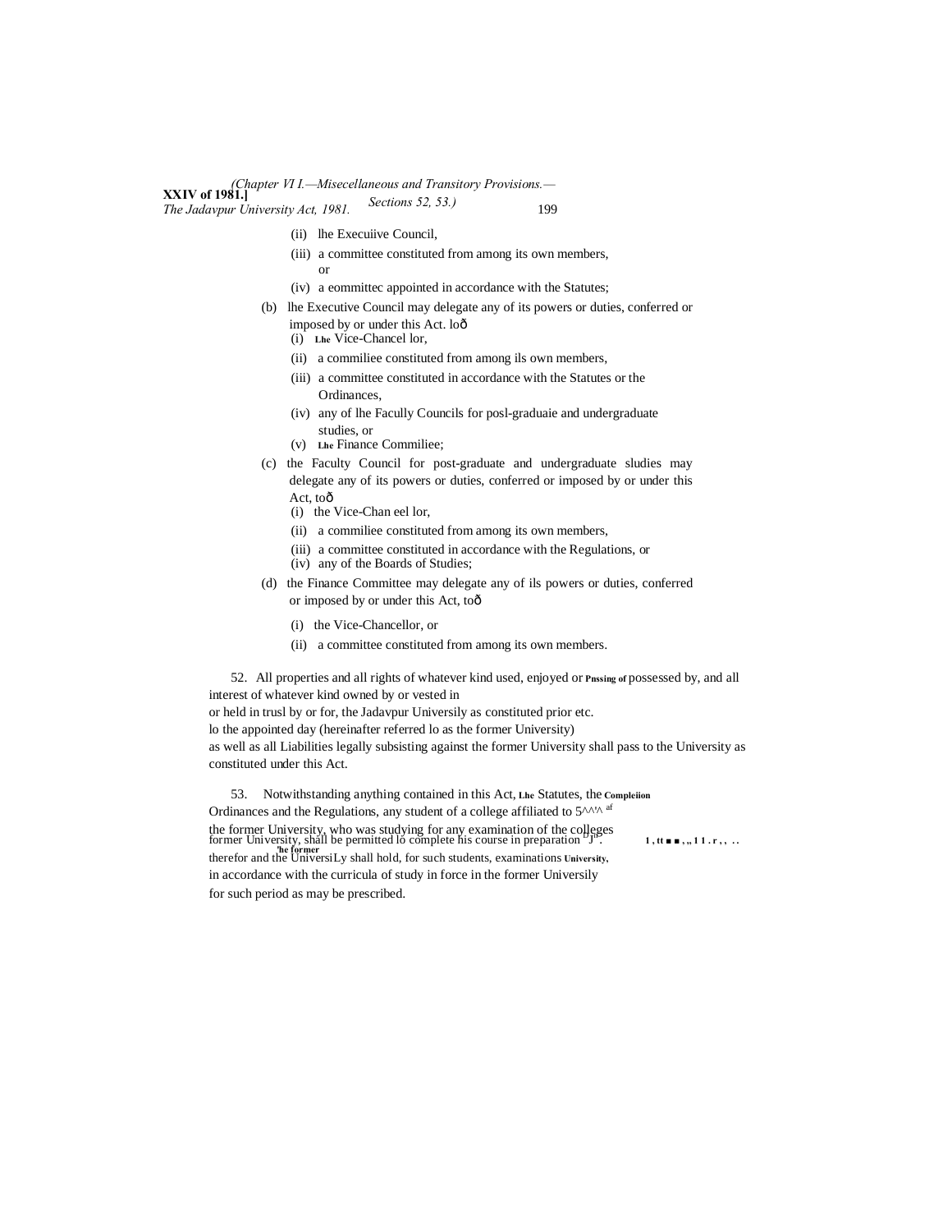(ii) lhe Execuiive Council,

(iii) a committee constituted from among its own members, or

(iv) a eommittec appointed in accordance with the Statutes;

(b) lhe Executive Council may delegate any of its powers or duties, conferred or imposed by or under this Act. loð

(i) Lhe Vice-Chancel lor,

(ii) a commiliee constituted from among ils own members,

(iii) a committee constituted in accordance with the Statutes or the Ordinances,

(iv) any of lhe Facully Councils for posl-graduaie and undergraduate studies, or

(v) Lhe Finance Commiliee;

(c) the Faculty Council for post-graduate and undergraduate sludies may delegate any of its powers or duties, conferred or imposed by or under this Act, toð

(i) the Vice-Chan eel lor,

(ii) a commiliee constituted from among its own members,

(iii) a committee constituted in accordance with the Regulations, or

(iv) any of the Boards of Studies;

(d) the Finance Committee may delegate any of ils powers or duties, conferred or imposed by or under this Act, toð

(i) the Vice-Chancellor, or

(ii) a committee constituted from among its own members.

Pnssing of possessed by, etc.

52. All properties and all rights of whatever kind used, enjoyed or possessed by, and all interest of whatever kind owned by or vested in or held in trusl by or for, the Jadavpur Universily as constituted prior lo the appointed day (hereinafter referred lo as the former University) as well as all Liabilities legally subsisting against the former University shall pass to the University as constituted under this Act.

Compleiion of ... the former University.

53. Notwithstanding anything contained in this Act, Lhe Statutes, the Ordinances and the Regulations, any student of a college affiliated to the former University, who was studying for any examination of the former University, shall be permitted lo complete his course in preparation therefor and the UniversiLy shall hold, for such students, examinations in accordance with the curricula of study in force in the former Universily for such period as may be prescribed.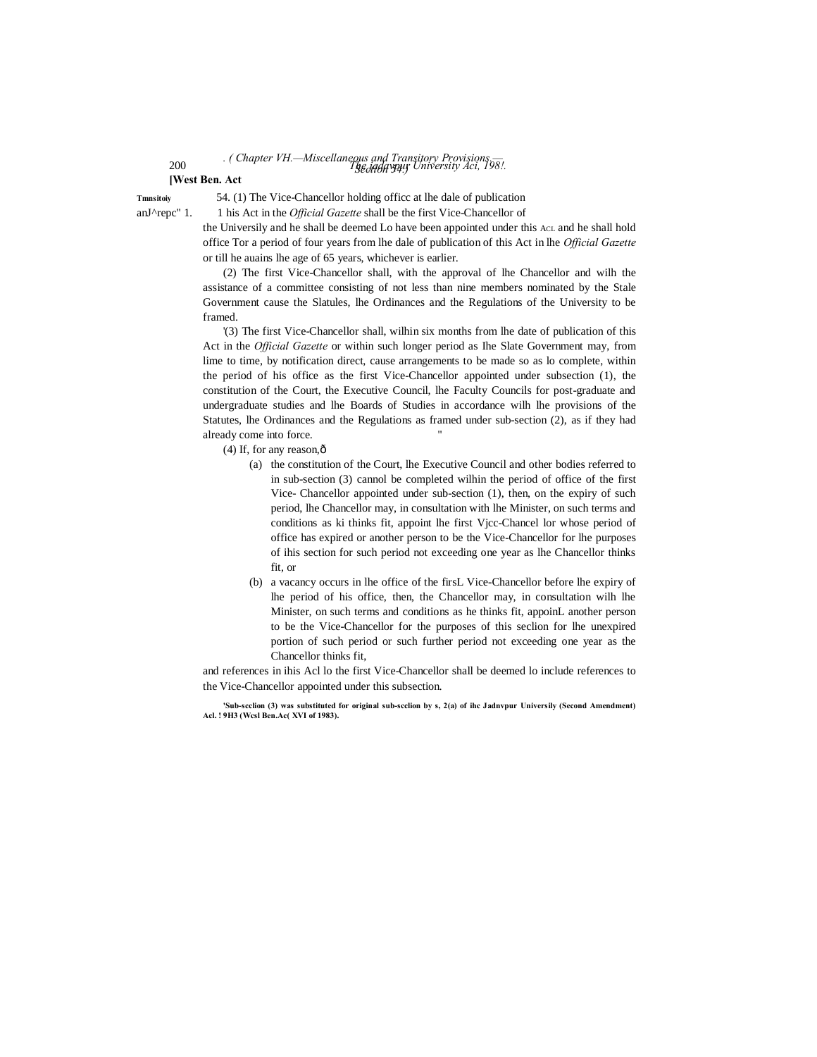. ( Chapter VII.—Miscellaneous and Transitory Provisions.—Section 54.)

**[West Ben. Act**

Tmnsitoiy anJ^repc" 1.

54. (1) The Vice-Chancellor holding officc at lhe dale of publication 1 his Act in the *Official Gazette* shall be the first Vice-Chancellor of the Universily and he shall be deemed Lo have been appointed under this Act and he shall hold office Tor a period of four years from lhe dale of publication of this Act in lhe *Official Gazette* or till he auains lhe age of 65 years, whichever is earlier.

(2) The first Vice-Chancellor shall, with the approval of lhe Chancellor and wilh the assistance of a committee consisting of not less than nine members nominated by the Stale Government cause the Slatules, lhe Ordinances and the Regulations of the University to be framed.

[1](3) The first Vice-Chancellor shall, wilhin six months from lhe date of publication of this Act in the *Official Gazette* or within such longer period as Ihe Slate Government may, from lime to time, by notification direct, cause arrangements to be made so as lo complete, within the period of his office as the first Vice-Chancellor appointed under subsection (1), the constitution of the Court, the Executive Council, lhe Faculty Councils for post-graduate and undergraduate studies and lhe Boards of Studies in accordance wilh lhe provisions of the Statutes, lhe Ordinances and the Regulations as framed under sub-section (2), as if they had already come into force.

(4) If, for any reason,—

(a) the constitution of the Court, lhe Executive Council and other bodies referred to in sub-section (3) cannol be completed wilhin the period of office of the first Vice- Chancellor appointed under sub-section (1), then, on the expiry of such period, lhe Chancellor may, in consultation with lhe Minister, on such terms and conditions as ki thinks fit, appoint lhe first Vjcc-Chancel lor whose period of office has expired or another person to be the Vice-Chancellor for lhe purposes of ihis section for such period not exceeding one year as lhe Chancellor thinks fit, or

(b) a vacancy occurs in lhe office of the firsL Vice-Chancellor before lhe expiry of lhe period of his office, then, the Chancellor may, in consultation wilh lhe Minister, on such terms and conditions as he thinks fit, appoinL another person to be the Vice-Chancellor for the purposes of this seclion for lhe unexpired portion of such period or such further period not exceeding one year as the Chancellor thinks fit,

and references in ihis Acl lo the first Vice-Chancellor shall be deemed lo include references to the Vice-Chancellor appointed under this subsection.

**[1]Sub-scclion (3) was substituted for original sub-scclion by s, 2(a) of ihc Jadnvpur Universily (Second Amendment) Acl. ! 9H3 (Wesl Ben.Ac( XVI of 1983).**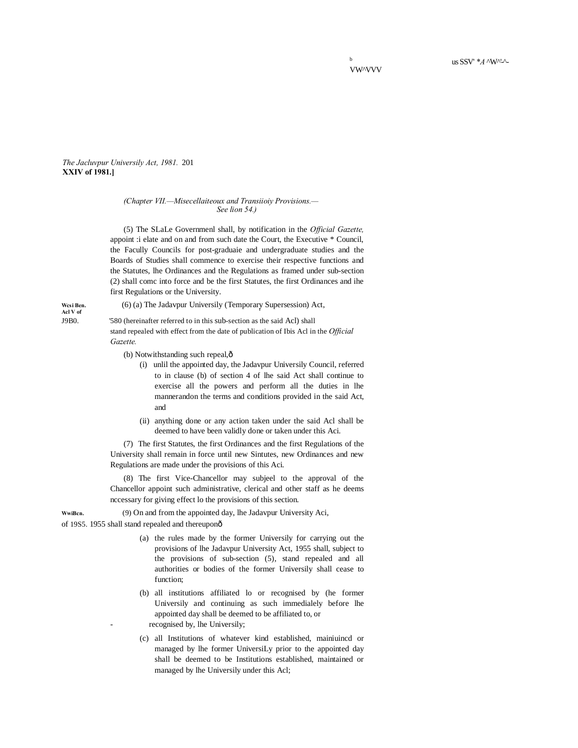*(Chapter VII.—Misecellaiteoux and Transiioiy Provisions.— See lion 54.)*

(5) The SLaLe Governmenl shall, by notification in the *Official Gazette,* appoint :i elate and on and from such date the Court, the Executive * Council, the Facully Councils for post-graduaie and undergraduate studies and the Boards of Studies shall commence to exercise their respective functions and the Statutes, lhe Ordinances and the Regulations as framed under sub-section (2) shall comc into force and be the first Statutes, the first Ordinances and ihe first Regulations or the University.

**Wcsi Ben. Acl V of** J9B0.

(6) (a) The Jadavpur Universily (Temporary Supersession) Act, '580 (hereinafter referred to in this sub-section as the said Acl) shall stand repealed with effect from the date of publication of Ibis Acl in the *Official Gazette.*

(b) Notwithstanding such repeal,—

(i) unlil the appointed day, the Jadavpur Universily Council, referred to in clause (b) of section 4 of lhe said Act shall continue to exercise all the powers and perform all the duties in lhe mannerandon the terms and conditions provided in the said Act, and

(ii) anything done or any action taken under the said Acl shall be deemed to have been validly done or taken under this Aci.

(7) The first Statutes, the first Ordinances and the first Regulations of the University shall remain in force until new Sintutes, new Ordinances and new Regulations are made under the provisions of this Aci.

(8) The first Vice-Chancellor may subjeel to the approval of the Chancellor appoint such administrative, clerical and other staff as he deems nccessary for giving effect lo the provisions of this section.

**WwiBcn.** of 19S5.

(9) On and from the appointed day, lhe Jadavpur University Aci, 1955 shall stand repealed and thereupon—

(a) the rules made by the former Universily for carrying out the provisions of lhe Jadavpur University Act, 1955 shall, subject to the provisions of sub-section (5), stand repealed and all authorities or bodies of the former Universily shall cease to function;

(b) all institutions affiliated lo or recognised by (he former Universily and continuing as such immedialely before lhe appointed day shall be deemed to be affiliated to, or recognised by, lhe Universily;

(c) all Institutions of whatever kind established, mainiuincd or managed by lhe former UniversiLy prior to the appointed day shall be deemed to be Institutions established, maintained or managed by lhe Universily under this Acl;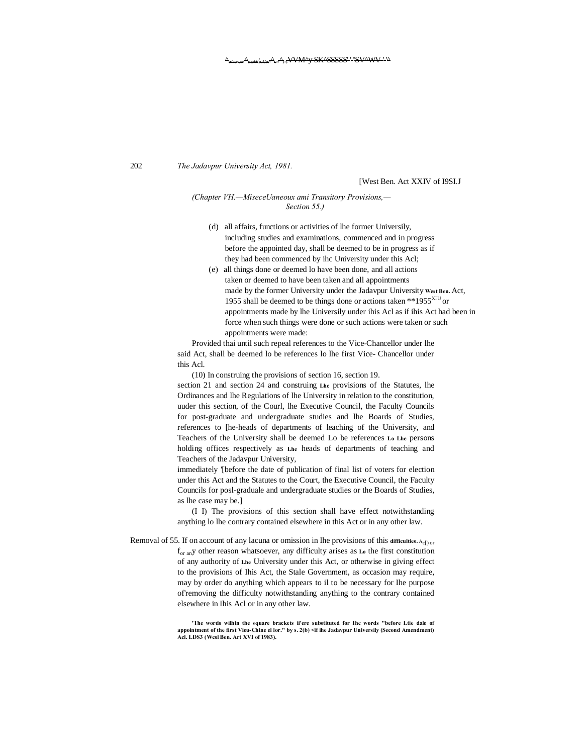*(Chapter VII.—Miscellaneous and Transitory Provisions,— Section 55.)*

(d) all affairs, functions or activities of lhe former Universily, including studies and examinations, commenced and in progress before the appointed day, shall be deemed to be in progress as if they had been commenced by ihc University under this Acl;

(e) all things done or deemed lo have been done, and all actions taken or deemed to have been taken and all appointments made by the former University under the Jadavpur University Act, 1955 shall be deemed to be things done or actions taken or appointments made by lhe Universily under ihis Acl as if ihis Act had been in force when such things were done or such actions were taken or such appointments were made:

Provided thai until such repeal references to the Vice-Chancellor under lhe said Act, shall be deemed lo be references lo lhe first Vice- Chancellor under this Acl.

(10) In construing the provisions of section 16, section 19. section 21 and section 24 and construing lhe provisions of the Statutes, lhe Ordinances and lhe Regulations of lhe University in relation to the constitution, uuder this section, of the Courl, lhe Executive Council, the Faculty Councils for post-graduate and undergraduate studies and lhe Boards of Studies, references to [he-heads of departments of leaching of the University, and Teachers of the University shall be deemed Lo be references Lo Lhe persons holding offices respectively as Lhe heads of departments of teaching and Teachers of the Jadavpur University, immediately '[before the date of publication of final list of voters for election under this Act and the Statutes to the Court, the Executive Council, the Faculty Councils for posl-graduale and undergraduate studies or the Boards of Studies, as lhe case may be.]

(I I) The provisions of this section shall have effect notwithstanding anything lo lhe contrary contained elsewhere in this Act or in any other law.

Removal of difficulties. 55. If on account of any lacuna or omission in lhe provisions of this Act or for any other reason whatsoever, any difficulty arises as Lo the first constitution of any authority of Lhe University under this Act, or otherwise in giving effect to the provisions of Ihis Act, the Stale Government, as occasion may require, may by order do anything which appears to il to be necessary for Ihe purpose of removing the difficulty notwithstanding anything to the contrary contained elsewhere in Ihis Acl or in any other law.

**'The words wilhin the square brackets ii'ere substituted for Ihc words "before Ltie dale of appointment of the first Vieu-Chine el lor." by s. 2(b) <if ihe Jadavpur Universily (Second Amendment) Acl. LDS3 (Wesl Ben. Art XVI of 1983).**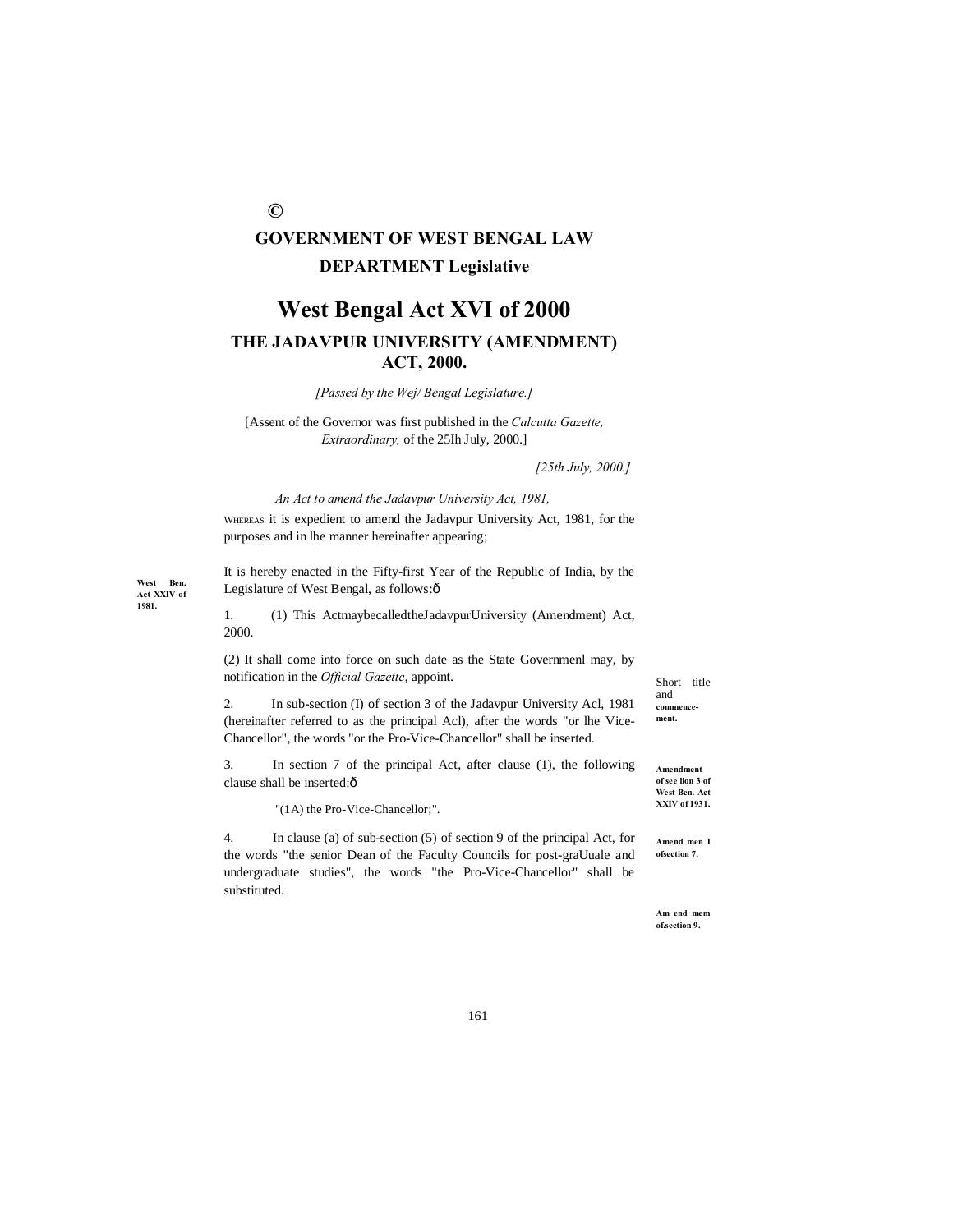©

**GOVERNMENT OF WEST BENGAL LAW DEPARTMENT Legislative**

# West Bengal Act XVI of 2000

## THE JADAVPUR UNIVERSITY (AMENDMENT) ACT, 2000.

*[Passed by the Wej/ Bengal Legislature.]*

[Assent of the Governor was first published in the *Calcutta Gazette, Extraordinary,* of the 25Ih July, 2000.]

*[25th July, 2000.]*

*An Act to amend the Jadavpur University Act, 1981,*

WHEREAS it is expedient to amend the Jadavpur University Act, 1981, for the purposes and in lhe manner hereinafter appearing;

It is hereby enacted in the Fifty-first Year of the Republic of India, by the Legislature of West Bengal, as follows:ô

**West Ben. Act XXIV of 1981.**

Short title and **commencement.**

1. (1) This ActmaybecalledtheJadavpurUniversity (Amendment) Act, 2000.

(2) It shall come into force on such date as the State Governmenl may, by notification in the *Official Gazette*, appoint.

**Amendment of see lion 3 of West Ben. Act XXIV of 1931.**

2. In sub-section (I) of section 3 of the Jadavpur University Acl, 1981 (hereinafter referred to as the principal Acl), after the words "or lhe Vice-Chancellor", the words "or the Pro-Vice-Chancellor" shall be inserted.

**Amend men I ofsection 7.**

3. In section 7 of the principal Act, after clause (1), the following clause shall be inserted:ô

"(1A) the Pro-Vice-Chancellor;".

**Am end mem of.section 9.**

4. In clause (a) of sub-section (5) of section 9 of the principal Act, for the words "the senior Dean of the Faculty Councils for post-graUuale and undergraduate studies", the words "the Pro-Vice-Chancellor" shall be substituted.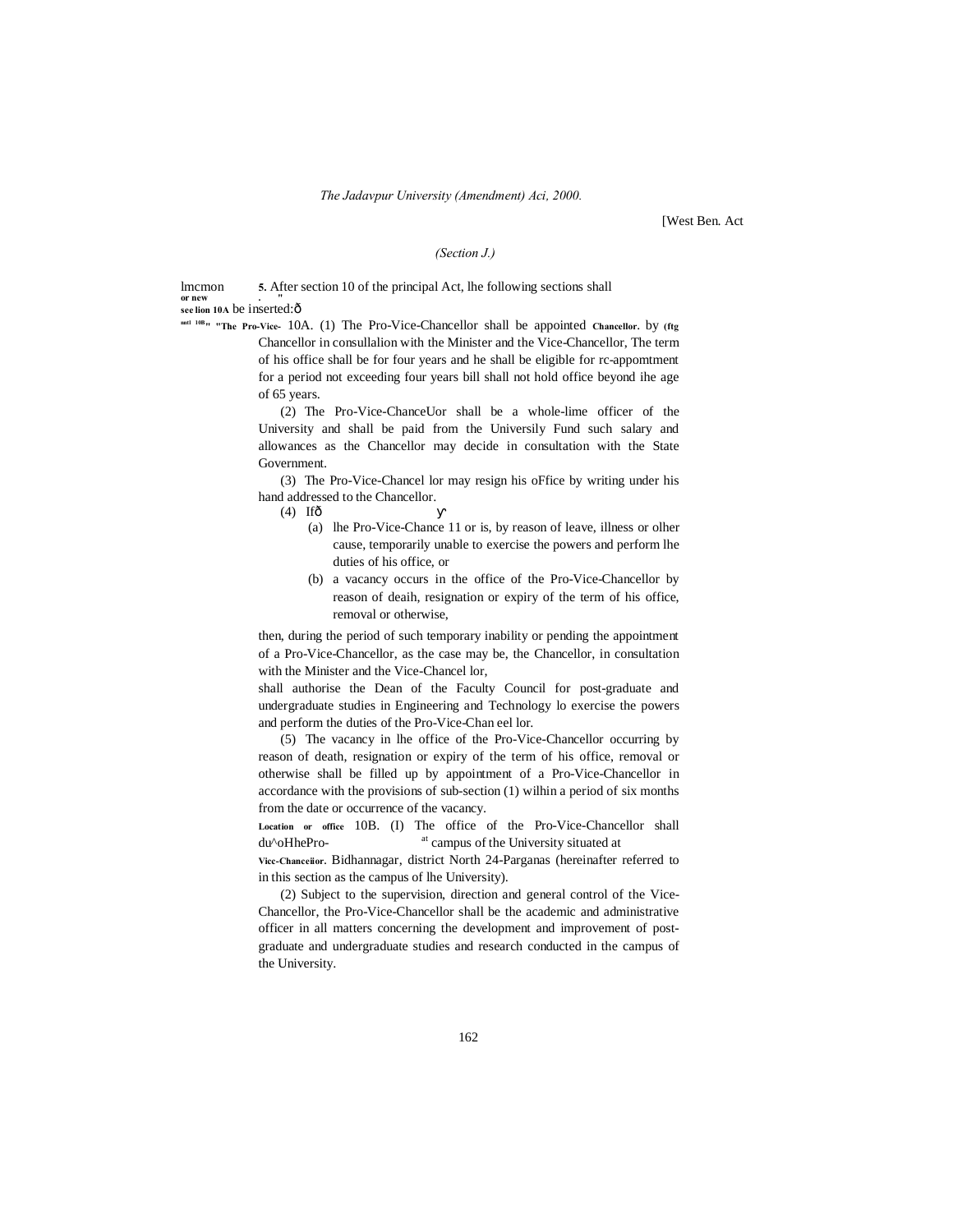(Section 5.)

Insertion of new section 10A and 10B.

5. After section 10 of the principal Act, the following sections shall be inserted:—

The Pro-Vice-Chancellor.

"10A. (1) The Pro-Vice-Chancellor shall be appointed by the Chancellor in consultation with the Minister and the Vice-Chancellor. The term of his office shall be for four years and he shall be eligible for re-appointment for a period not exceeding four years but shall not hold office beyond the age of 65 years.

(2) The Pro-Vice-Chancellor shall be a whole-time officer of the University and shall be paid from the University Fund such salary and allowances as the Chancellor may decide in consultation with the State Government.

(3) The Pro-Vice-Chancellor may resign his office by writing under his hand addressed to the Chancellor.

(4) If—

(a) the Pro-Vice-Chancellor is, by reason of leave, illness or other cause, temporarily unable to exercise the powers and perform the duties of his office, or

(b) a vacancy occurs in the office of the Pro-Vice-Chancellor by reason of death, resignation or expiry of the term of his office, removal or otherwise,

then, during the period of such temporary inability or pending the appointment of a Pro-Vice-Chancellor, as the case may be, the Chancellor, in consultation with the Minister and the Vice-Chancellor,

shall authorise the Dean of the Faculty Council for post-graduate and undergraduate studies in Engineering and Technology to exercise the powers and perform the duties of the Pro-Vice-Chancellor.

(5) The vacancy in the office of the Pro-Vice-Chancellor occurring by reason of death, resignation or expiry of the term of his office, removal or otherwise shall be filled up by appointment of a Pro-Vice-Chancellor in accordance with the provisions of sub-section (1) within a period of six months from the date or occurrence of the vacancy.

Location of office of the Pro-Vice-Chancellor.

10B. (1) The office of the Pro-Vice-Chancellor shall be at campus of the University situated at Bidhannagar, district North 24-Parganas (hereinafter referred to in this section as the campus of the University).

(2) Subject to the supervision, direction and general control of the Vice-Chancellor, the Pro-Vice-Chancellor shall be the academic and administrative officer in all matters concerning the development and improvement of post-graduate and undergraduate studies and research conducted in the campus of the University.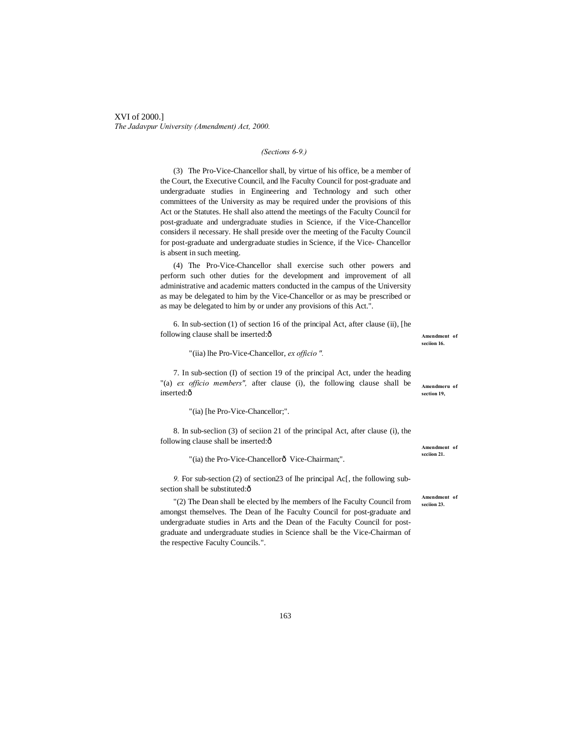*(Sections 6-9.)*

(3) The Pro-Vice-Chancellor shall, by virtue of his office, be a member of the Court, the Executive Council, and lhe Faculty Council for post-graduate and undergraduate studies in Engineering and Technology and such other committees of the University as may be required under the provisions of this Act or the Statutes. He shall also attend the meetings of the Faculty Council for post-graduate and undergraduate studies in Science, if the Vice-Chancellor considers il necessary. He shall preside over the meeting of the Faculty Council for post-graduate and undergraduate studies in Science, if the Vice- Chancellor is absent in such meeting.

(4) The Pro-Vice-Chancellor shall exercise such other powers and perform such other duties for the development and improvement of all administrative and academic matters conducted in the campus of the University as may be delegated to him by the Vice-Chancellor or as may be prescribed or as may be delegated to him by or under any provisions of this Act.".

**Amendment of seciion 16.**

6. In sub-section (1) of section 16 of the principal Act, after clause (ii), [he following clause shall be inserted:ô

"(iia) lhe Pro-Vice-Chancellor, *ex officio ".*

**Amendmeru of section 19,**

7. In sub-section (I) of section 19 of the principal Act, under the heading "(a) *ex officio members",* after clause (i), the following clause shall be inserted:ô

"(ia) [he Pro-Vice-Chancellor;".

**Amendment of seciion 21.**

8. In sub-seclion (3) of seciion 21 of the principal Act, after clause (i), the following clause shall be inserted:ô

"(ia) the Pro-Vice-Chancellorô Vice-Chairman;".

**Amendment of seciion 23.**

*9.* For sub-section (2) of section23 of lhe principal Ac[, the following sub-section shall be substituted:ô

"(2) The Dean shall be elected by lhe members of lhe Faculty Council from amongst themselves. The Dean of lhe Faculty Council for post-graduate and undergraduate studies in Arts and the Dean of the Faculty Council for post-graduate and undergraduate studies in Science shall be the Vice-Chairman of the respective Faculty Councils.".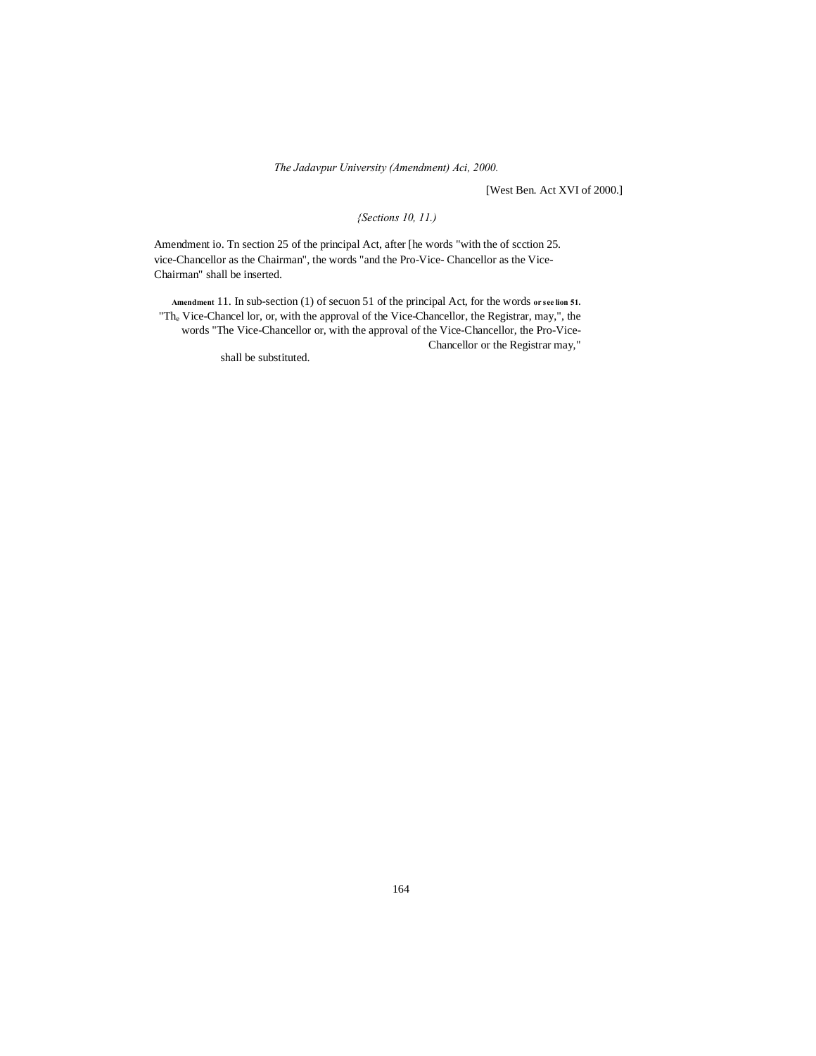*The Jadavpur University (Amendment) Aci, 2000.*

[West Ben. Act XVI of 2000.]

*{Sections 10, 11.)*

Amendment of scction 25. io. Tn section 25 of the principal Act, after [he words "with the vice-Chancellor as the Chairman", the words "and the Pro-Vice- Chancellor as the Vice-Chairman" shall be inserted.

Amendment or see lion 51. 11. In sub-section (1) of secuon 51 of the principal Act, for the words "The Vice-Chancel lor, or, with the approval of the Vice-Chancellor, the Registrar, may,", the words "The Vice-Chancellor or, with the approval of the Vice-Chancellor, the Pro-Vice-Chancellor or the Registrar may," shall be substituted.